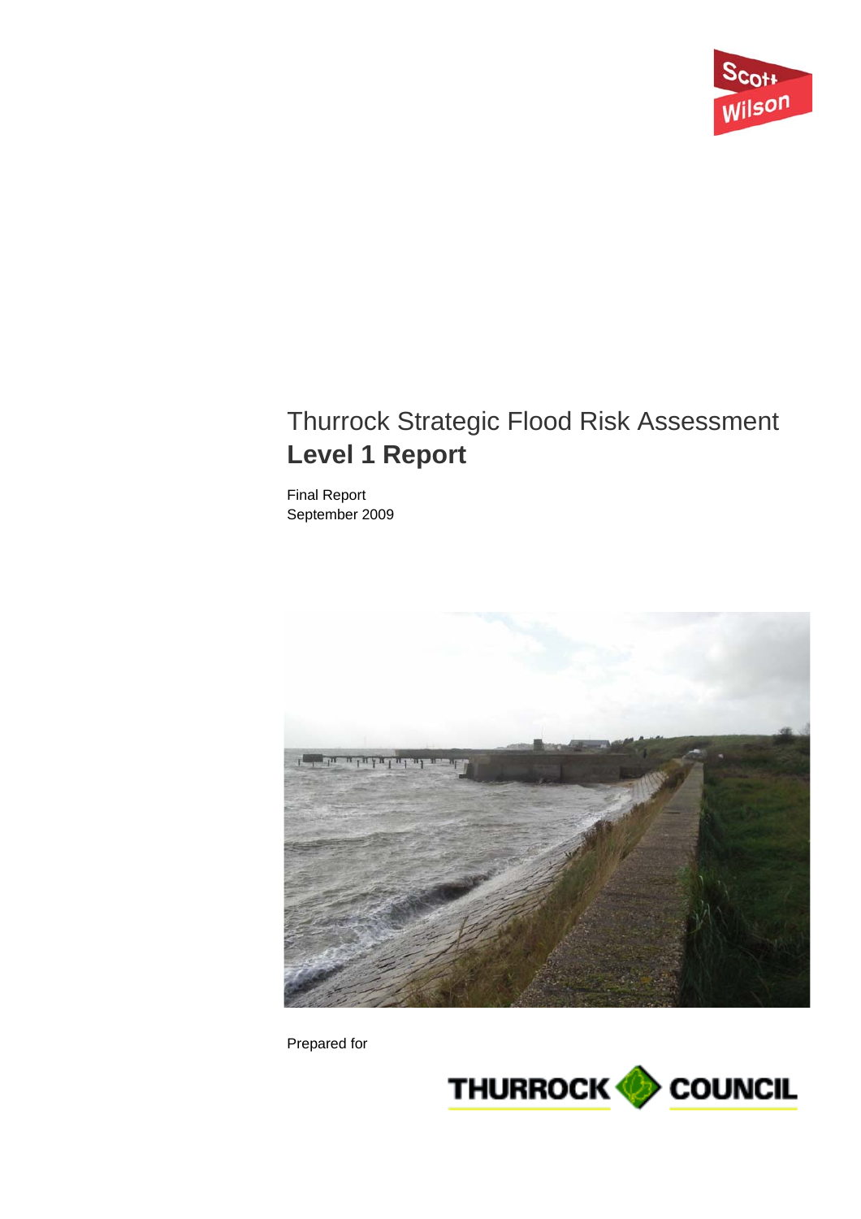Scott Wilson

# Thurrock Strategic Flood Risk Assessment
## Level 1 Report

Final Report
September 2009

Prepared for

THURROCK COUNCIL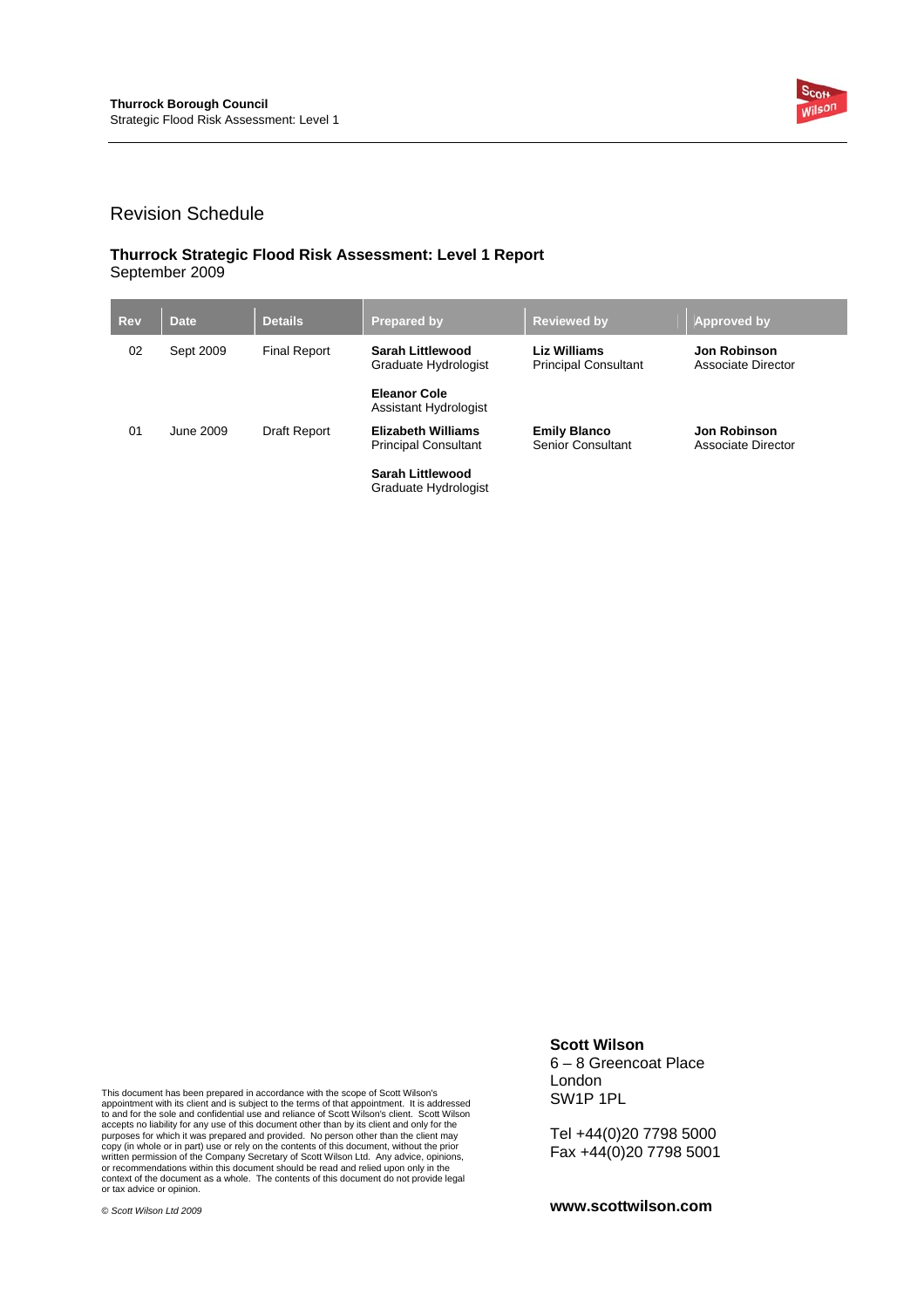# Revision Schedule

**Thurrock Strategic Flood Risk Assessment: Level 1 Report**
September 2009

| Rev | Date | Details | Prepared by | Reviewed by | Approved by |
|---|---|---|---|---|---|
| 02 | Sept 2009 | Final Report | **Sarah Littlewood** Graduate Hydrologist<br><br>**Eleanor Cole** Assistant Hydrologist | **Liz Williams** Principal Consultant | **Jon Robinson** Associate Director |
| 01 | June 2009 | Draft Report | **Elizabeth Williams** Principal Consultant<br><br>**Sarah Littlewood** Graduate Hydrologist | **Emily Blanco** Senior Consultant | **Jon Robinson** Associate Director |

This document has been prepared in accordance with the scope of Scott Wilson's appointment with its client and is subject to the terms of that appointment. It is addressed to and for the sole and confidential use and reliance of Scott Wilson's client. Scott Wilson accepts no liability for any use of this document other than by its client and only for the purposes for which it was prepared and provided. No person other than the client may copy (in whole or in part) use or rely on the contents of this document, without the prior written permission of the Company Secretary of Scott Wilson Ltd. Any advice, opinions, or recommendations within this document should be read and relied upon only in the context of the document as a whole. The contents of this document do not provide legal or tax advice or opinion.

*© Scott Wilson Ltd 2009*

**Scott Wilson**
6 – 8 Greencoat Place
London
SW1P 1PL

Tel +44(0)20 7798 5000
Fax +44(0)20 7798 5001

**www.scottwilson.com**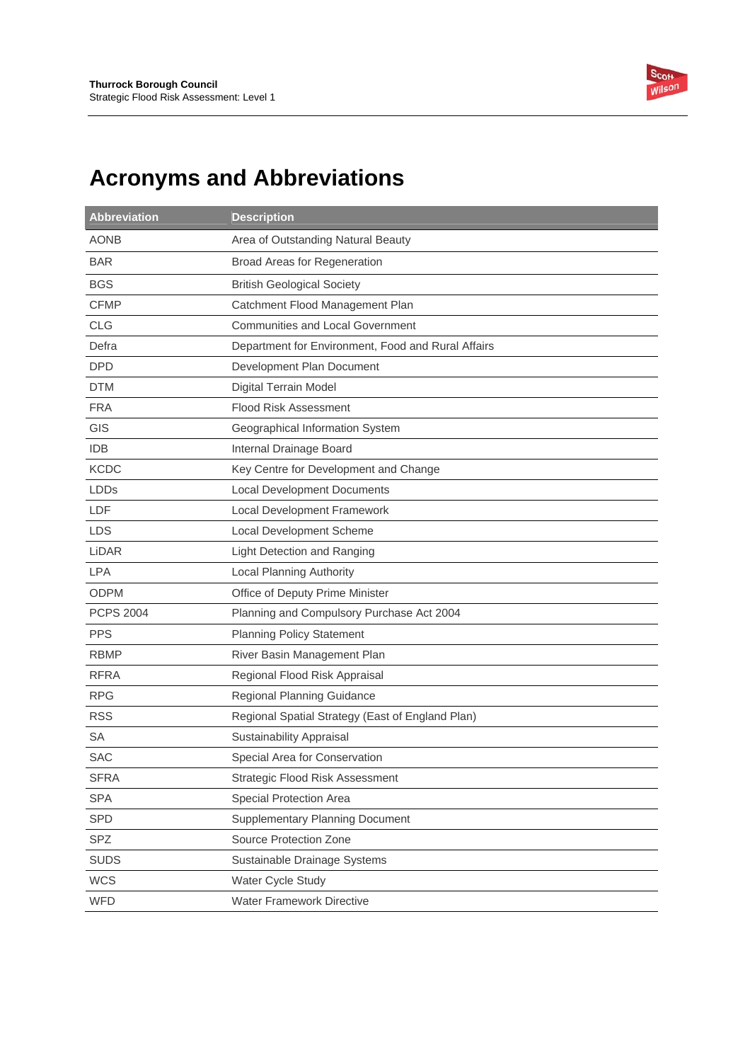# Acronyms and Abbreviations

| Abbreviation | Description |
|---|---|
| AONB | Area of Outstanding Natural Beauty |
| BAR | Broad Areas for Regeneration |
| BGS | British Geological Society |
| CFMP | Catchment Flood Management Plan |
| CLG | Communities and Local Government |
| Defra | Department for Environment, Food and Rural Affairs |
| DPD | Development Plan Document |
| DTM | Digital Terrain Model |
| FRA | Flood Risk Assessment |
| GIS | Geographical Information System |
| IDB | Internal Drainage Board |
| KCDC | Key Centre for Development and Change |
| LDDs | Local Development Documents |
| LDF | Local Development Framework |
| LDS | Local Development Scheme |
| LiDAR | Light Detection and Ranging |
| LPA | Local Planning Authority |
| ODPM | Office of Deputy Prime Minister |
| PCPS 2004 | Planning and Compulsory Purchase Act 2004 |
| PPS | Planning Policy Statement |
| RBMP | River Basin Management Plan |
| RFRA | Regional Flood Risk Appraisal |
| RPG | Regional Planning Guidance |
| RSS | Regional Spatial Strategy (East of England Plan) |
| SA | Sustainability Appraisal |
| SAC | Special Area for Conservation |
| SFRA | Strategic Flood Risk Assessment |
| SPA | Special Protection Area |
| SPD | Supplementary Planning Document |
| SPZ | Source Protection Zone |
| SUDS | Sustainable Drainage Systems |
| WCS | Water Cycle Study |
| WFD | Water Framework Directive |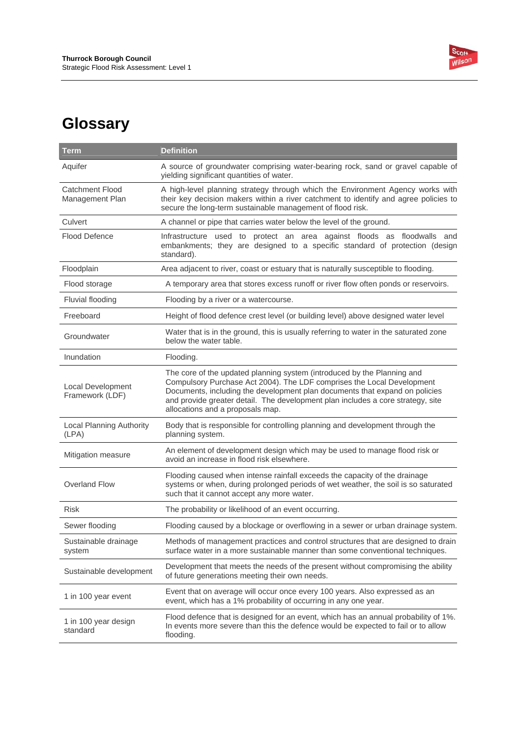# Glossary

| Term | Definition |
|---|---|
| Aquifer | A source of groundwater comprising water-bearing rock, sand or gravel capable of yielding significant quantities of water. |
| Catchment Flood Management Plan | A high-level planning strategy through which the Environment Agency works with their key decision makers within a river catchment to identify and agree policies to secure the long-term sustainable management of flood risk. |
| Culvert | A channel or pipe that carries water below the level of the ground. |
| Flood Defence | Infrastructure used to protect an area against floods as floodwalls and embankments; they are designed to a specific standard of protection (design standard). |
| Floodplain | Area adjacent to river, coast or estuary that is naturally susceptible to flooding. |
| Flood storage | A temporary area that stores excess runoff or river flow often ponds or reservoirs. |
| Fluvial flooding | Flooding by a river or a watercourse. |
| Freeboard | Height of flood defence crest level (or building level) above designed water level |
| Groundwater | Water that is in the ground, this is usually referring to water in the saturated zone below the water table. |
| Inundation | Flooding. |
| Local Development Framework (LDF) | The core of the updated planning system (introduced by the Planning and Compulsory Purchase Act 2004). The LDF comprises the Local Development Documents, including the development plan documents that expand on policies and provide greater detail. The development plan includes a core strategy, site allocations and a proposals map. |
| Local Planning Authority (LPA) | Body that is responsible for controlling planning and development through the planning system. |
| Mitigation measure | An element of development design which may be used to manage flood risk or avoid an increase in flood risk elsewhere. |
| Overland Flow | Flooding caused when intense rainfall exceeds the capacity of the drainage systems or when, during prolonged periods of wet weather, the soil is so saturated such that it cannot accept any more water. |
| Risk | The probability or likelihood of an event occurring. |
| Sewer flooding | Flooding caused by a blockage or overflowing in a sewer or urban drainage system. |
| Sustainable drainage system | Methods of management practices and control structures that are designed to drain surface water in a more sustainable manner than some conventional techniques. |
| Sustainable development | Development that meets the needs of the present without compromising the ability of future generations meeting their own needs. |
| 1 in 100 year event | Event that on average will occur once every 100 years. Also expressed as an event, which has a 1% probability of occurring in any one year. |
| 1 in 100 year design standard | Flood defence that is designed for an event, which has an annual probability of 1%. In events more severe than this the defence would be expected to fail or to allow flooding. |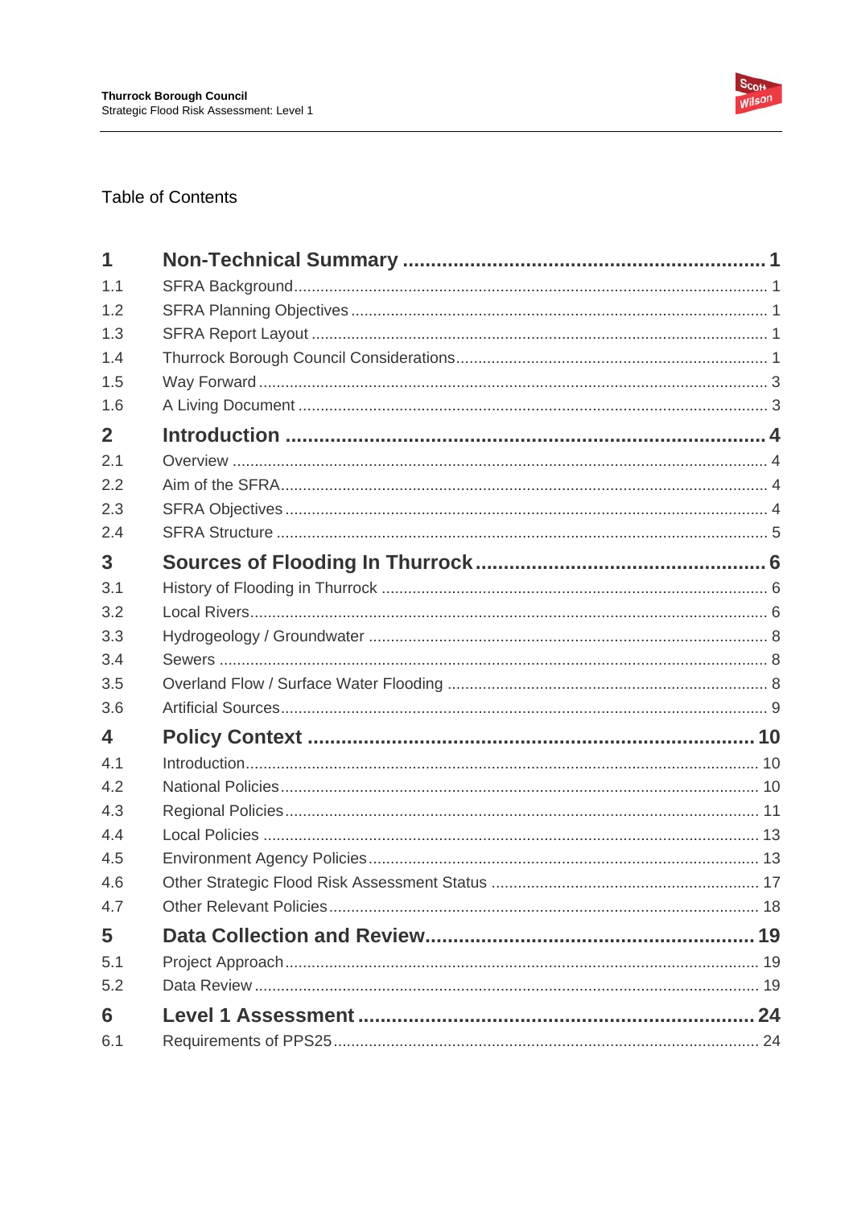Table of Contents

| | | |
|---|---|---|
| **1** | **Non-Technical Summary** | **1** |
| 1.1 | SFRA Background | 1 |
| 1.2 | SFRA Planning Objectives | 1 |
| 1.3 | SFRA Report Layout | 1 |
| 1.4 | Thurrock Borough Council Considerations | 1 |
| 1.5 | Way Forward | 3 |
| 1.6 | A Living Document | 3 |
| **2** | **Introduction** | **4** |
| 2.1 | Overview | 4 |
| 2.2 | Aim of the SFRA | 4 |
| 2.3 | SFRA Objectives | 4 |
| 2.4 | SFRA Structure | 5 |
| **3** | **Sources of Flooding In Thurrock** | **6** |
| 3.1 | History of Flooding in Thurrock | 6 |
| 3.2 | Local Rivers | 6 |
| 3.3 | Hydrogeology / Groundwater | 8 |
| 3.4 | Sewers | 8 |
| 3.5 | Overland Flow / Surface Water Flooding | 8 |
| 3.6 | Artificial Sources | 9 |
| **4** | **Policy Context** | **10** |
| 4.1 | Introduction | 10 |
| 4.2 | National Policies | 10 |
| 4.3 | Regional Policies | 11 |
| 4.4 | Local Policies | 13 |
| 4.5 | Environment Agency Policies | 13 |
| 4.6 | Other Strategic Flood Risk Assessment Status | 17 |
| 4.7 | Other Relevant Policies | 18 |
| **5** | **Data Collection and Review** | **19** |
| 5.1 | Project Approach | 19 |
| 5.2 | Data Review | 19 |
| **6** | **Level 1 Assessment** | **24** |
| 6.1 | Requirements of PPS25 | 24 |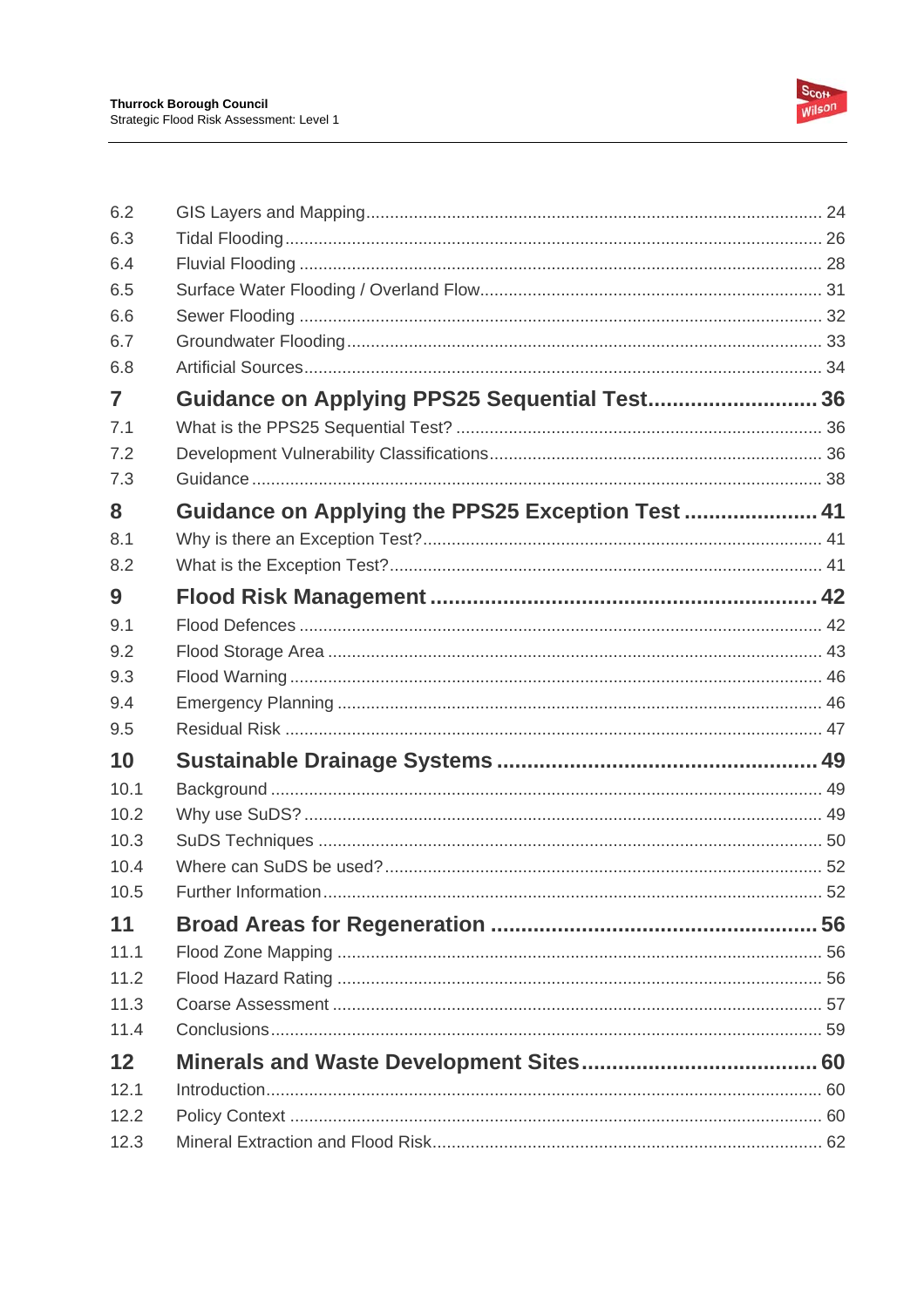| | | |
|---|---|---|
| 6.2 | GIS Layers and Mapping | 24 |
| 6.3 | Tidal Flooding | 26 |
| 6.4 | Fluvial Flooding | 28 |
| 6.5 | Surface Water Flooding / Overland Flow | 31 |
| 6.6 | Sewer Flooding | 32 |
| 6.7 | Groundwater Flooding | 33 |
| 6.8 | Artificial Sources | 34 |
| **7** | **Guidance on Applying PPS25 Sequential Test** | **36** |
| 7.1 | What is the PPS25 Sequential Test? | 36 |
| 7.2 | Development Vulnerability Classifications | 36 |
| 7.3 | Guidance | 38 |
| **8** | **Guidance on Applying the PPS25 Exception Test** | **41** |
| 8.1 | Why is there an Exception Test? | 41 |
| 8.2 | What is the Exception Test? | 41 |
| **9** | **Flood Risk Management** | **42** |
| 9.1 | Flood Defences | 42 |
| 9.2 | Flood Storage Area | 43 |
| 9.3 | Flood Warning | 46 |
| 9.4 | Emergency Planning | 46 |
| 9.5 | Residual Risk | 47 |
| **10** | **Sustainable Drainage Systems** | **49** |
| 10.1 | Background | 49 |
| 10.2 | Why use SuDS? | 49 |
| 10.3 | SuDS Techniques | 50 |
| 10.4 | Where can SuDS be used? | 52 |
| 10.5 | Further Information | 52 |
| **11** | **Broad Areas for Regeneration** | **56** |
| 11.1 | Flood Zone Mapping | 56 |
| 11.2 | Flood Hazard Rating | 56 |
| 11.3 | Coarse Assessment | 57 |
| 11.4 | Conclusions | 59 |
| **12** | **Minerals and Waste Development Sites** | **60** |
| 12.1 | Introduction | 60 |
| 12.2 | Policy Context | 60 |
| 12.3 | Mineral Extraction and Flood Risk | 62 |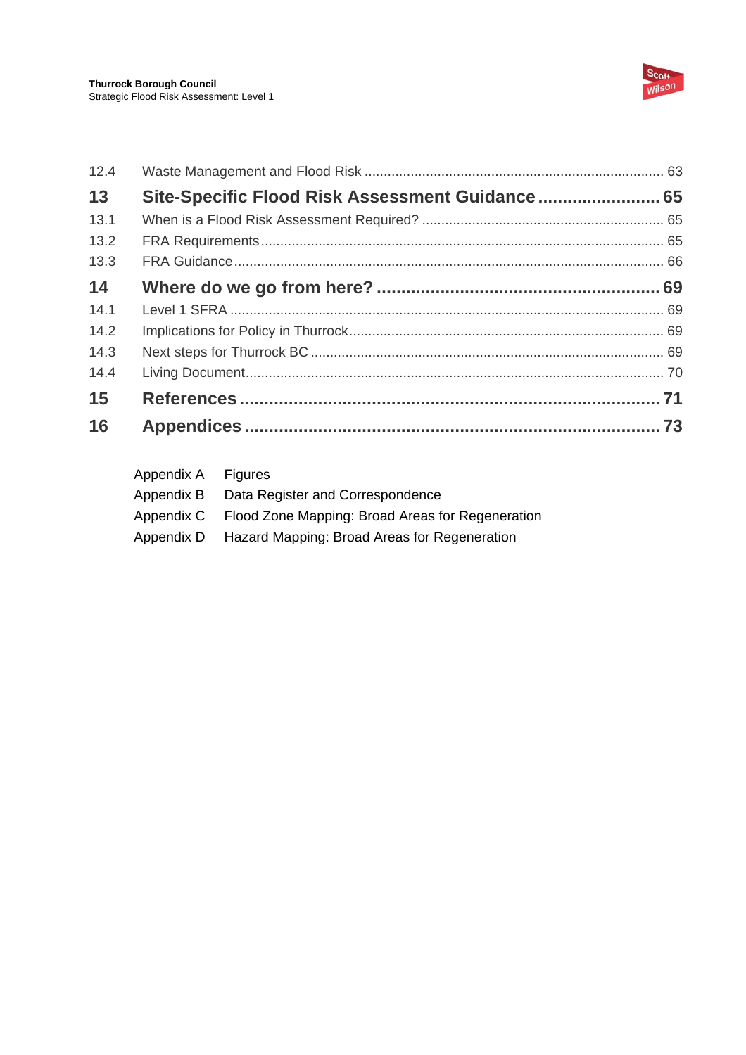| | | |
|---|---|---|
| 12.4 | Waste Management and Flood Risk | 63 |
| **13** | **Site-Specific Flood Risk Assessment Guidance** | **65** |
| 13.1 | When is a Flood Risk Assessment Required? | 65 |
| 13.2 | FRA Requirements | 65 |
| 13.3 | FRA Guidance | 66 |
| **14** | **Where do we go from here?** | **69** |
| 14.1 | Level 1 SFRA | 69 |
| 14.2 | Implications for Policy in Thurrock | 69 |
| 14.3 | Next steps for Thurrock BC | 69 |
| 14.4 | Living Document | 70 |
| **15** | **References** | **71** |
| **16** | **Appendices** | **73** |

Appendix A Figures

Appendix B Data Register and Correspondence

Appendix C Flood Zone Mapping: Broad Areas for Regeneration

Appendix D Hazard Mapping: Broad Areas for Regeneration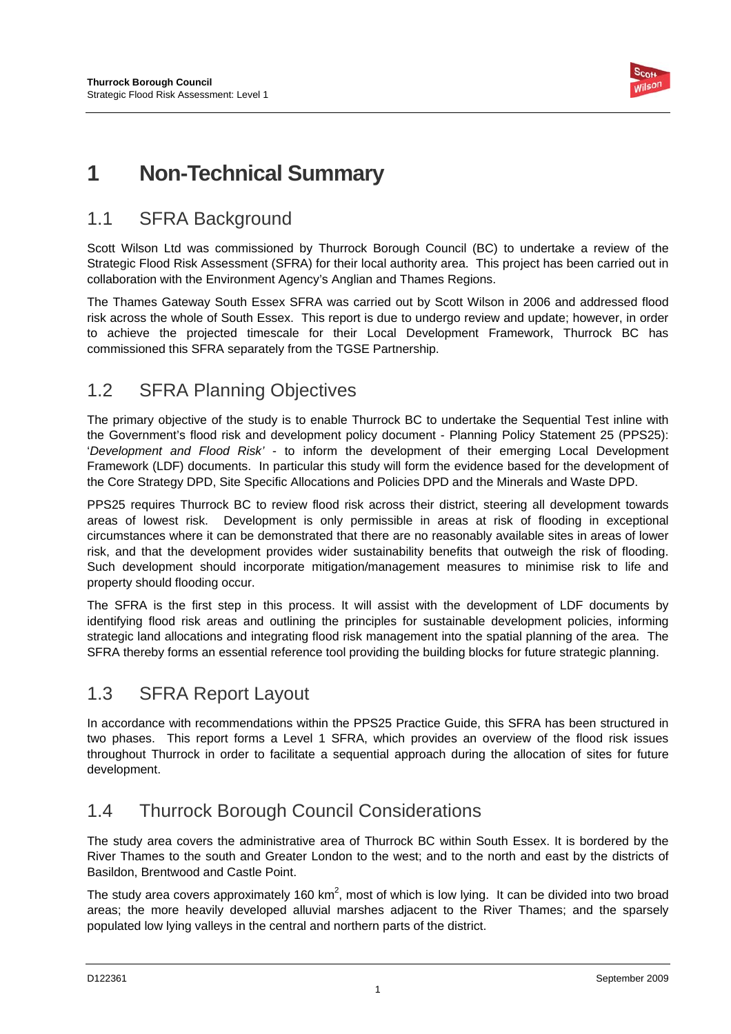# 1 Non-Technical Summary

## 1.1 SFRA Background

Scott Wilson Ltd was commissioned by Thurrock Borough Council (BC) to undertake a review of the Strategic Flood Risk Assessment (SFRA) for their local authority area. This project has been carried out in collaboration with the Environment Agency's Anglian and Thames Regions.

The Thames Gateway South Essex SFRA was carried out by Scott Wilson in 2006 and addressed flood risk across the whole of South Essex. This report is due to undergo review and update; however, in order to achieve the projected timescale for their Local Development Framework, Thurrock BC has commissioned this SFRA separately from the TGSE Partnership.

## 1.2 SFRA Planning Objectives

The primary objective of the study is to enable Thurrock BC to undertake the Sequential Test inline with the Government's flood risk and development policy document - Planning Policy Statement 25 (PPS25): '*Development and Flood Risk'* - to inform the development of their emerging Local Development Framework (LDF) documents. In particular this study will form the evidence based for the development of the Core Strategy DPD, Site Specific Allocations and Policies DPD and the Minerals and Waste DPD.

PPS25 requires Thurrock BC to review flood risk across their district, steering all development towards areas of lowest risk. Development is only permissible in areas at risk of flooding in exceptional circumstances where it can be demonstrated that there are no reasonably available sites in areas of lower risk, and that the development provides wider sustainability benefits that outweigh the risk of flooding. Such development should incorporate mitigation/management measures to minimise risk to life and property should flooding occur.

The SFRA is the first step in this process. It will assist with the development of LDF documents by identifying flood risk areas and outlining the principles for sustainable development policies, informing strategic land allocations and integrating flood risk management into the spatial planning of the area. The SFRA thereby forms an essential reference tool providing the building blocks for future strategic planning.

## 1.3 SFRA Report Layout

In accordance with recommendations within the PPS25 Practice Guide, this SFRA has been structured in two phases. This report forms a Level 1 SFRA, which provides an overview of the flood risk issues throughout Thurrock in order to facilitate a sequential approach during the allocation of sites for future development.

## 1.4 Thurrock Borough Council Considerations

The study area covers the administrative area of Thurrock BC within South Essex. It is bordered by the River Thames to the south and Greater London to the west; and to the north and east by the districts of Basildon, Brentwood and Castle Point.

The study area covers approximately 160 $km^2$, most of which is low lying. It can be divided into two broad areas; the more heavily developed alluvial marshes adjacent to the River Thames; and the sparsely populated low lying valleys in the central and northern parts of the district.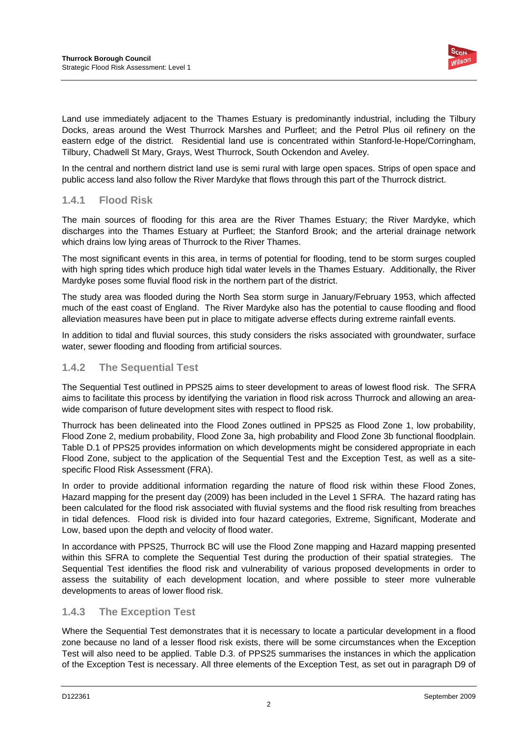Land use immediately adjacent to the Thames Estuary is predominantly industrial, including the Tilbury Docks, areas around the West Thurrock Marshes and Purfleet; and the Petrol Plus oil refinery on the eastern edge of the district. Residential land use is concentrated within Stanford-le-Hope/Corringham, Tilbury, Chadwell St Mary, Grays, West Thurrock, South Ockendon and Aveley.

In the central and northern district land use is semi rural with large open spaces. Strips of open space and public access land also follow the River Mardyke that flows through this part of the Thurrock district.

### 1.4.1 Flood Risk

The main sources of flooding for this area are the River Thames Estuary; the River Mardyke, which discharges into the Thames Estuary at Purfleet; the Stanford Brook; and the arterial drainage network which drains low lying areas of Thurrock to the River Thames.

The most significant events in this area, in terms of potential for flooding, tend to be storm surges coupled with high spring tides which produce high tidal water levels in the Thames Estuary. Additionally, the River Mardyke poses some fluvial flood risk in the northern part of the district.

The study area was flooded during the North Sea storm surge in January/February 1953, which affected much of the east coast of England. The River Mardyke also has the potential to cause flooding and flood alleviation measures have been put in place to mitigate adverse effects during extreme rainfall events.

In addition to tidal and fluvial sources, this study considers the risks associated with groundwater, surface water, sewer flooding and flooding from artificial sources.

### 1.4.2 The Sequential Test

The Sequential Test outlined in PPS25 aims to steer development to areas of lowest flood risk. The SFRA aims to facilitate this process by identifying the variation in flood risk across Thurrock and allowing an area-wide comparison of future development sites with respect to flood risk.

Thurrock has been delineated into the Flood Zones outlined in PPS25 as Flood Zone 1, low probability, Flood Zone 2, medium probability, Flood Zone 3a, high probability and Flood Zone 3b functional floodplain. Table D.1 of PPS25 provides information on which developments might be considered appropriate in each Flood Zone, subject to the application of the Sequential Test and the Exception Test, as well as a site-specific Flood Risk Assessment (FRA).

In order to provide additional information regarding the nature of flood risk within these Flood Zones, Hazard mapping for the present day (2009) has been included in the Level 1 SFRA. The hazard rating has been calculated for the flood risk associated with fluvial systems and the flood risk resulting from breaches in tidal defences. Flood risk is divided into four hazard categories, Extreme, Significant, Moderate and Low, based upon the depth and velocity of flood water.

In accordance with PPS25, Thurrock BC will use the Flood Zone mapping and Hazard mapping presented within this SFRA to complete the Sequential Test during the production of their spatial strategies. The Sequential Test identifies the flood risk and vulnerability of various proposed developments in order to assess the suitability of each development location, and where possible to steer more vulnerable developments to areas of lower flood risk.

### 1.4.3 The Exception Test

Where the Sequential Test demonstrates that it is necessary to locate a particular development in a flood zone because no land of a lesser flood risk exists, there will be some circumstances when the Exception Test will also need to be applied. Table D.3. of PPS25 summarises the instances in which the application of the Exception Test is necessary. All three elements of the Exception Test, as set out in paragraph D9 of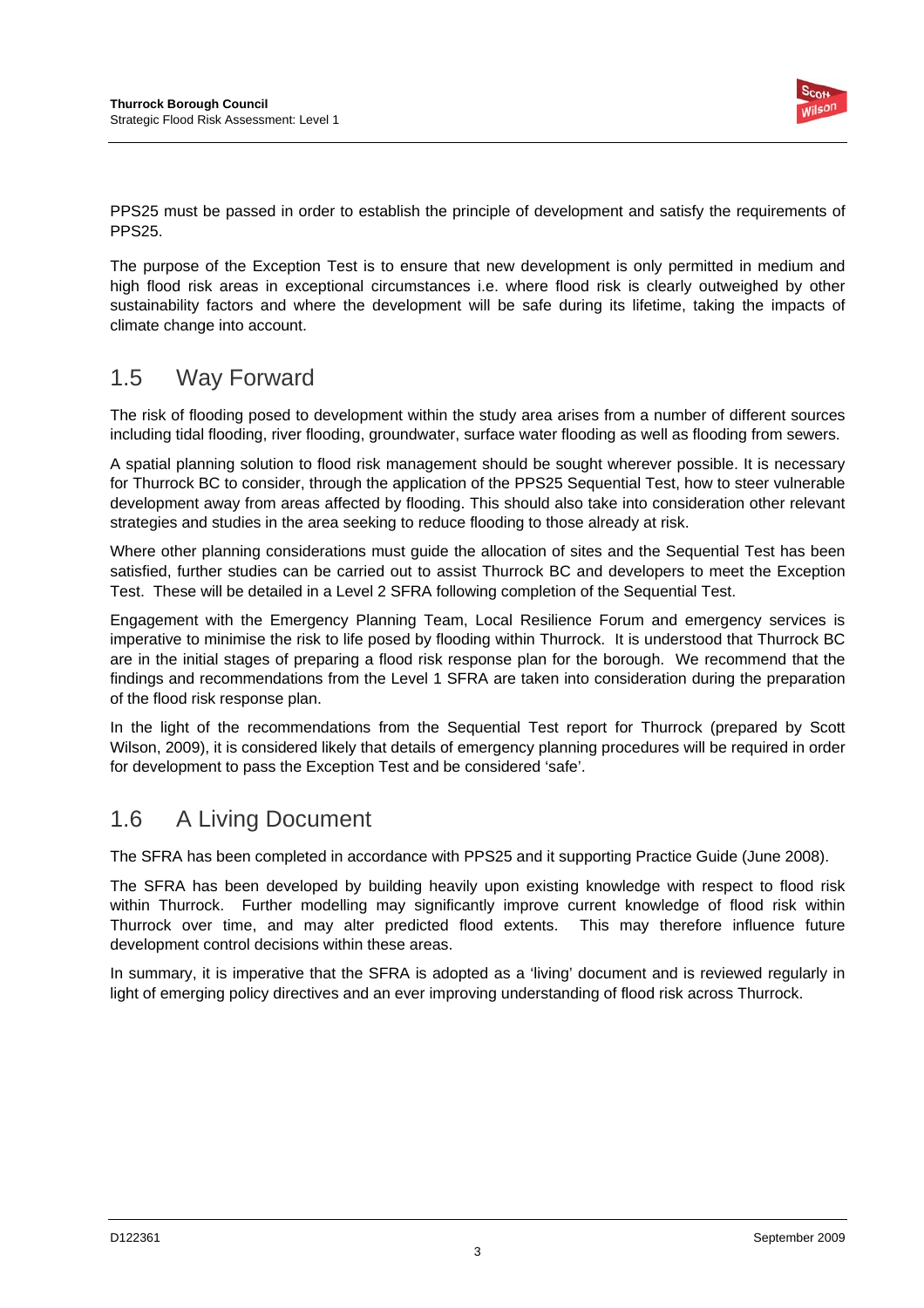PPS25 must be passed in order to establish the principle of development and satisfy the requirements of PPS25.

The purpose of the Exception Test is to ensure that new development is only permitted in medium and high flood risk areas in exceptional circumstances i.e. where flood risk is clearly outweighed by other sustainability factors and where the development will be safe during its lifetime, taking the impacts of climate change into account.

## 1.5 Way Forward

The risk of flooding posed to development within the study area arises from a number of different sources including tidal flooding, river flooding, groundwater, surface water flooding as well as flooding from sewers.

A spatial planning solution to flood risk management should be sought wherever possible. It is necessary for Thurrock BC to consider, through the application of the PPS25 Sequential Test, how to steer vulnerable development away from areas affected by flooding. This should also take into consideration other relevant strategies and studies in the area seeking to reduce flooding to those already at risk.

Where other planning considerations must guide the allocation of sites and the Sequential Test has been satisfied, further studies can be carried out to assist Thurrock BC and developers to meet the Exception Test. These will be detailed in a Level 2 SFRA following completion of the Sequential Test.

Engagement with the Emergency Planning Team, Local Resilience Forum and emergency services is imperative to minimise the risk to life posed by flooding within Thurrock. It is understood that Thurrock BC are in the initial stages of preparing a flood risk response plan for the borough. We recommend that the findings and recommendations from the Level 1 SFRA are taken into consideration during the preparation of the flood risk response plan.

In the light of the recommendations from the Sequential Test report for Thurrock (prepared by Scott Wilson, 2009), it is considered likely that details of emergency planning procedures will be required in order for development to pass the Exception Test and be considered 'safe'.

## 1.6 A Living Document

The SFRA has been completed in accordance with PPS25 and it supporting Practice Guide (June 2008).

The SFRA has been developed by building heavily upon existing knowledge with respect to flood risk within Thurrock. Further modelling may significantly improve current knowledge of flood risk within Thurrock over time, and may alter predicted flood extents. This may therefore influence future development control decisions within these areas.

In summary, it is imperative that the SFRA is adopted as a 'living' document and is reviewed regularly in light of emerging policy directives and an ever improving understanding of flood risk across Thurrock.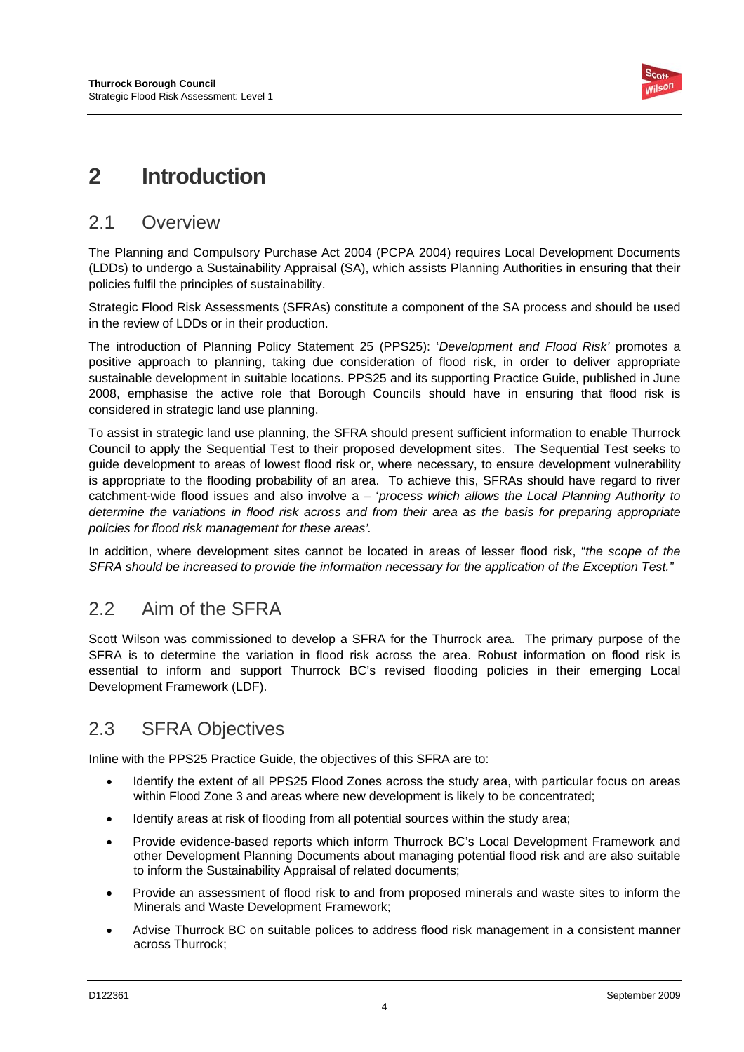# 2 Introduction

## 2.1 Overview

The Planning and Compulsory Purchase Act 2004 (PCPA 2004) requires Local Development Documents (LDDs) to undergo a Sustainability Appraisal (SA), which assists Planning Authorities in ensuring that their policies fulfil the principles of sustainability.

Strategic Flood Risk Assessments (SFRAs) constitute a component of the SA process and should be used in the review of LDDs or in their production.

The introduction of Planning Policy Statement 25 (PPS25): '*Development and Flood Risk'* promotes a positive approach to planning, taking due consideration of flood risk, in order to deliver appropriate sustainable development in suitable locations. PPS25 and its supporting Practice Guide, published in June 2008, emphasise the active role that Borough Councils should have in ensuring that flood risk is considered in strategic land use planning.

To assist in strategic land use planning, the SFRA should present sufficient information to enable Thurrock Council to apply the Sequential Test to their proposed development sites. The Sequential Test seeks to guide development to areas of lowest flood risk or, where necessary, to ensure development vulnerability is appropriate to the flooding probability of an area. To achieve this, SFRAs should have regard to river catchment-wide flood issues and also involve a – '*process which allows the Local Planning Authority to determine the variations in flood risk across and from their area as the basis for preparing appropriate policies for flood risk management for these areas'*.

In addition, where development sites cannot be located in areas of lesser flood risk, "*the scope of the SFRA should be increased to provide the information necessary for the application of the Exception Test."*

## 2.2 Aim of the SFRA

Scott Wilson was commissioned to develop a SFRA for the Thurrock area. The primary purpose of the SFRA is to determine the variation in flood risk across the area. Robust information on flood risk is essential to inform and support Thurrock BC's revised flooding policies in their emerging Local Development Framework (LDF).

## 2.3 SFRA Objectives

Inline with the PPS25 Practice Guide, the objectives of this SFRA are to:

- Identify the extent of all PPS25 Flood Zones across the study area, with particular focus on areas within Flood Zone 3 and areas where new development is likely to be concentrated;
- Identify areas at risk of flooding from all potential sources within the study area;
- Provide evidence-based reports which inform Thurrock BC's Local Development Framework and other Development Planning Documents about managing potential flood risk and are also suitable to inform the Sustainability Appraisal of related documents;
- Provide an assessment of flood risk to and from proposed minerals and waste sites to inform the Minerals and Waste Development Framework;
- Advise Thurrock BC on suitable polices to address flood risk management in a consistent manner across Thurrock;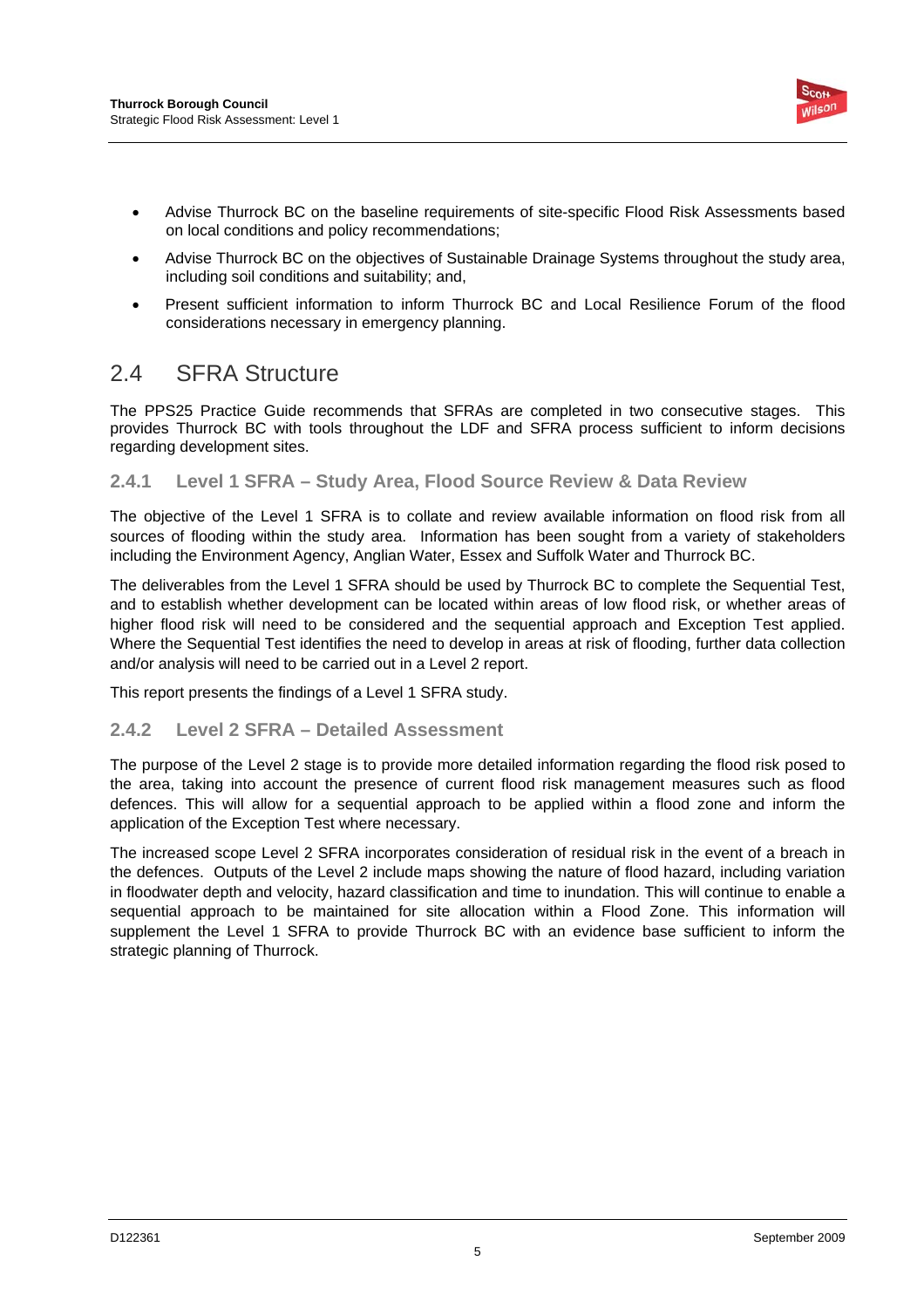- Advise Thurrock BC on the baseline requirements of site-specific Flood Risk Assessments based on local conditions and policy recommendations;
- Advise Thurrock BC on the objectives of Sustainable Drainage Systems throughout the study area, including soil conditions and suitability; and,
- Present sufficient information to inform Thurrock BC and Local Resilience Forum of the flood considerations necessary in emergency planning.

## 2.4 SFRA Structure

The PPS25 Practice Guide recommends that SFRAs are completed in two consecutive stages. This provides Thurrock BC with tools throughout the LDF and SFRA process sufficient to inform decisions regarding development sites.

### 2.4.1 Level 1 SFRA – Study Area, Flood Source Review & Data Review

The objective of the Level 1 SFRA is to collate and review available information on flood risk from all sources of flooding within the study area. Information has been sought from a variety of stakeholders including the Environment Agency, Anglian Water, Essex and Suffolk Water and Thurrock BC.

The deliverables from the Level 1 SFRA should be used by Thurrock BC to complete the Sequential Test, and to establish whether development can be located within areas of low flood risk, or whether areas of higher flood risk will need to be considered and the sequential approach and Exception Test applied. Where the Sequential Test identifies the need to develop in areas at risk of flooding, further data collection and/or analysis will need to be carried out in a Level 2 report.

This report presents the findings of a Level 1 SFRA study.

### 2.4.2 Level 2 SFRA – Detailed Assessment

The purpose of the Level 2 stage is to provide more detailed information regarding the flood risk posed to the area, taking into account the presence of current flood risk management measures such as flood defences. This will allow for a sequential approach to be applied within a flood zone and inform the application of the Exception Test where necessary.

The increased scope Level 2 SFRA incorporates consideration of residual risk in the event of a breach in the defences. Outputs of the Level 2 include maps showing the nature of flood hazard, including variation in floodwater depth and velocity, hazard classification and time to inundation. This will continue to enable a sequential approach to be maintained for site allocation within a Flood Zone. This information will supplement the Level 1 SFRA to provide Thurrock BC with an evidence base sufficient to inform the strategic planning of Thurrock.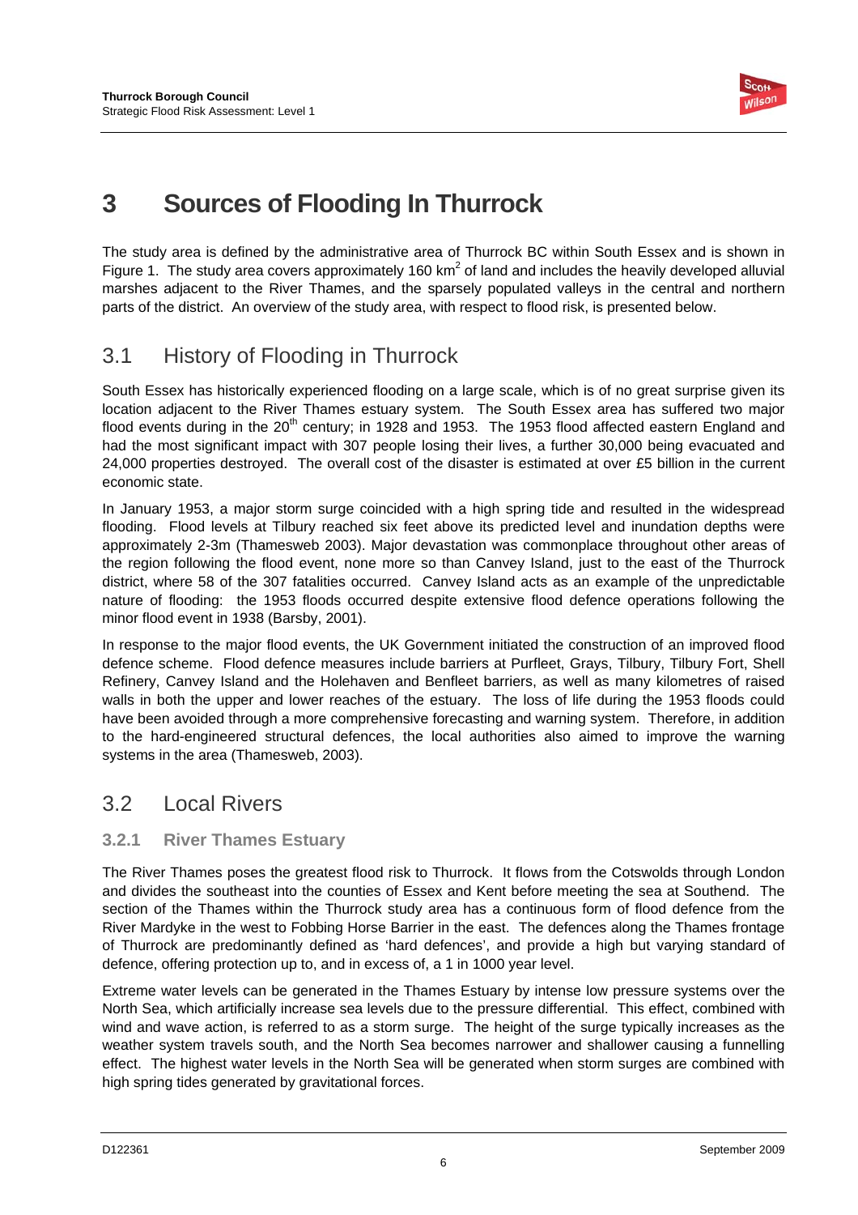# 3 Sources of Flooding In Thurrock

The study area is defined by the administrative area of Thurrock BC within South Essex and is shown in Figure 1. The study area covers approximately 160 $km^2$ of land and includes the heavily developed alluvial marshes adjacent to the River Thames, and the sparsely populated valleys in the central and northern parts of the district. An overview of the study area, with respect to flood risk, is presented below.

## 3.1 History of Flooding in Thurrock

South Essex has historically experienced flooding on a large scale, which is of no great surprise given its location adjacent to the River Thames estuary system. The South Essex area has suffered two major flood events during in the $20^{th}$ century; in 1928 and 1953. The 1953 flood affected eastern England and had the most significant impact with 307 people losing their lives, a further 30,000 being evacuated and 24,000 properties destroyed. The overall cost of the disaster is estimated at over £5 billion in the current economic state.

In January 1953, a major storm surge coincided with a high spring tide and resulted in the widespread flooding. Flood levels at Tilbury reached six feet above its predicted level and inundation depths were approximately 2-3m (Thamesweb 2003). Major devastation was commonplace throughout other areas of the region following the flood event, none more so than Canvey Island, just to the east of the Thurrock district, where 58 of the 307 fatalities occurred. Canvey Island acts as an example of the unpredictable nature of flooding: the 1953 floods occurred despite extensive flood defence operations following the minor flood event in 1938 (Barsby, 2001).

In response to the major flood events, the UK Government initiated the construction of an improved flood defence scheme. Flood defence measures include barriers at Purfleet, Grays, Tilbury, Tilbury Fort, Shell Refinery, Canvey Island and the Holehaven and Benfleet barriers, as well as many kilometres of raised walls in both the upper and lower reaches of the estuary. The loss of life during the 1953 floods could have been avoided through a more comprehensive forecasting and warning system. Therefore, in addition to the hard-engineered structural defences, the local authorities also aimed to improve the warning systems in the area (Thamesweb, 2003).

## 3.2 Local Rivers

### 3.2.1 River Thames Estuary

The River Thames poses the greatest flood risk to Thurrock. It flows from the Cotswolds through London and divides the southeast into the counties of Essex and Kent before meeting the sea at Southend. The section of the Thames within the Thurrock study area has a continuous form of flood defence from the River Mardyke in the west to Fobbing Horse Barrier in the east. The defences along the Thames frontage of Thurrock are predominantly defined as 'hard defences', and provide a high but varying standard of defence, offering protection up to, and in excess of, a 1 in 1000 year level.

Extreme water levels can be generated in the Thames Estuary by intense low pressure systems over the North Sea, which artificially increase sea levels due to the pressure differential. This effect, combined with wind and wave action, is referred to as a storm surge. The height of the surge typically increases as the weather system travels south, and the North Sea becomes narrower and shallower causing a funnelling effect. The highest water levels in the North Sea will be generated when storm surges are combined with high spring tides generated by gravitational forces.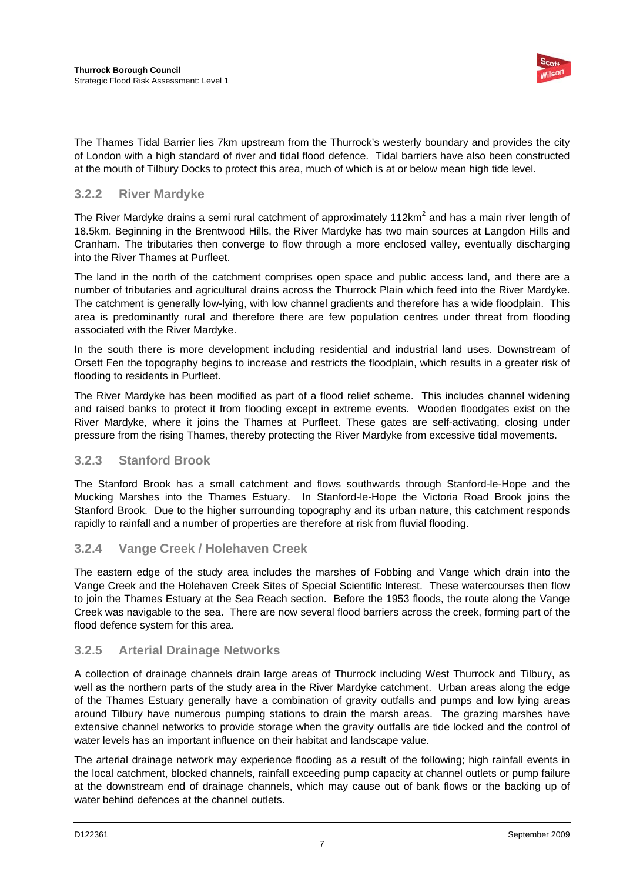The Thames Tidal Barrier lies 7km upstream from the Thurrock's westerly boundary and provides the city of London with a high standard of river and tidal flood defence. Tidal barriers have also been constructed at the mouth of Tilbury Docks to protect this area, much of which is at or below mean high tide level.

### 3.2.2 River Mardyke

The River Mardyke drains a semi rural catchment of approximately 112km$^2$ and has a main river length of 18.5km. Beginning in the Brentwood Hills, the River Mardyke has two main sources at Langdon Hills and Cranham. The tributaries then converge to flow through a more enclosed valley, eventually discharging into the River Thames at Purfleet.

The land in the north of the catchment comprises open space and public access land, and there are a number of tributaries and agricultural drains across the Thurrock Plain which feed into the River Mardyke. The catchment is generally low-lying, with low channel gradients and therefore has a wide floodplain. This area is predominantly rural and therefore there are few population centres under threat from flooding associated with the River Mardyke.

In the south there is more development including residential and industrial land uses. Downstream of Orsett Fen the topography begins to increase and restricts the floodplain, which results in a greater risk of flooding to residents in Purfleet.

The River Mardyke has been modified as part of a flood relief scheme. This includes channel widening and raised banks to protect it from flooding except in extreme events. Wooden floodgates exist on the River Mardyke, where it joins the Thames at Purfleet. These gates are self-activating, closing under pressure from the rising Thames, thereby protecting the River Mardyke from excessive tidal movements.

### 3.2.3 Stanford Brook

The Stanford Brook has a small catchment and flows southwards through Stanford-le-Hope and the Mucking Marshes into the Thames Estuary. In Stanford-le-Hope the Victoria Road Brook joins the Stanford Brook. Due to the higher surrounding topography and its urban nature, this catchment responds rapidly to rainfall and a number of properties are therefore at risk from fluvial flooding.

### 3.2.4 Vange Creek / Holehaven Creek

The eastern edge of the study area includes the marshes of Fobbing and Vange which drain into the Vange Creek and the Holehaven Creek Sites of Special Scientific Interest. These watercourses then flow to join the Thames Estuary at the Sea Reach section. Before the 1953 floods, the route along the Vange Creek was navigable to the sea. There are now several flood barriers across the creek, forming part of the flood defence system for this area.

### 3.2.5 Arterial Drainage Networks

A collection of drainage channels drain large areas of Thurrock including West Thurrock and Tilbury, as well as the northern parts of the study area in the River Mardyke catchment. Urban areas along the edge of the Thames Estuary generally have a combination of gravity outfalls and pumps and low lying areas around Tilbury have numerous pumping stations to drain the marsh areas. The grazing marshes have extensive channel networks to provide storage when the gravity outfalls are tide locked and the control of water levels has an important influence on their habitat and landscape value.

The arterial drainage network may experience flooding as a result of the following; high rainfall events in the local catchment, blocked channels, rainfall exceeding pump capacity at channel outlets or pump failure at the downstream end of drainage channels, which may cause out of bank flows or the backing up of water behind defences at the channel outlets.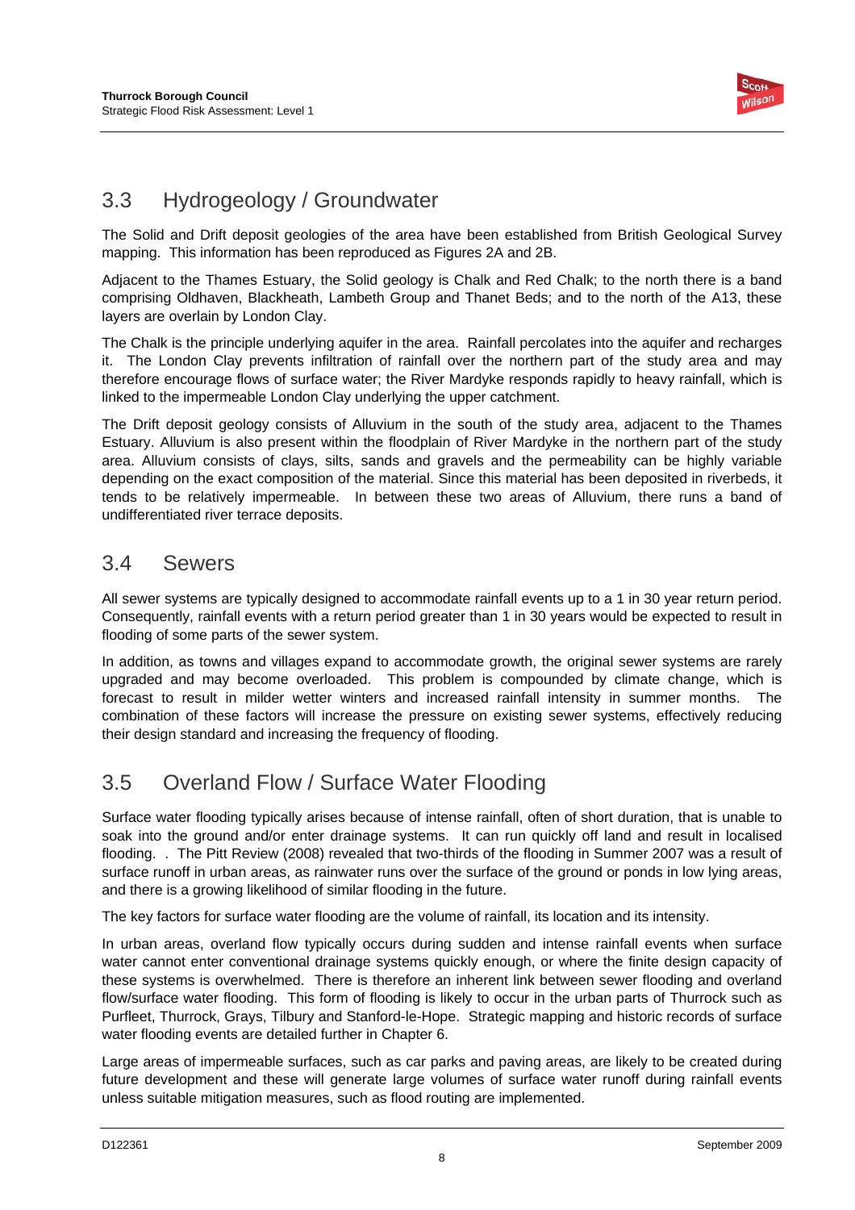## 3.3 Hydrogeology / Groundwater

The Solid and Drift deposit geologies of the area have been established from British Geological Survey mapping. This information has been reproduced as Figures 2A and 2B.

Adjacent to the Thames Estuary, the Solid geology is Chalk and Red Chalk; to the north there is a band comprising Oldhaven, Blackheath, Lambeth Group and Thanet Beds; and to the north of the A13, these layers are overlain by London Clay.

The Chalk is the principle underlying aquifer in the area. Rainfall percolates into the aquifer and recharges it. The London Clay prevents infiltration of rainfall over the northern part of the study area and may therefore encourage flows of surface water; the River Mardyke responds rapidly to heavy rainfall, which is linked to the impermeable London Clay underlying the upper catchment.

The Drift deposit geology consists of Alluvium in the south of the study area, adjacent to the Thames Estuary. Alluvium is also present within the floodplain of River Mardyke in the northern part of the study area. Alluvium consists of clays, silts, sands and gravels and the permeability can be highly variable depending on the exact composition of the material. Since this material has been deposited in riverbeds, it tends to be relatively impermeable. In between these two areas of Alluvium, there runs a band of undifferentiated river terrace deposits.

## 3.4 Sewers

All sewer systems are typically designed to accommodate rainfall events up to a 1 in 30 year return period. Consequently, rainfall events with a return period greater than 1 in 30 years would be expected to result in flooding of some parts of the sewer system.

In addition, as towns and villages expand to accommodate growth, the original sewer systems are rarely upgraded and may become overloaded. This problem is compounded by climate change, which is forecast to result in milder wetter winters and increased rainfall intensity in summer months. The combination of these factors will increase the pressure on existing sewer systems, effectively reducing their design standard and increasing the frequency of flooding.

## 3.5 Overland Flow / Surface Water Flooding

Surface water flooding typically arises because of intense rainfall, often of short duration, that is unable to soak into the ground and/or enter drainage systems. It can run quickly off land and result in localised flooding. . The Pitt Review (2008) revealed that two-thirds of the flooding in Summer 2007 was a result of surface runoff in urban areas, as rainwater runs over the surface of the ground or ponds in low lying areas, and there is a growing likelihood of similar flooding in the future.

The key factors for surface water flooding are the volume of rainfall, its location and its intensity.

In urban areas, overland flow typically occurs during sudden and intense rainfall events when surface water cannot enter conventional drainage systems quickly enough, or where the finite design capacity of these systems is overwhelmed. There is therefore an inherent link between sewer flooding and overland flow/surface water flooding. This form of flooding is likely to occur in the urban parts of Thurrock such as Purfleet, Thurrock, Grays, Tilbury and Stanford-le-Hope. Strategic mapping and historic records of surface water flooding events are detailed further in Chapter 6.

Large areas of impermeable surfaces, such as car parks and paving areas, are likely to be created during future development and these will generate large volumes of surface water runoff during rainfall events unless suitable mitigation measures, such as flood routing are implemented.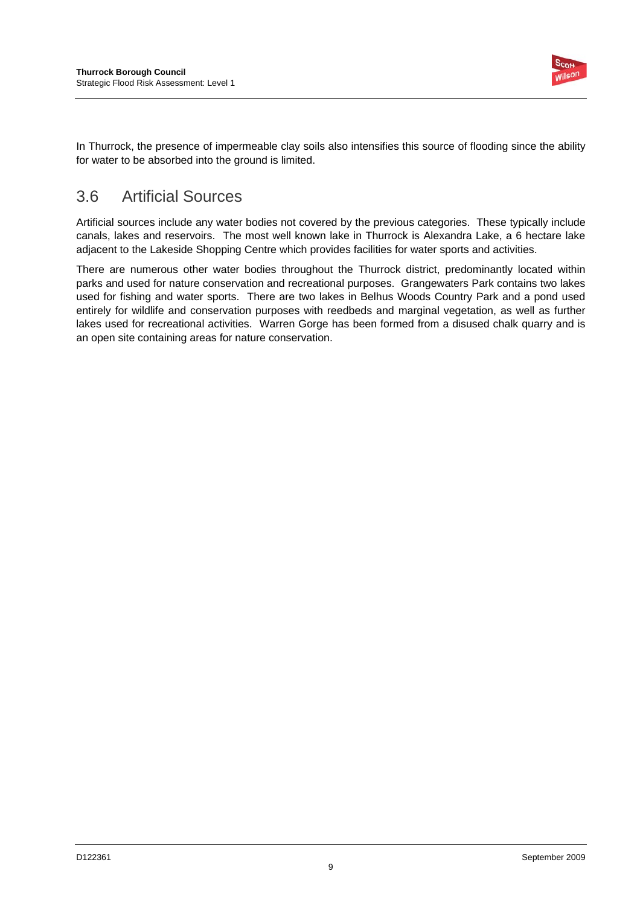In Thurrock, the presence of impermeable clay soils also intensifies this source of flooding since the ability for water to be absorbed into the ground is limited.

## 3.6 Artificial Sources

Artificial sources include any water bodies not covered by the previous categories. These typically include canals, lakes and reservoirs. The most well known lake in Thurrock is Alexandra Lake, a 6 hectare lake adjacent to the Lakeside Shopping Centre which provides facilities for water sports and activities.

There are numerous other water bodies throughout the Thurrock district, predominantly located within parks and used for nature conservation and recreational purposes. Grangewaters Park contains two lakes used for fishing and water sports. There are two lakes in Belhus Woods Country Park and a pond used entirely for wildlife and conservation purposes with reedbeds and marginal vegetation, as well as further lakes used for recreational activities. Warren Gorge has been formed from a disused chalk quarry and is an open site containing areas for nature conservation.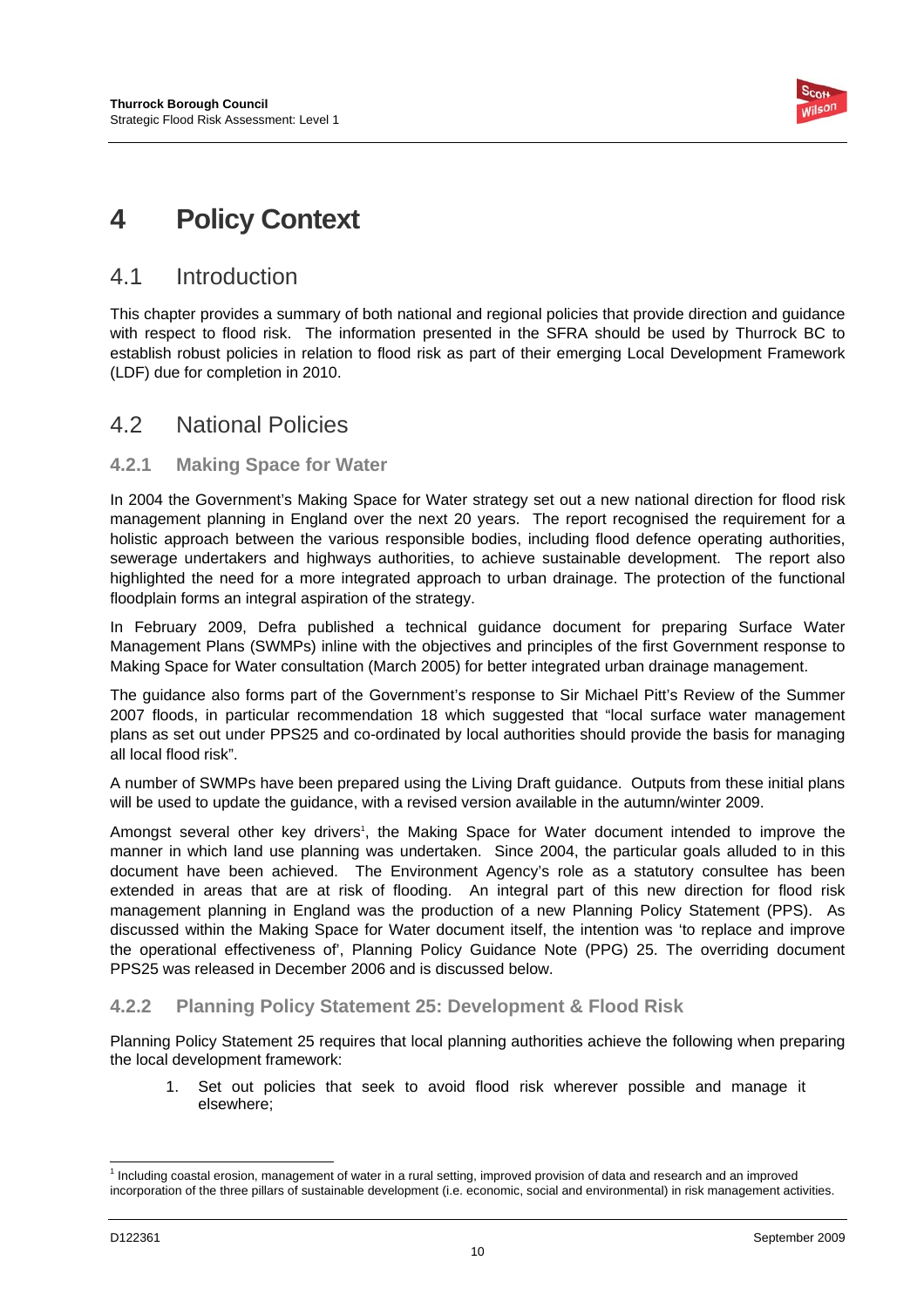# 4 Policy Context

## 4.1 Introduction

This chapter provides a summary of both national and regional policies that provide direction and guidance with respect to flood risk. The information presented in the SFRA should be used by Thurrock BC to establish robust policies in relation to flood risk as part of their emerging Local Development Framework (LDF) due for completion in 2010.

## 4.2 National Policies

### 4.2.1 Making Space for Water

In 2004 the Government's Making Space for Water strategy set out a new national direction for flood risk management planning in England over the next 20 years. The report recognised the requirement for a holistic approach between the various responsible bodies, including flood defence operating authorities, sewerage undertakers and highways authorities, to achieve sustainable development. The report also highlighted the need for a more integrated approach to urban drainage. The protection of the functional floodplain forms an integral aspiration of the strategy.

In February 2009, Defra published a technical guidance document for preparing Surface Water Management Plans (SWMPs) inline with the objectives and principles of the first Government response to Making Space for Water consultation (March 2005) for better integrated urban drainage management.

The guidance also forms part of the Government's response to Sir Michael Pitt's Review of the Summer 2007 floods, in particular recommendation 18 which suggested that "local surface water management plans as set out under PPS25 and co-ordinated by local authorities should provide the basis for managing all local flood risk".

A number of SWMPs have been prepared using the Living Draft guidance. Outputs from these initial plans will be used to update the guidance, with a revised version available in the autumn/winter 2009.

Amongst several other key drivers[1], the Making Space for Water document intended to improve the manner in which land use planning was undertaken. Since 2004, the particular goals alluded to in this document have been achieved. The Environment Agency's role as a statutory consultee has been extended in areas that are at risk of flooding. An integral part of this new direction for flood risk management planning in England was the production of a new Planning Policy Statement (PPS). As discussed within the Making Space for Water document itself, the intention was 'to replace and improve the operational effectiveness of', Planning Policy Guidance Note (PPG) 25. The overriding document PPS25 was released in December 2006 and is discussed below.

### 4.2.2 Planning Policy Statement 25: Development & Flood Risk

Planning Policy Statement 25 requires that local planning authorities achieve the following when preparing the local development framework:

1. Set out policies that seek to avoid flood risk wherever possible and manage it elsewhere;

[1] Including coastal erosion, management of water in a rural setting, improved provision of data and research and an improved incorporation of the three pillars of sustainable development (i.e. economic, social and environmental) in risk management activities.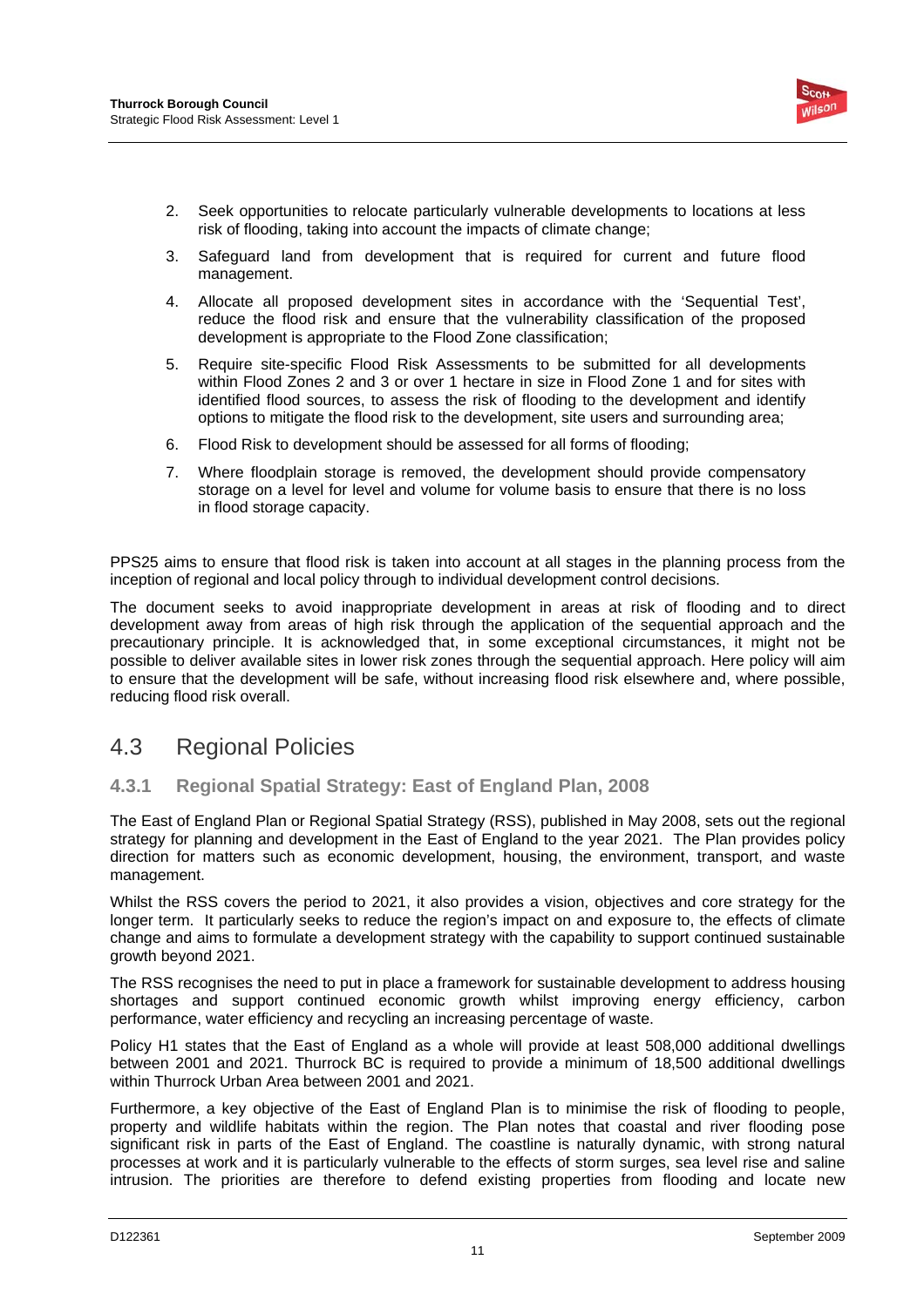2. Seek opportunities to relocate particularly vulnerable developments to locations at less risk of flooding, taking into account the impacts of climate change;
3. Safeguard land from development that is required for current and future flood management.
4. Allocate all proposed development sites in accordance with the 'Sequential Test', reduce the flood risk and ensure that the vulnerability classification of the proposed development is appropriate to the Flood Zone classification;
5. Require site-specific Flood Risk Assessments to be submitted for all developments within Flood Zones 2 and 3 or over 1 hectare in size in Flood Zone 1 and for sites with identified flood sources, to assess the risk of flooding to the development and identify options to mitigate the flood risk to the development, site users and surrounding area;
6. Flood Risk to development should be assessed for all forms of flooding;
7. Where floodplain storage is removed, the development should provide compensatory storage on a level for level and volume for volume basis to ensure that there is no loss in flood storage capacity.

PPS25 aims to ensure that flood risk is taken into account at all stages in the planning process from the inception of regional and local policy through to individual development control decisions.

The document seeks to avoid inappropriate development in areas at risk of flooding and to direct development away from areas of high risk through the application of the sequential approach and the precautionary principle. It is acknowledged that, in some exceptional circumstances, it might not be possible to deliver available sites in lower risk zones through the sequential approach. Here policy will aim to ensure that the development will be safe, without increasing flood risk elsewhere and, where possible, reducing flood risk overall.

## 4.3 Regional Policies

### 4.3.1 Regional Spatial Strategy: East of England Plan, 2008

The East of England Plan or Regional Spatial Strategy (RSS), published in May 2008, sets out the regional strategy for planning and development in the East of England to the year 2021. The Plan provides policy direction for matters such as economic development, housing, the environment, transport, and waste management.

Whilst the RSS covers the period to 2021, it also provides a vision, objectives and core strategy for the longer term. It particularly seeks to reduce the region's impact on and exposure to, the effects of climate change and aims to formulate a development strategy with the capability to support continued sustainable growth beyond 2021.

The RSS recognises the need to put in place a framework for sustainable development to address housing shortages and support continued economic growth whilst improving energy efficiency, carbon performance, water efficiency and recycling an increasing percentage of waste.

Policy H1 states that the East of England as a whole will provide at least 508,000 additional dwellings between 2001 and 2021. Thurrock BC is required to provide a minimum of 18,500 additional dwellings within Thurrock Urban Area between 2001 and 2021.

Furthermore, a key objective of the East of England Plan is to minimise the risk of flooding to people, property and wildlife habitats within the region. The Plan notes that coastal and river flooding pose significant risk in parts of the East of England. The coastline is naturally dynamic, with strong natural processes at work and it is particularly vulnerable to the effects of storm surges, sea level rise and saline intrusion. The priorities are therefore to defend existing properties from flooding and locate new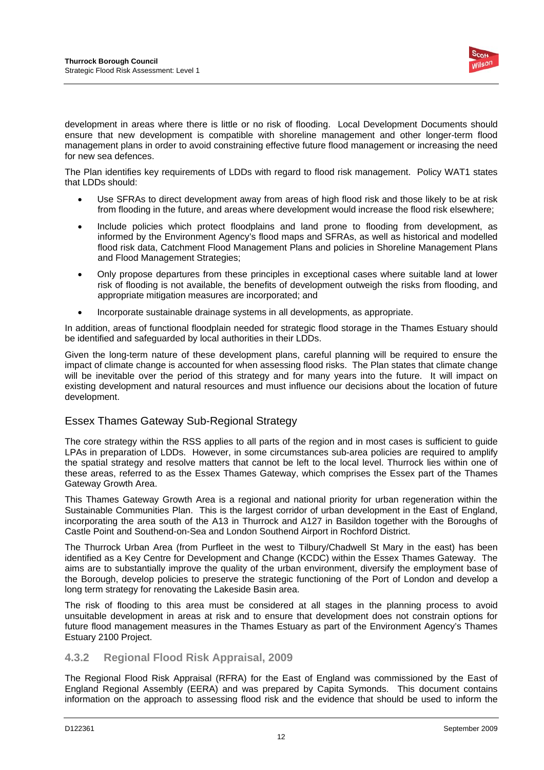development in areas where there is little or no risk of flooding. Local Development Documents should ensure that new development is compatible with shoreline management and other longer-term flood management plans in order to avoid constraining effective future flood management or increasing the need for new sea defences.

The Plan identifies key requirements of LDDs with regard to flood risk management. Policy WAT1 states that LDDs should:

- Use SFRAs to direct development away from areas of high flood risk and those likely to be at risk from flooding in the future, and areas where development would increase the flood risk elsewhere;
- Include policies which protect floodplains and land prone to flooding from development, as informed by the Environment Agency's flood maps and SFRAs, as well as historical and modelled flood risk data, Catchment Flood Management Plans and policies in Shoreline Management Plans and Flood Management Strategies;
- Only propose departures from these principles in exceptional cases where suitable land at lower risk of flooding is not available, the benefits of development outweigh the risks from flooding, and appropriate mitigation measures are incorporated; and
- Incorporate sustainable drainage systems in all developments, as appropriate.

In addition, areas of functional floodplain needed for strategic flood storage in the Thames Estuary should be identified and safeguarded by local authorities in their LDDs.

Given the long-term nature of these development plans, careful planning will be required to ensure the impact of climate change is accounted for when assessing flood risks. The Plan states that climate change will be inevitable over the period of this strategy and for many years into the future. It will impact on existing development and natural resources and must influence our decisions about the location of future development.

#### Essex Thames Gateway Sub-Regional Strategy

The core strategy within the RSS applies to all parts of the region and in most cases is sufficient to guide LPAs in preparation of LDDs. However, in some circumstances sub-area policies are required to amplify the spatial strategy and resolve matters that cannot be left to the local level. Thurrock lies within one of these areas, referred to as the Essex Thames Gateway, which comprises the Essex part of the Thames Gateway Growth Area.

This Thames Gateway Growth Area is a regional and national priority for urban regeneration within the Sustainable Communities Plan. This is the largest corridor of urban development in the East of England, incorporating the area south of the A13 in Thurrock and A127 in Basildon together with the Boroughs of Castle Point and Southend-on-Sea and London Southend Airport in Rochford District.

The Thurrock Urban Area (from Purfleet in the west to Tilbury/Chadwell St Mary in the east) has been identified as a Key Centre for Development and Change (KCDC) within the Essex Thames Gateway. The aims are to substantially improve the quality of the urban environment, diversify the employment base of the Borough, develop policies to preserve the strategic functioning of the Port of London and develop a long term strategy for renovating the Lakeside Basin area.

The risk of flooding to this area must be considered at all stages in the planning process to avoid unsuitable development in areas at risk and to ensure that development does not constrain options for future flood management measures in the Thames Estuary as part of the Environment Agency's Thames Estuary 2100 Project.

### 4.3.2 Regional Flood Risk Appraisal, 2009

The Regional Flood Risk Appraisal (RFRA) for the East of England was commissioned by the East of England Regional Assembly (EERA) and was prepared by Capita Symonds. This document contains information on the approach to assessing flood risk and the evidence that should be used to inform the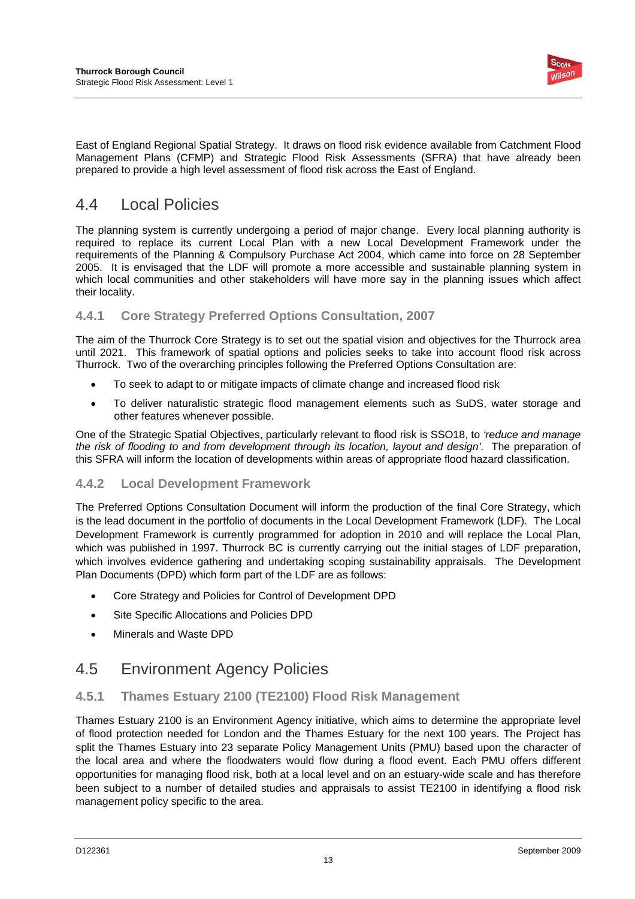East of England Regional Spatial Strategy. It draws on flood risk evidence available from Catchment Flood Management Plans (CFMP) and Strategic Flood Risk Assessments (SFRA) that have already been prepared to provide a high level assessment of flood risk across the East of England.

## 4.4 Local Policies

The planning system is currently undergoing a period of major change. Every local planning authority is required to replace its current Local Plan with a new Local Development Framework under the requirements of the Planning & Compulsory Purchase Act 2004, which came into force on 28 September 2005. It is envisaged that the LDF will promote a more accessible and sustainable planning system in which local communities and other stakeholders will have more say in the planning issues which affect their locality.

### 4.4.1 Core Strategy Preferred Options Consultation, 2007

The aim of the Thurrock Core Strategy is to set out the spatial vision and objectives for the Thurrock area until 2021. This framework of spatial options and policies seeks to take into account flood risk across Thurrock. Two of the overarching principles following the Preferred Options Consultation are:

- To seek to adapt to or mitigate impacts of climate change and increased flood risk
- To deliver naturalistic strategic flood management elements such as SuDS, water storage and other features whenever possible.

One of the Strategic Spatial Objectives, particularly relevant to flood risk is SSO18, to *'reduce and manage the risk of flooding to and from development through its location, layout and design'*. The preparation of this SFRA will inform the location of developments within areas of appropriate flood hazard classification.

### 4.4.2 Local Development Framework

The Preferred Options Consultation Document will inform the production of the final Core Strategy, which is the lead document in the portfolio of documents in the Local Development Framework (LDF). The Local Development Framework is currently programmed for adoption in 2010 and will replace the Local Plan, which was published in 1997. Thurrock BC is currently carrying out the initial stages of LDF preparation, which involves evidence gathering and undertaking scoping sustainability appraisals. The Development Plan Documents (DPD) which form part of the LDF are as follows:

- Core Strategy and Policies for Control of Development DPD
- Site Specific Allocations and Policies DPD
- Minerals and Waste DPD

## 4.5 Environment Agency Policies

### 4.5.1 Thames Estuary 2100 (TE2100) Flood Risk Management

Thames Estuary 2100 is an Environment Agency initiative, which aims to determine the appropriate level of flood protection needed for London and the Thames Estuary for the next 100 years. The Project has split the Thames Estuary into 23 separate Policy Management Units (PMU) based upon the character of the local area and where the floodwaters would flow during a flood event. Each PMU offers different opportunities for managing flood risk, both at a local level and on an estuary-wide scale and has therefore been subject to a number of detailed studies and appraisals to assist TE2100 in identifying a flood risk management policy specific to the area.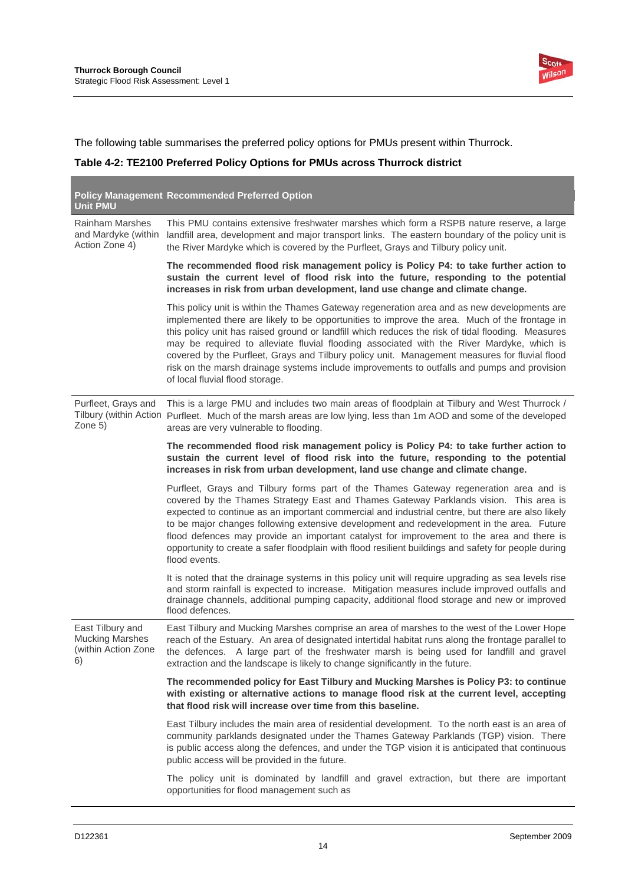The following table summarises the preferred policy options for PMUs present within Thurrock.

**Table 4-2: TE2100 Preferred Policy Options for PMUs across Thurrock district**

| Policy Management Unit PMU | Recommended Preferred Option |
|---|---|
| Rainham Marshes and Mardyke (within Action Zone 4) | This PMU contains extensive freshwater marshes which form a RSPB nature reserve, a large landfill area, development and major transport links. The eastern boundary of the policy unit is the River Mardyke which is covered by the Purfleet, Grays and Tilbury policy unit.<br><br>**The recommended flood risk management policy is Policy P4: to take further action to sustain the current level of flood risk into the future, responding to the potential increases in risk from urban development, land use change and climate change.**<br><br>This policy unit is within the Thames Gateway regeneration area and as new developments are implemented there are likely to be opportunities to improve the area. Much of the frontage in this policy unit has raised ground or landfill which reduces the risk of tidal flooding. Measures may be required to alleviate fluvial flooding associated with the River Mardyke, which is covered by the Purfleet, Grays and Tilbury policy unit. Management measures for fluvial flood risk on the marsh drainage systems include improvements to outfalls and pumps and provision of local fluvial flood storage. |
| Purfleet, Grays and Tilbury (within Action Zone 5) | This is a large PMU and includes two main areas of floodplain at Tilbury and West Thurrock / Purfleet. Much of the marsh areas are low lying, less than 1m AOD and some of the developed areas are very vulnerable to flooding.<br><br>**The recommended flood risk management policy is Policy P4: to take further action to sustain the current level of flood risk into the future, responding to the potential increases in risk from urban development, land use change and climate change.**<br><br>Purfleet, Grays and Tilbury forms part of the Thames Gateway regeneration area and is covered by the Thames Strategy East and Thames Gateway Parklands vision. This area is expected to continue as an important commercial and industrial centre, but there are also likely to be major changes following extensive development and redevelopment in the area. Future flood defences may provide an important catalyst for improvement to the area and there is opportunity to create a safer floodplain with flood resilient buildings and safety for people during flood events.<br><br>It is noted that the drainage systems in this policy unit will require upgrading as sea levels rise and storm rainfall is expected to increase. Mitigation measures include improved outfalls and drainage channels, additional pumping capacity, additional flood storage and new or improved flood defences. |
| East Tilbury and Mucking Marshes (within Action Zone 6) | East Tilbury and Mucking Marshes comprise an area of marshes to the west of the Lower Hope reach of the Estuary. An area of designated intertidal habitat runs along the frontage parallel to the defences. A large part of the freshwater marsh is being used for landfill and gravel extraction and the landscape is likely to change significantly in the future.<br><br>**The recommended policy for East Tilbury and Mucking Marshes is Policy P3: to continue with existing or alternative actions to manage flood risk at the current level, accepting that flood risk will increase over time from this baseline.**<br><br>East Tilbury includes the main area of residential development. To the north east is an area of community parklands designated under the Thames Gateway Parklands (TGP) vision. There is public access along the defences, and under the TGP vision it is anticipated that continuous public access will be provided in the future.<br><br>The policy unit is dominated by landfill and gravel extraction, but there are important opportunities for flood management such as |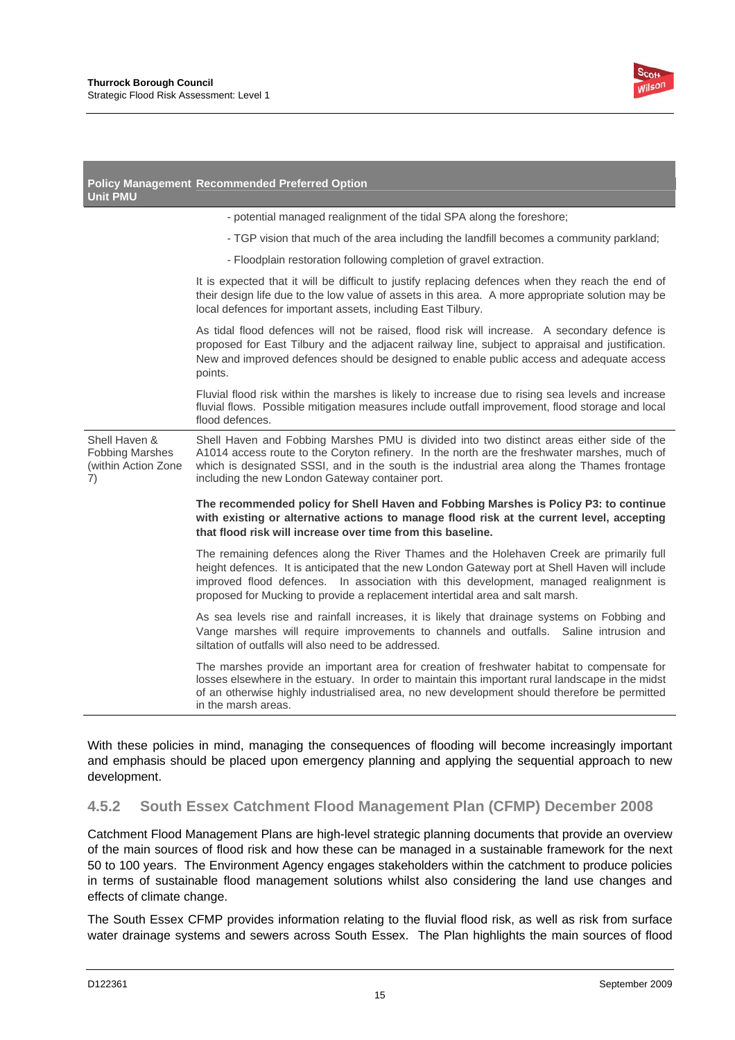| Policy Management Unit PMU | Recommended Preferred Option |
|---|---|
| | - potential managed realignment of the tidal SPA along the foreshore;<br>- TGP vision that much of the area including the landfill becomes a community parkland;<br>- Floodplain restoration following completion of gravel extraction.<br><br>It is expected that it will be difficult to justify replacing defences when they reach the end of their design life due to the low value of assets in this area. A more appropriate solution may be local defences for important assets, including East Tilbury.<br><br>As tidal flood defences will not be raised, flood risk will increase. A secondary defence is proposed for East Tilbury and the adjacent railway line, subject to appraisal and justification. New and improved defences should be designed to enable public access and adequate access points.<br><br>Fluvial flood risk within the marshes is likely to increase due to rising sea levels and increase fluvial flows. Possible mitigation measures include outfall improvement, flood storage and local flood defences. |
| Shell Haven & Fobbing Marshes (within Action Zone 7) | Shell Haven and Fobbing Marshes PMU is divided into two distinct areas either side of the A1014 access route to the Coryton refinery. In the north are the freshwater marshes, much of which is designated SSSI, and in the south is the industrial area along the Thames frontage including the new London Gateway container port.<br><br>**The recommended policy for Shell Haven and Fobbing Marshes is Policy P3: to continue with existing or alternative actions to manage flood risk at the current level, accepting that flood risk will increase over time from this baseline.**<br><br>The remaining defences along the River Thames and the Holehaven Creek are primarily full height defences. It is anticipated that the new London Gateway port at Shell Haven will include improved flood defences. In association with this development, managed realignment is proposed for Mucking to provide a replacement intertidal area and salt marsh.<br><br>As sea levels rise and rainfall increases, it is likely that drainage systems on Fobbing and Vange marshes will require improvements to channels and outfalls. Saline intrusion and siltation of outfalls will also need to be addressed.<br><br>The marshes provide an important area for creation of freshwater habitat to compensate for losses elsewhere in the estuary. In order to maintain this important rural landscape in the midst of an otherwise highly industrialised area, no new development should therefore be permitted in the marsh areas. |

With these policies in mind, managing the consequences of flooding will become increasingly important and emphasis should be placed upon emergency planning and applying the sequential approach to new development.

### 4.5.2 South Essex Catchment Flood Management Plan (CFMP) December 2008

Catchment Flood Management Plans are high-level strategic planning documents that provide an overview of the main sources of flood risk and how these can be managed in a sustainable framework for the next 50 to 100 years. The Environment Agency engages stakeholders within the catchment to produce policies in terms of sustainable flood management solutions whilst also considering the land use changes and effects of climate change.

The South Essex CFMP provides information relating to the fluvial flood risk, as well as risk from surface water drainage systems and sewers across South Essex. The Plan highlights the main sources of flood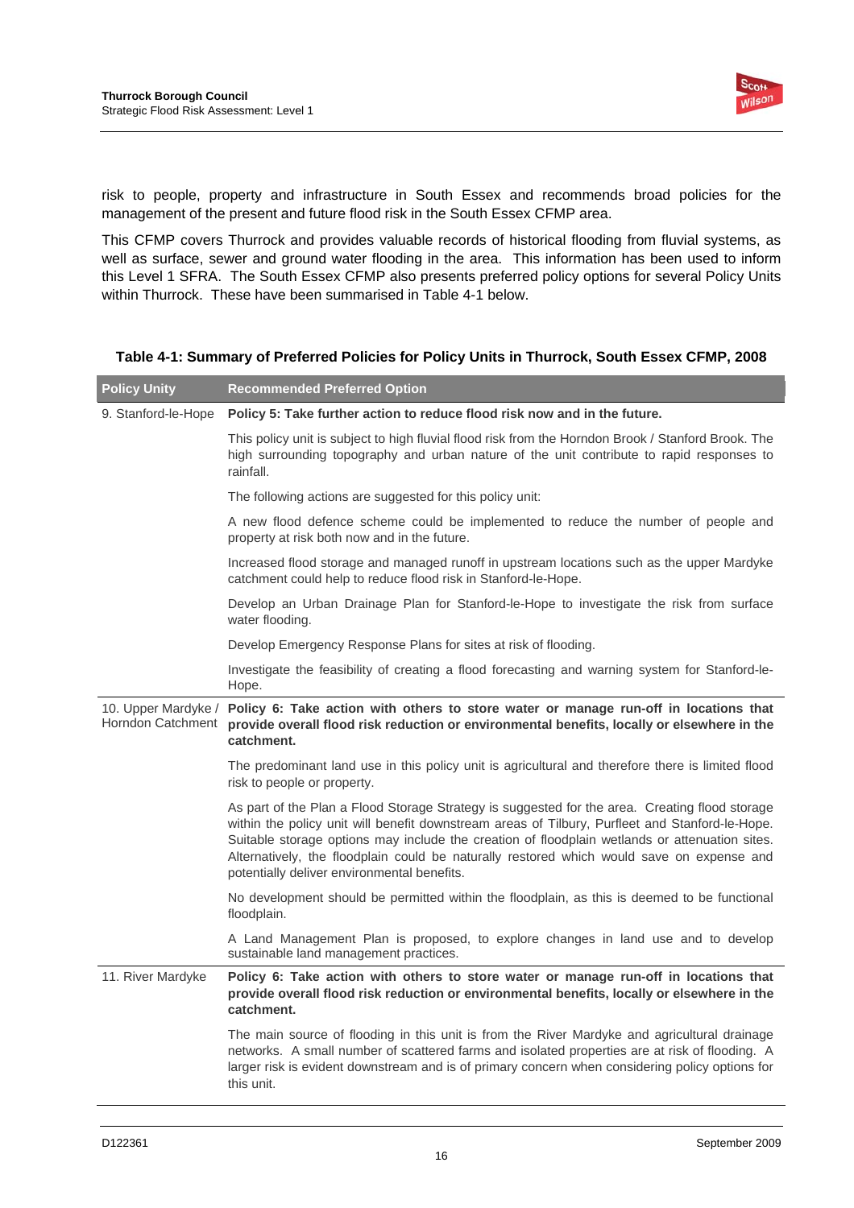risk to people, property and infrastructure in South Essex and recommends broad policies for the management of the present and future flood risk in the South Essex CFMP area.

This CFMP covers Thurrock and provides valuable records of historical flooding from fluvial systems, as well as surface, sewer and ground water flooding in the area. This information has been used to inform this Level 1 SFRA. The South Essex CFMP also presents preferred policy options for several Policy Units within Thurrock. These have been summarised in Table 4-1 below.

**Table 4-1: Summary of Preferred Policies for Policy Units in Thurrock, South Essex CFMP, 2008**

| Policy Unity | Recommended Preferred Option |
|---|---|
| 9. Stanford-le-Hope | **Policy 5: Take further action to reduce flood risk now and in the future.** |
| | This policy unit is subject to high fluvial flood risk from the Horndon Brook / Stanford Brook. The high surrounding topography and urban nature of the unit contribute to rapid responses to rainfall. |
| | The following actions are suggested for this policy unit: |
| | A new flood defence scheme could be implemented to reduce the number of people and property at risk both now and in the future. |
| | Increased flood storage and managed runoff in upstream locations such as the upper Mardyke catchment could help to reduce flood risk in Stanford-le-Hope. |
| | Develop an Urban Drainage Plan for Stanford-le-Hope to investigate the risk from surface water flooding. |
| | Develop Emergency Response Plans for sites at risk of flooding. |
| | Investigate the feasibility of creating a flood forecasting and warning system for Stanford-le-Hope. |
| 10. Upper Mardyke / Horndon Catchment | **Policy 6: Take action with others to store water or manage run-off in locations that provide overall flood risk reduction or environmental benefits, locally or elsewhere in the catchment.** |
| | The predominant land use in this policy unit is agricultural and therefore there is limited flood risk to people or property. |
| | As part of the Plan a Flood Storage Strategy is suggested for the area. Creating flood storage within the policy unit will benefit downstream areas of Tilbury, Purfleet and Stanford-le-Hope. Suitable storage options may include the creation of floodplain wetlands or attenuation sites. Alternatively, the floodplain could be naturally restored which would save on expense and potentially deliver environmental benefits. |
| | No development should be permitted within the floodplain, as this is deemed to be functional floodplain. |
| | A Land Management Plan is proposed, to explore changes in land use and to develop sustainable land management practices. |
| 11. River Mardyke | **Policy 6: Take action with others to store water or manage run-off in locations that provide overall flood risk reduction or environmental benefits, locally or elsewhere in the catchment.** |
| | The main source of flooding in this unit is from the River Mardyke and agricultural drainage networks. A small number of scattered farms and isolated properties are at risk of flooding. A larger risk is evident downstream and is of primary concern when considering policy options for this unit. |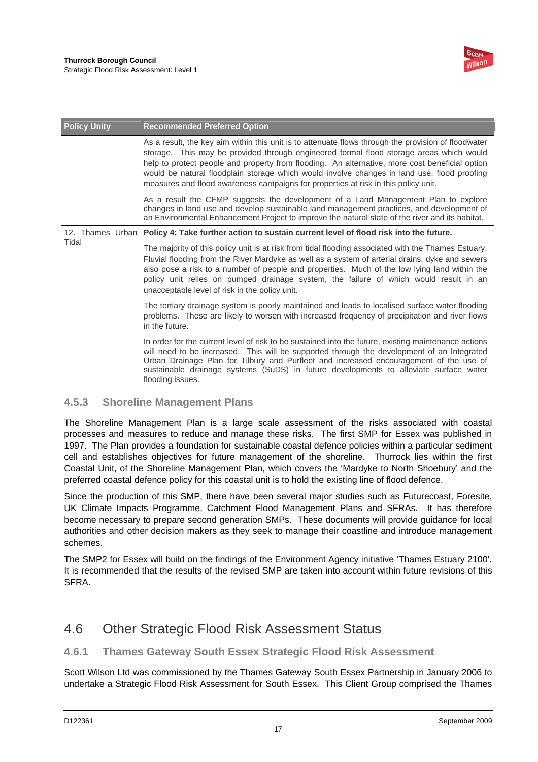| Policy Unity | Recommended Preferred Option |
|---|---|
| | As a result, the key aim within this unit is to attenuate flows through the provision of floodwater storage. This may be provided through engineered formal flood storage areas which would help to protect people and property from flooding. An alternative, more cost beneficial option would be natural floodplain storage which would involve changes in land use, flood proofing measures and flood awareness campaigns for properties at risk in this policy unit.<br><br>As a result the CFMP suggests the development of a Land Management Plan to explore changes in land use and develop sustainable land management practices, and development of an Environmental Enhancement Project to improve the natural state of the river and its habitat. |
| 12. Thames Urban Tidal | **Policy 4: Take further action to sustain current level of flood risk into the future.**<br><br>The majority of this policy unit is at risk from tidal flooding associated with the Thames Estuary. Fluvial flooding from the River Mardyke as well as a system of arterial drains, dyke and sewers also pose a risk to a number of people and properties. Much of the low lying land within the policy unit relies on pumped drainage system, the failure of which would result in an unacceptable level of risk in the policy unit.<br><br>The tertiary drainage system is poorly maintained and leads to localised surface water flooding problems. These are likely to worsen with increased frequency of precipitation and river flows in the future.<br><br>In order for the current level of risk to be sustained into the future, existing maintenance actions will need to be increased. This will be supported through the development of an Integrated Urban Drainage Plan for Tilbury and Purfleet and increased encouragement of the use of sustainable drainage systems (SuDS) in future developments to alleviate surface water flooding issues. |

### 4.5.3 Shoreline Management Plans

The Shoreline Management Plan is a large scale assessment of the risks associated with coastal processes and measures to reduce and manage these risks. The first SMP for Essex was published in 1997. The Plan provides a foundation for sustainable coastal defence policies within a particular sediment cell and establishes objectives for future management of the shoreline. Thurrock lies within the first Coastal Unit, of the Shoreline Management Plan, which covers the 'Mardyke to North Shoebury' and the preferred coastal defence policy for this coastal unit is to hold the existing line of flood defence.

Since the production of this SMP, there have been several major studies such as Futurecoast, Foresite, UK Climate Impacts Programme, Catchment Flood Management Plans and SFRAs. It has therefore become necessary to prepare second generation SMPs. These documents will provide guidance for local authorities and other decision makers as they seek to manage their coastline and introduce management schemes.

The SMP2 for Essex will build on the findings of the Environment Agency initiative 'Thames Estuary 2100'. It is recommended that the results of the revised SMP are taken into account within future revisions of this SFRA.

## 4.6 Other Strategic Flood Risk Assessment Status

### 4.6.1 Thames Gateway South Essex Strategic Flood Risk Assessment

Scott Wilson Ltd was commissioned by the Thames Gateway South Essex Partnership in January 2006 to undertake a Strategic Flood Risk Assessment for South Essex. This Client Group comprised the Thames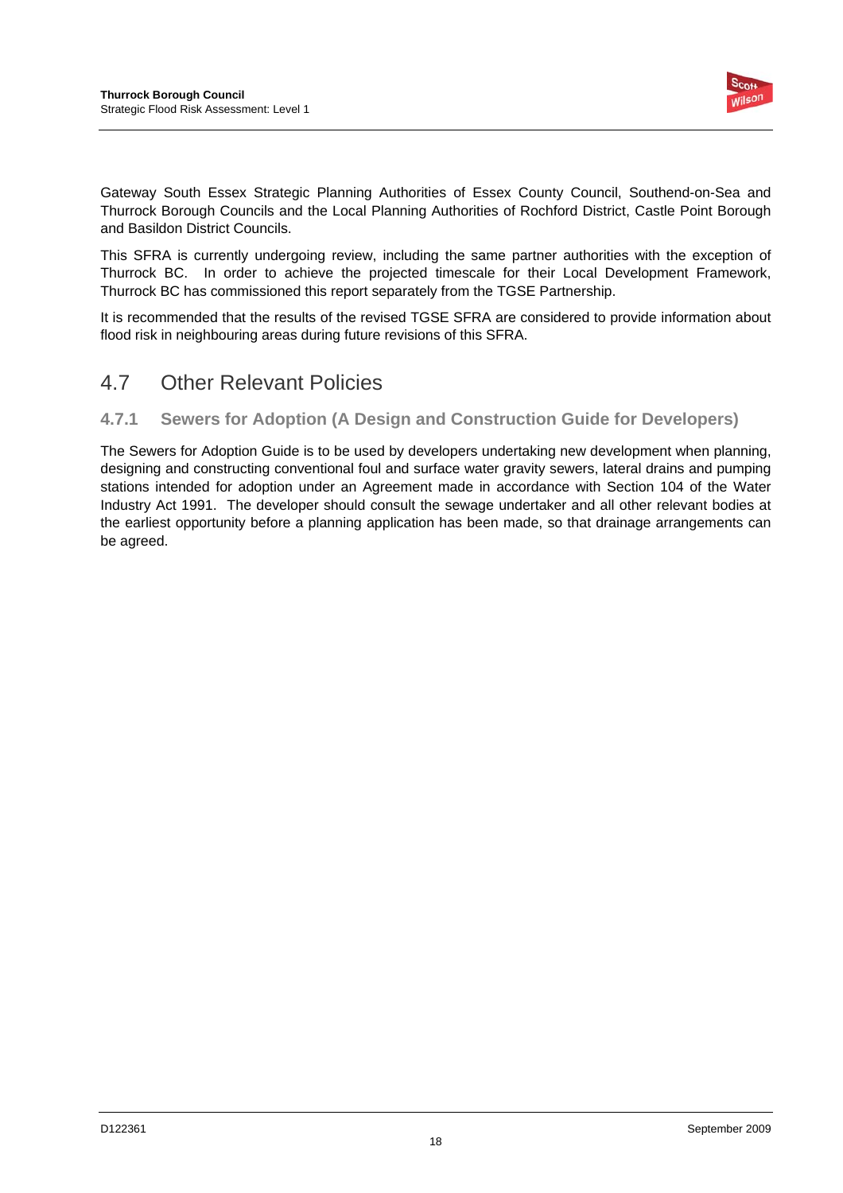Gateway South Essex Strategic Planning Authorities of Essex County Council, Southend-on-Sea and Thurrock Borough Councils and the Local Planning Authorities of Rochford District, Castle Point Borough and Basildon District Councils.

This SFRA is currently undergoing review, including the same partner authorities with the exception of Thurrock BC. In order to achieve the projected timescale for their Local Development Framework, Thurrock BC has commissioned this report separately from the TGSE Partnership.

It is recommended that the results of the revised TGSE SFRA are considered to provide information about flood risk in neighbouring areas during future revisions of this SFRA.

## 4.7 Other Relevant Policies

### 4.7.1 Sewers for Adoption (A Design and Construction Guide for Developers)

The Sewers for Adoption Guide is to be used by developers undertaking new development when planning, designing and constructing conventional foul and surface water gravity sewers, lateral drains and pumping stations intended for adoption under an Agreement made in accordance with Section 104 of the Water Industry Act 1991. The developer should consult the sewage undertaker and all other relevant bodies at the earliest opportunity before a planning application has been made, so that drainage arrangements can be agreed.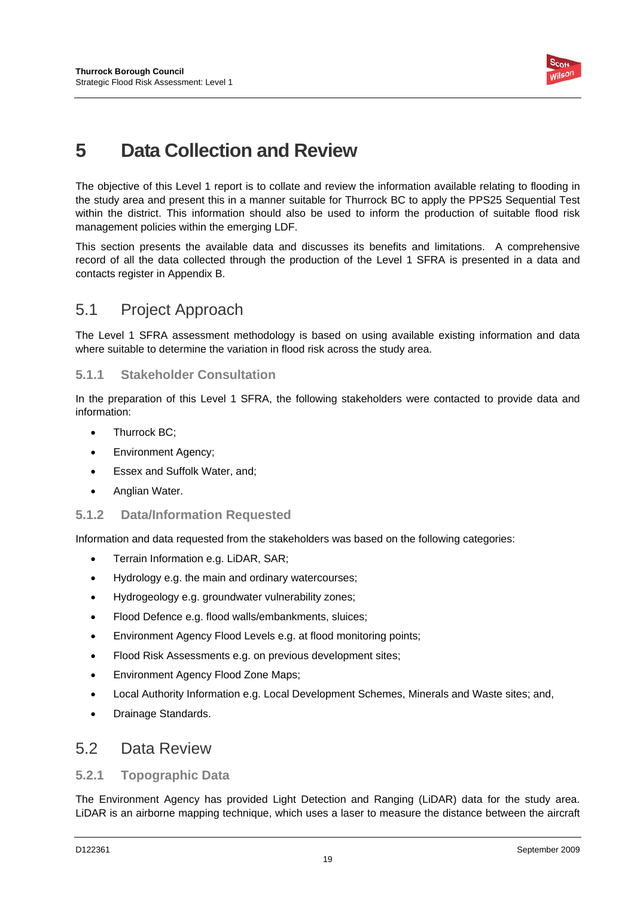# 5 Data Collection and Review

The objective of this Level 1 report is to collate and review the information available relating to flooding in the study area and present this in a manner suitable for Thurrock BC to apply the PPS25 Sequential Test within the district. This information should also be used to inform the production of suitable flood risk management policies within the emerging LDF.

This section presents the available data and discusses its benefits and limitations. A comprehensive record of all the data collected through the production of the Level 1 SFRA is presented in a data and contacts register in Appendix B.

## 5.1 Project Approach

The Level 1 SFRA assessment methodology is based on using available existing information and data where suitable to determine the variation in flood risk across the study area.

### 5.1.1 Stakeholder Consultation

In the preparation of this Level 1 SFRA, the following stakeholders were contacted to provide data and information:

- Thurrock BC;
- Environment Agency;
- Essex and Suffolk Water, and;
- Anglian Water.

### 5.1.2 Data/Information Requested

Information and data requested from the stakeholders was based on the following categories:

- Terrain Information e.g. LiDAR, SAR;
- Hydrology e.g. the main and ordinary watercourses;
- Hydrogeology e.g. groundwater vulnerability zones;
- Flood Defence e.g. flood walls/embankments, sluices;
- Environment Agency Flood Levels e.g. at flood monitoring points;
- Flood Risk Assessments e.g. on previous development sites;
- Environment Agency Flood Zone Maps;
- Local Authority Information e.g. Local Development Schemes, Minerals and Waste sites; and,
- Drainage Standards.

## 5.2 Data Review

### 5.2.1 Topographic Data

The Environment Agency has provided Light Detection and Ranging (LiDAR) data for the study area. LiDAR is an airborne mapping technique, which uses a laser to measure the distance between the aircraft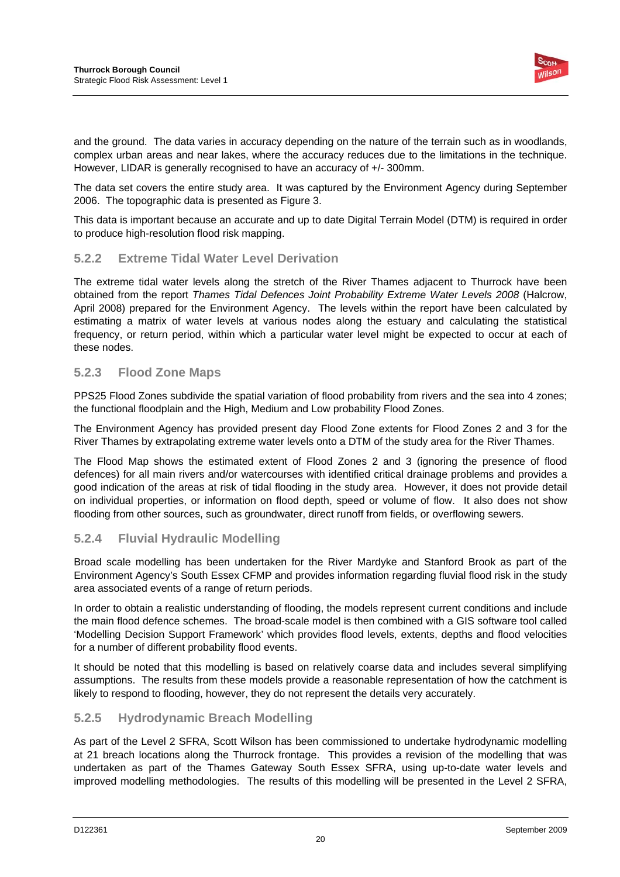and the ground. The data varies in accuracy depending on the nature of the terrain such as in woodlands, complex urban areas and near lakes, where the accuracy reduces due to the limitations in the technique. However, LIDAR is generally recognised to have an accuracy of +/- 300mm.

The data set covers the entire study area. It was captured by the Environment Agency during September 2006. The topographic data is presented as Figure 3.

This data is important because an accurate and up to date Digital Terrain Model (DTM) is required in order to produce high-resolution flood risk mapping.

### 5.2.2 Extreme Tidal Water Level Derivation

The extreme tidal water levels along the stretch of the River Thames adjacent to Thurrock have been obtained from the report *Thames Tidal Defences Joint Probability Extreme Water Levels 2008* (Halcrow, April 2008) prepared for the Environment Agency. The levels within the report have been calculated by estimating a matrix of water levels at various nodes along the estuary and calculating the statistical frequency, or return period, within which a particular water level might be expected to occur at each of these nodes.

### 5.2.3 Flood Zone Maps

PPS25 Flood Zones subdivide the spatial variation of flood probability from rivers and the sea into 4 zones; the functional floodplain and the High, Medium and Low probability Flood Zones.

The Environment Agency has provided present day Flood Zone extents for Flood Zones 2 and 3 for the River Thames by extrapolating extreme water levels onto a DTM of the study area for the River Thames.

The Flood Map shows the estimated extent of Flood Zones 2 and 3 (ignoring the presence of flood defences) for all main rivers and/or watercourses with identified critical drainage problems and provides a good indication of the areas at risk of tidal flooding in the study area. However, it does not provide detail on individual properties, or information on flood depth, speed or volume of flow. It also does not show flooding from other sources, such as groundwater, direct runoff from fields, or overflowing sewers.

### 5.2.4 Fluvial Hydraulic Modelling

Broad scale modelling has been undertaken for the River Mardyke and Stanford Brook as part of the Environment Agency's South Essex CFMP and provides information regarding fluvial flood risk in the study area associated events of a range of return periods.

In order to obtain a realistic understanding of flooding, the models represent current conditions and include the main flood defence schemes. The broad-scale model is then combined with a GIS software tool called 'Modelling Decision Support Framework' which provides flood levels, extents, depths and flood velocities for a number of different probability flood events.

It should be noted that this modelling is based on relatively coarse data and includes several simplifying assumptions. The results from these models provide a reasonable representation of how the catchment is likely to respond to flooding, however, they do not represent the details very accurately.

### 5.2.5 Hydrodynamic Breach Modelling

As part of the Level 2 SFRA, Scott Wilson has been commissioned to undertake hydrodynamic modelling at 21 breach locations along the Thurrock frontage. This provides a revision of the modelling that was undertaken as part of the Thames Gateway South Essex SFRA, using up-to-date water levels and improved modelling methodologies. The results of this modelling will be presented in the Level 2 SFRA,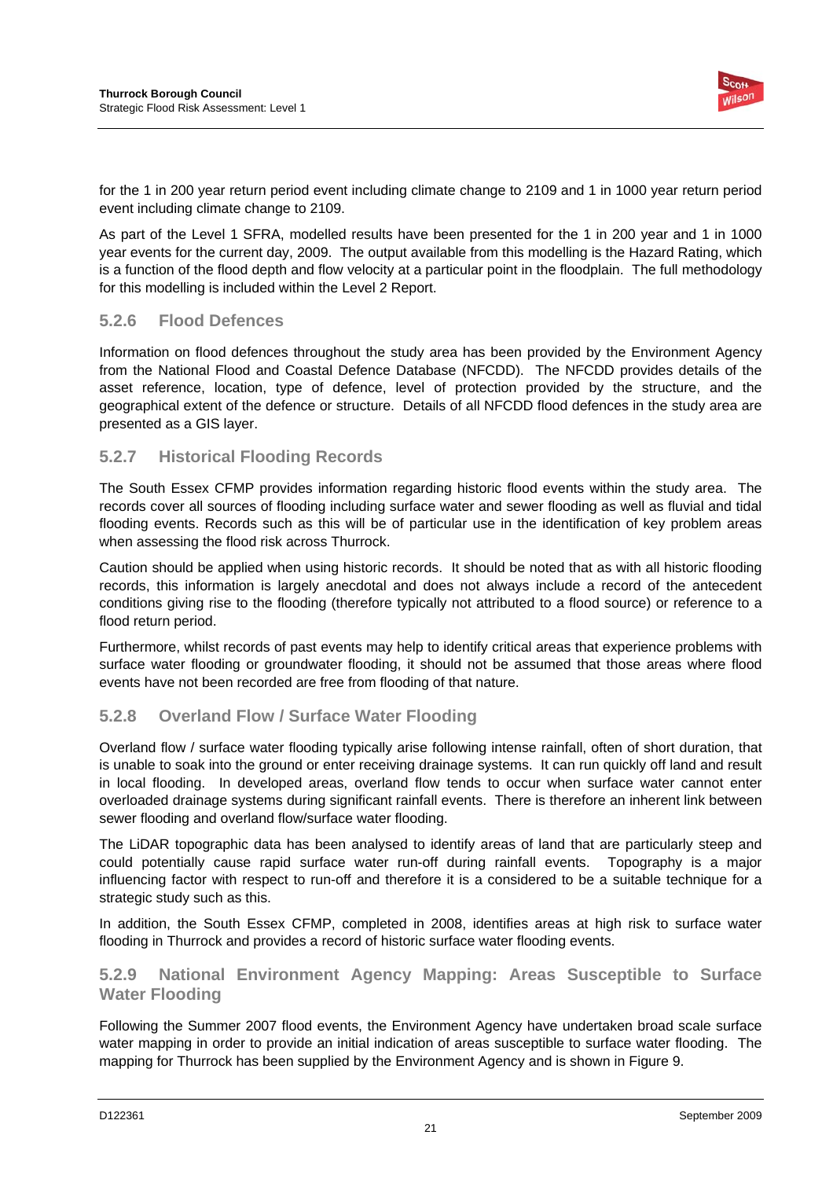for the 1 in 200 year return period event including climate change to 2109 and 1 in 1000 year return period event including climate change to 2109.

As part of the Level 1 SFRA, modelled results have been presented for the 1 in 200 year and 1 in 1000 year events for the current day, 2009. The output available from this modelling is the Hazard Rating, which is a function of the flood depth and flow velocity at a particular point in the floodplain. The full methodology for this modelling is included within the Level 2 Report.

### 5.2.6 Flood Defences

Information on flood defences throughout the study area has been provided by the Environment Agency from the National Flood and Coastal Defence Database (NFCDD). The NFCDD provides details of the asset reference, location, type of defence, level of protection provided by the structure, and the geographical extent of the defence or structure. Details of all NFCDD flood defences in the study area are presented as a GIS layer.

### 5.2.7 Historical Flooding Records

The South Essex CFMP provides information regarding historic flood events within the study area. The records cover all sources of flooding including surface water and sewer flooding as well as fluvial and tidal flooding events. Records such as this will be of particular use in the identification of key problem areas when assessing the flood risk across Thurrock.

Caution should be applied when using historic records. It should be noted that as with all historic flooding records, this information is largely anecdotal and does not always include a record of the antecedent conditions giving rise to the flooding (therefore typically not attributed to a flood source) or reference to a flood return period.

Furthermore, whilst records of past events may help to identify critical areas that experience problems with surface water flooding or groundwater flooding, it should not be assumed that those areas where flood events have not been recorded are free from flooding of that nature.

### 5.2.8 Overland Flow / Surface Water Flooding

Overland flow / surface water flooding typically arise following intense rainfall, often of short duration, that is unable to soak into the ground or enter receiving drainage systems. It can run quickly off land and result in local flooding. In developed areas, overland flow tends to occur when surface water cannot enter overloaded drainage systems during significant rainfall events. There is therefore an inherent link between sewer flooding and overland flow/surface water flooding.

The LiDAR topographic data has been analysed to identify areas of land that are particularly steep and could potentially cause rapid surface water run-off during rainfall events. Topography is a major influencing factor with respect to run-off and therefore it is a considered to be a suitable technique for a strategic study such as this.

In addition, the South Essex CFMP, completed in 2008, identifies areas at high risk to surface water flooding in Thurrock and provides a record of historic surface water flooding events.

### 5.2.9 National Environment Agency Mapping: Areas Susceptible to Surface Water Flooding

Following the Summer 2007 flood events, the Environment Agency have undertaken broad scale surface water mapping in order to provide an initial indication of areas susceptible to surface water flooding. The mapping for Thurrock has been supplied by the Environment Agency and is shown in Figure 9.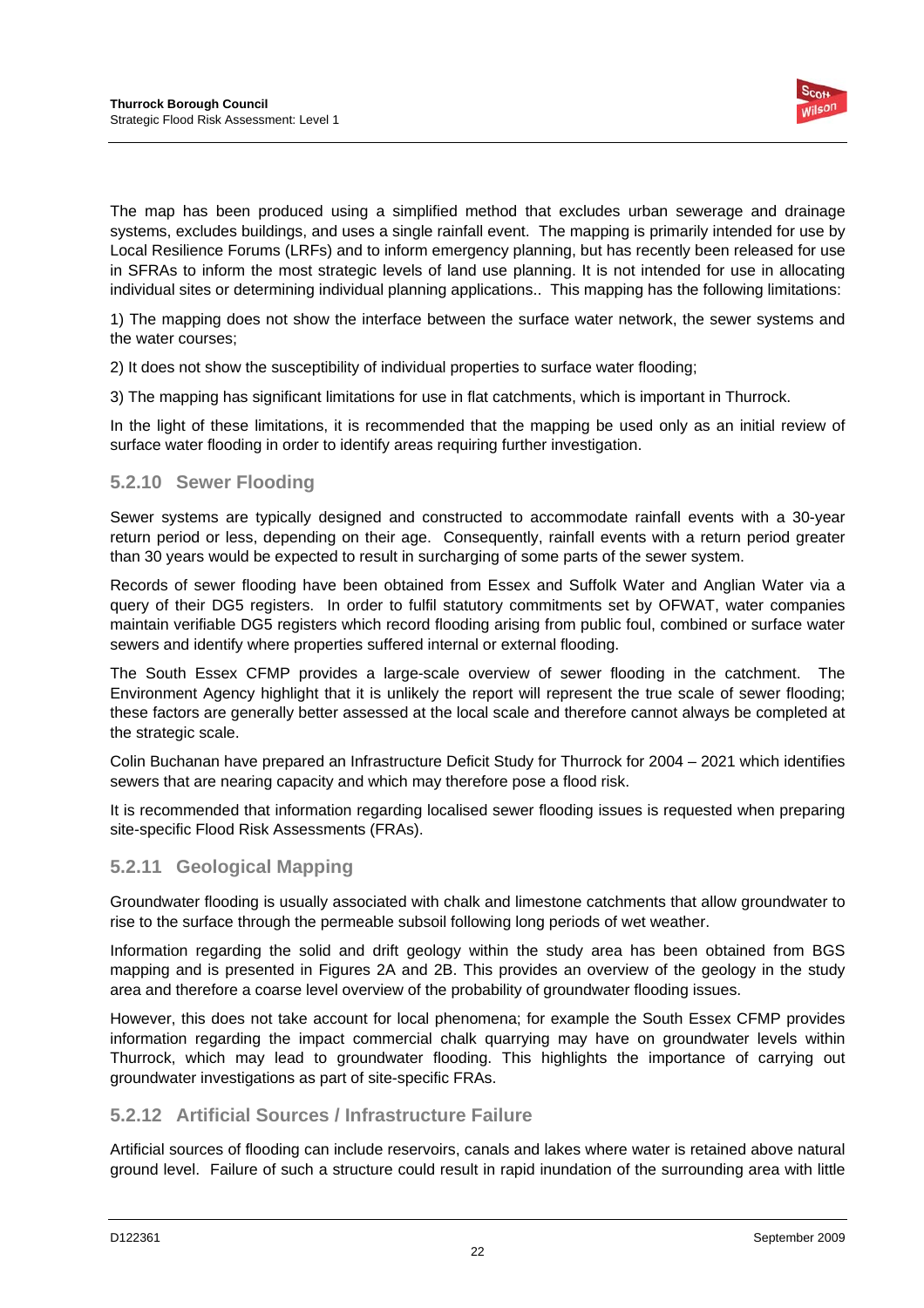The map has been produced using a simplified method that excludes urban sewerage and drainage systems, excludes buildings, and uses a single rainfall event. The mapping is primarily intended for use by Local Resilience Forums (LRFs) and to inform emergency planning, but has recently been released for use in SFRAs to inform the most strategic levels of land use planning. It is not intended for use in allocating individual sites or determining individual planning applications.. This mapping has the following limitations:

1) The mapping does not show the interface between the surface water network, the sewer systems and the water courses;

2) It does not show the susceptibility of individual properties to surface water flooding;

3) The mapping has significant limitations for use in flat catchments, which is important in Thurrock.

In the light of these limitations, it is recommended that the mapping be used only as an initial review of surface water flooding in order to identify areas requiring further investigation.

### 5.2.10 Sewer Flooding

Sewer systems are typically designed and constructed to accommodate rainfall events with a 30-year return period or less, depending on their age. Consequently, rainfall events with a return period greater than 30 years would be expected to result in surcharging of some parts of the sewer system.

Records of sewer flooding have been obtained from Essex and Suffolk Water and Anglian Water via a query of their DG5 registers. In order to fulfil statutory commitments set by OFWAT, water companies maintain verifiable DG5 registers which record flooding arising from public foul, combined or surface water sewers and identify where properties suffered internal or external flooding.

The South Essex CFMP provides a large-scale overview of sewer flooding in the catchment. The Environment Agency highlight that it is unlikely the report will represent the true scale of sewer flooding; these factors are generally better assessed at the local scale and therefore cannot always be completed at the strategic scale.

Colin Buchanan have prepared an Infrastructure Deficit Study for Thurrock for 2004 – 2021 which identifies sewers that are nearing capacity and which may therefore pose a flood risk.

It is recommended that information regarding localised sewer flooding issues is requested when preparing site-specific Flood Risk Assessments (FRAs).

### 5.2.11 Geological Mapping

Groundwater flooding is usually associated with chalk and limestone catchments that allow groundwater to rise to the surface through the permeable subsoil following long periods of wet weather.

Information regarding the solid and drift geology within the study area has been obtained from BGS mapping and is presented in Figures 2A and 2B. This provides an overview of the geology in the study area and therefore a coarse level overview of the probability of groundwater flooding issues.

However, this does not take account for local phenomena; for example the South Essex CFMP provides information regarding the impact commercial chalk quarrying may have on groundwater levels within Thurrock, which may lead to groundwater flooding. This highlights the importance of carrying out groundwater investigations as part of site-specific FRAs.

### 5.2.12 Artificial Sources / Infrastructure Failure

Artificial sources of flooding can include reservoirs, canals and lakes where water is retained above natural ground level. Failure of such a structure could result in rapid inundation of the surrounding area with little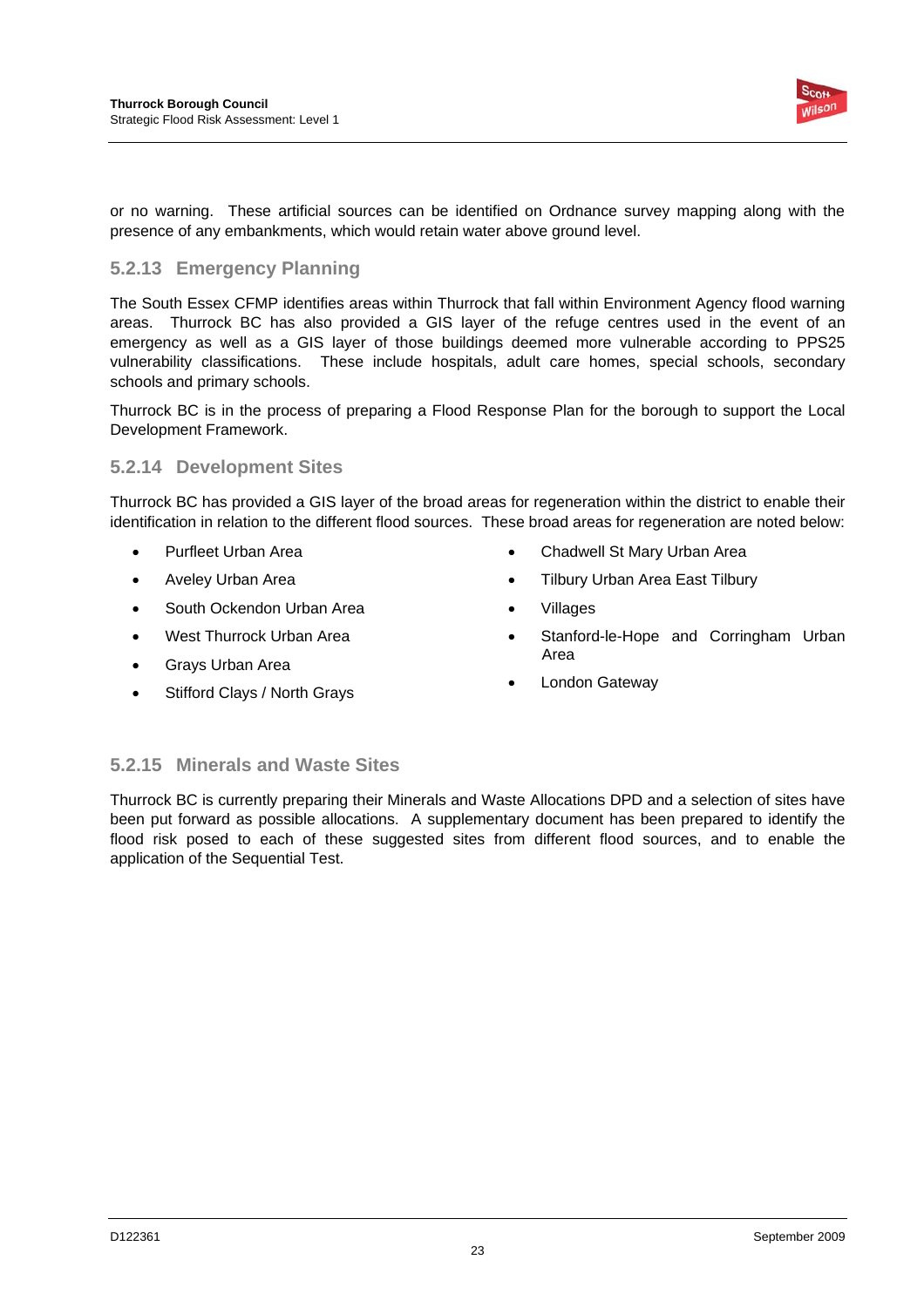or no warning. These artificial sources can be identified on Ordnance survey mapping along with the presence of any embankments, which would retain water above ground level.

### 5.2.13 Emergency Planning

The South Essex CFMP identifies areas within Thurrock that fall within Environment Agency flood warning areas. Thurrock BC has also provided a GIS layer of the refuge centres used in the event of an emergency as well as a GIS layer of those buildings deemed more vulnerable according to PPS25 vulnerability classifications. These include hospitals, adult care homes, special schools, secondary schools and primary schools.

Thurrock BC is in the process of preparing a Flood Response Plan for the borough to support the Local Development Framework.

### 5.2.14 Development Sites

Thurrock BC has provided a GIS layer of the broad areas for regeneration within the district to enable their identification in relation to the different flood sources. These broad areas for regeneration are noted below:

- Purfleet Urban Area
- Aveley Urban Area
- South Ockendon Urban Area
- West Thurrock Urban Area
- Grays Urban Area
- Stifford Clays / North Grays
- Chadwell St Mary Urban Area
- Tilbury Urban Area East Tilbury
- Villages
- Stanford-le-Hope and Corringham Urban Area
- London Gateway

### 5.2.15 Minerals and Waste Sites

Thurrock BC is currently preparing their Minerals and Waste Allocations DPD and a selection of sites have been put forward as possible allocations. A supplementary document has been prepared to identify the flood risk posed to each of these suggested sites from different flood sources, and to enable the application of the Sequential Test.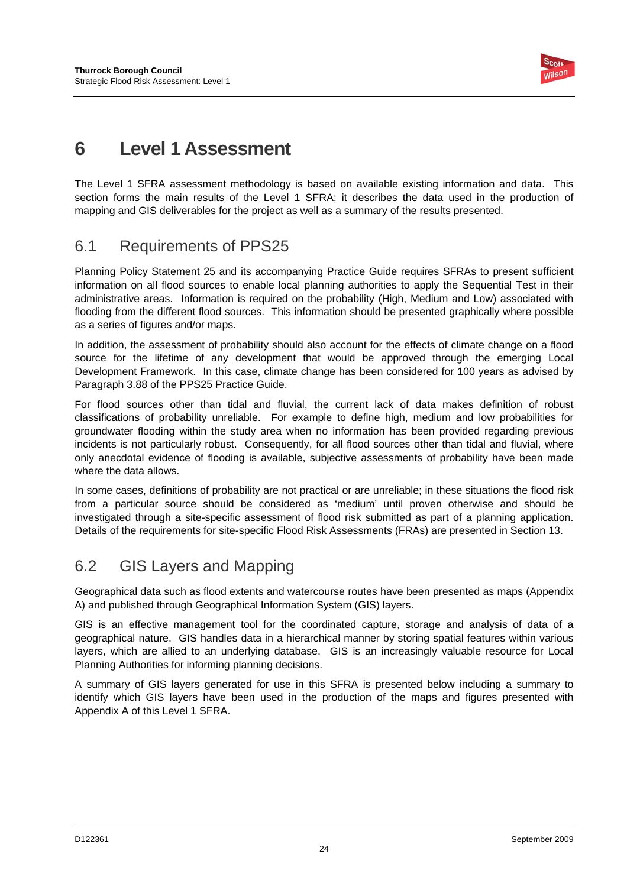# 6 Level 1 Assessment

The Level 1 SFRA assessment methodology is based on available existing information and data. This section forms the main results of the Level 1 SFRA; it describes the data used in the production of mapping and GIS deliverables for the project as well as a summary of the results presented.

## 6.1 Requirements of PPS25

Planning Policy Statement 25 and its accompanying Practice Guide requires SFRAs to present sufficient information on all flood sources to enable local planning authorities to apply the Sequential Test in their administrative areas. Information is required on the probability (High, Medium and Low) associated with flooding from the different flood sources. This information should be presented graphically where possible as a series of figures and/or maps.

In addition, the assessment of probability should also account for the effects of climate change on a flood source for the lifetime of any development that would be approved through the emerging Local Development Framework. In this case, climate change has been considered for 100 years as advised by Paragraph 3.88 of the PPS25 Practice Guide.

For flood sources other than tidal and fluvial, the current lack of data makes definition of robust classifications of probability unreliable. For example to define high, medium and low probabilities for groundwater flooding within the study area when no information has been provided regarding previous incidents is not particularly robust. Consequently, for all flood sources other than tidal and fluvial, where only anecdotal evidence of flooding is available, subjective assessments of probability have been made where the data allows.

In some cases, definitions of probability are not practical or are unreliable; in these situations the flood risk from a particular source should be considered as 'medium' until proven otherwise and should be investigated through a site-specific assessment of flood risk submitted as part of a planning application. Details of the requirements for site-specific Flood Risk Assessments (FRAs) are presented in Section 13.

## 6.2 GIS Layers and Mapping

Geographical data such as flood extents and watercourse routes have been presented as maps (Appendix A) and published through Geographical Information System (GIS) layers.

GIS is an effective management tool for the coordinated capture, storage and analysis of data of a geographical nature. GIS handles data in a hierarchical manner by storing spatial features within various layers, which are allied to an underlying database. GIS is an increasingly valuable resource for Local Planning Authorities for informing planning decisions.

A summary of GIS layers generated for use in this SFRA is presented below including a summary to identify which GIS layers have been used in the production of the maps and figures presented with Appendix A of this Level 1 SFRA.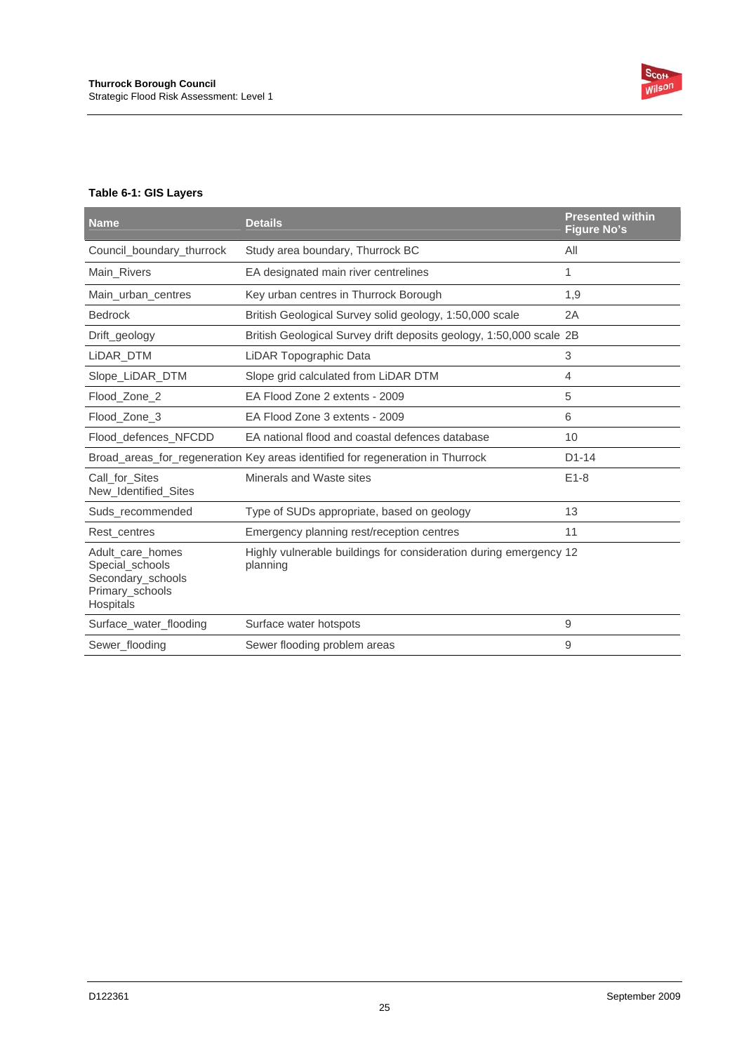**Table 6-1: GIS Layers**

| Name | Details | Presented within Figure No's |
|---|---|---|
| Council_boundary_thurrock | Study area boundary, Thurrock BC | All |
| Main_Rivers | EA designated main river centrelines | 1 |
| Main_urban_centres | Key urban centres in Thurrock Borough | 1,9 |
| Bedrock | British Geological Survey solid geology, 1:50,000 scale | 2A |
| Drift_geology | British Geological Survey drift deposits geology, 1:50,000 scale | 2B |
| LiDAR_DTM | LiDAR Topographic Data | 3 |
| Slope_LiDAR_DTM | Slope grid calculated from LiDAR DTM | 4 |
| Flood_Zone_2 | EA Flood Zone 2 extents - 2009 | 5 |
| Flood_Zone_3 | EA Flood Zone 3 extents - 2009 | 6 |
| Flood_defences_NFCDD | EA national flood and coastal defences database | 10 |
| Broad_areas_for_regeneration | Key areas identified for regeneration in Thurrock | D1-14 |
| Call_for_Sites<br>New_Identified_Sites | Minerals and Waste sites | E1-8 |
| Suds_recommended | Type of SUDs appropriate, based on geology | 13 |
| Rest_centres | Emergency planning rest/reception centres | 11 |
| Adult_care_homes<br>Special_schools<br>Secondary_schools<br>Primary_schools<br>Hospitals | Highly vulnerable buildings for consideration during emergency planning | 12 |
| Surface_water_flooding | Surface water hotspots | 9 |
| Sewer_flooding | Sewer flooding problem areas | 9 |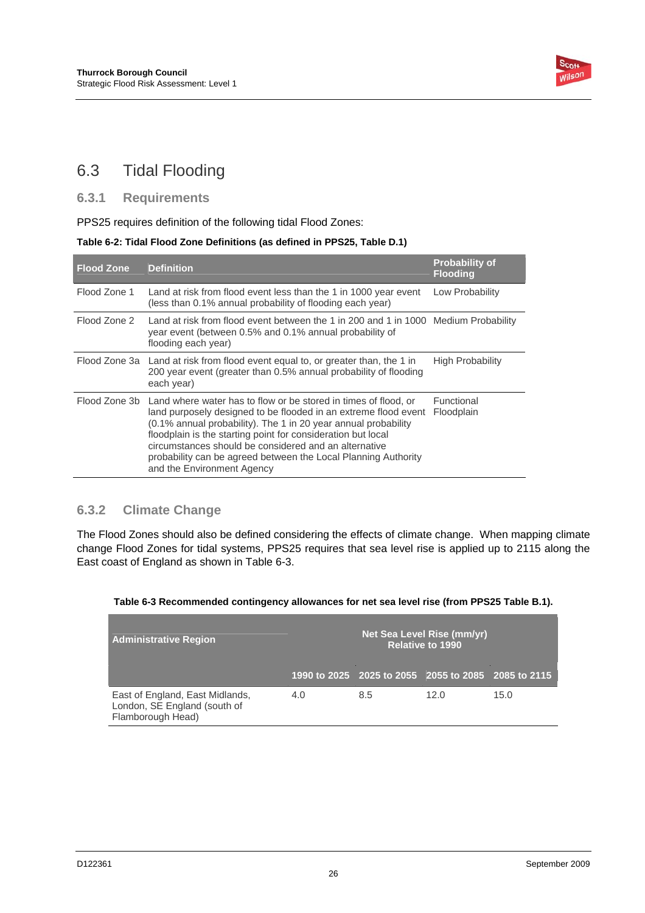## 6.3 Tidal Flooding

### 6.3.1 Requirements

PPS25 requires definition of the following tidal Flood Zones:

**Table 6-2: Tidal Flood Zone Definitions (as defined in PPS25, Table D.1)**

| Flood Zone | Definition | Probability of Flooding |
|---|---|---|
| Flood Zone 1 | Land at risk from flood event less than the 1 in 1000 year event (less than 0.1% annual probability of flooding each year) | Low Probability |
| Flood Zone 2 | Land at risk from flood event between the 1 in 200 and 1 in 1000 year event (between 0.5% and 0.1% annual probability of flooding each year) | Medium Probability |
| Flood Zone 3a | Land at risk from flood event equal to, or greater than, the 1 in 200 year event (greater than 0.5% annual probability of flooding each year) | High Probability |
| Flood Zone 3b | Land where water has to flow or be stored in times of flood, or land purposely designed to be flooded in an extreme flood event (0.1% annual probability). The 1 in 20 year annual probability floodplain is the starting point for consideration but local circumstances should be considered and an alternative probability can be agreed between the Local Planning Authority and the Environment Agency | Functional Floodplain |

### 6.3.2 Climate Change

The Flood Zones should also be defined considering the effects of climate change. When mapping climate change Flood Zones for tidal systems, PPS25 requires that sea level rise is applied up to 2115 along the East coast of England as shown in Table 6-3.

**Table 6-3 Recommended contingency allowances for net sea level rise (from PPS25 Table B.1).**

| Administrative Region | Net Sea Level Rise (mm/yr) Relative to 1990 | | | |
|---|---|---|---|---|
| | 1990 to 2025 | 2025 to 2055 | 2055 to 2085 | 2085 to 2115 |
| East of England, East Midlands, London, SE England (south of Flamborough Head) | 4.0 | 8.5 | 12.0 | 15.0 |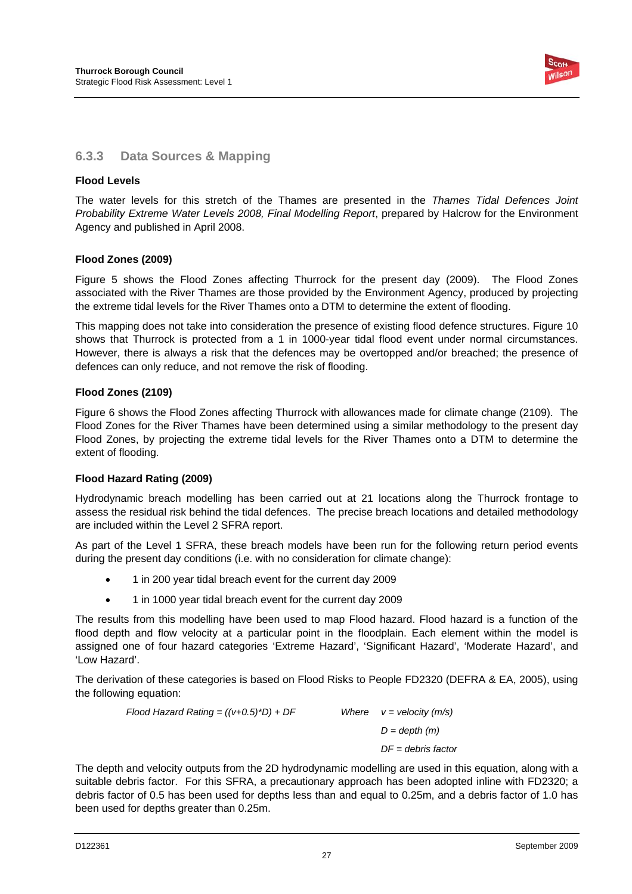### 6.3.3 Data Sources & Mapping

**Flood Levels**

The water levels for this stretch of the Thames are presented in the *Thames Tidal Defences Joint Probability Extreme Water Levels 2008, Final Modelling Report*, prepared by Halcrow for the Environment Agency and published in April 2008.

**Flood Zones (2009)**

Figure 5 shows the Flood Zones affecting Thurrock for the present day (2009). The Flood Zones associated with the River Thames are those provided by the Environment Agency, produced by projecting the extreme tidal levels for the River Thames onto a DTM to determine the extent of flooding.

This mapping does not take into consideration the presence of existing flood defence structures. Figure 10 shows that Thurrock is protected from a 1 in 1000-year tidal flood event under normal circumstances. However, there is always a risk that the defences may be overtopped and/or breached; the presence of defences can only reduce, and not remove the risk of flooding.

**Flood Zones (2109)**

Figure 6 shows the Flood Zones affecting Thurrock with allowances made for climate change (2109). The Flood Zones for the River Thames have been determined using a similar methodology to the present day Flood Zones, by projecting the extreme tidal levels for the River Thames onto a DTM to determine the extent of flooding.

**Flood Hazard Rating (2009)**

Hydrodynamic breach modelling has been carried out at 21 locations along the Thurrock frontage to assess the residual risk behind the tidal defences. The precise breach locations and detailed methodology are included within the Level 2 SFRA report.

As part of the Level 1 SFRA, these breach models have been run for the following return period events during the present day conditions (i.e. with no consideration for climate change):

- 1 in 200 year tidal breach event for the current day 2009
- 1 in 1000 year tidal breach event for the current day 2009

The results from this modelling have been used to map Flood hazard. Flood hazard is a function of the flood depth and flow velocity at a particular point in the floodplain. Each element within the model is assigned one of four hazard categories 'Extreme Hazard', 'Significant Hazard', 'Moderate Hazard', and 'Low Hazard'.

The derivation of these categories is based on Flood Risks to People FD2320 (DEFRA & EA, 2005), using the following equation:

$$\text{Flood Hazard Rating} = ((v+0.5)*D) + DF$$

*Where* $v$ = *velocity (m/s)*

$D$ = *depth (m)*

$DF$ = *debris factor*

The depth and velocity outputs from the 2D hydrodynamic modelling are used in this equation, along with a suitable debris factor. For this SFRA, a precautionary approach has been adopted inline with FD2320; a debris factor of 0.5 has been used for depths less than and equal to 0.25m, and a debris factor of 1.0 has been used for depths greater than 0.25m.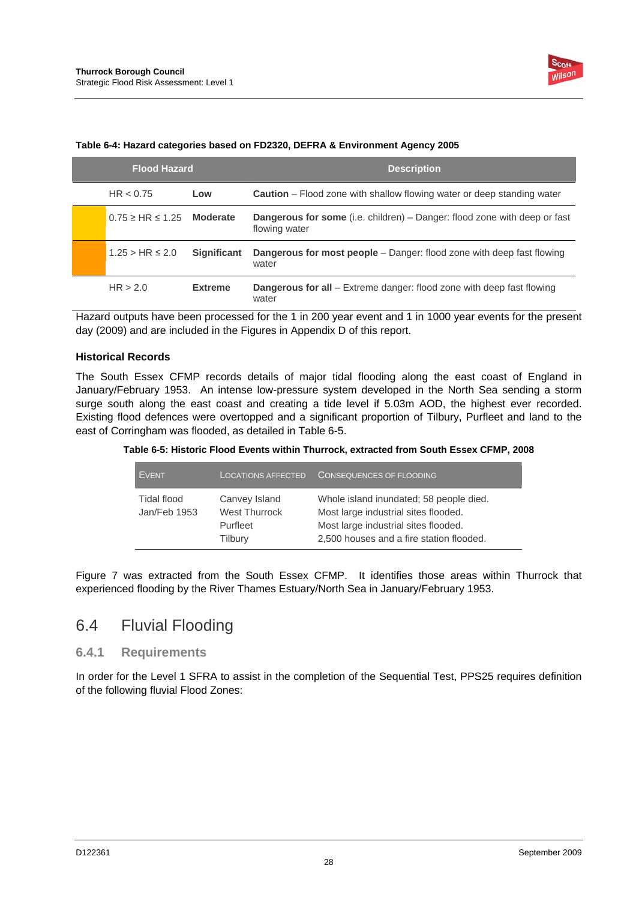**Table 6-4: Hazard categories based on FD2320, DEFRA & Environment Agency 2005**

| Flood Hazard | | Description |
|---|---|---|
| HR < 0.75 | **Low** | **Caution** – Flood zone with shallow flowing water or deep standing water |
| 0.75 ≥ HR ≤ 1.25 | **Moderate** | **Dangerous for some** (i.e. children) – Danger: flood zone with deep or fast flowing water |
| 1.25 > HR ≤ 2.0 | **Significant** | **Dangerous for most people** – Danger: flood zone with deep fast flowing water |
| HR > 2.0 | **Extreme** | **Dangerous for all** – Extreme danger: flood zone with deep fast flowing water |

Hazard outputs have been processed for the 1 in 200 year event and 1 in 1000 year events for the present day (2009) and are included in the Figures in Appendix D of this report.

**Historical Records**

The South Essex CFMP records details of major tidal flooding along the east coast of England in January/February 1953. An intense low-pressure system developed in the North Sea sending a storm surge south along the east coast and creating a tide level if 5.03m AOD, the highest ever recorded. Existing flood defences were overtopped and a significant proportion of Tilbury, Purfleet and land to the east of Corringham was flooded, as detailed in Table 6-5.

**Table 6-5: Historic Flood Events within Thurrock, extracted from South Essex CFMP, 2008**

| Event | Locations Affected | Consequences of Flooding |
|---|---|---|
| Tidal flood Jan/Feb 1953 | Canvey Island | Whole island inundated; 58 people died. |
| | West Thurrock | Most large industrial sites flooded. |
| | Purfleet | Most large industrial sites flooded. |
| | Tilbury | 2,500 houses and a fire station flooded. |

Figure 7 was extracted from the South Essex CFMP. It identifies those areas within Thurrock that experienced flooding by the River Thames Estuary/North Sea in January/February 1953.

## 6.4 Fluvial Flooding

### 6.4.1 Requirements

In order for the Level 1 SFRA to assist in the completion of the Sequential Test, PPS25 requires definition of the following fluvial Flood Zones: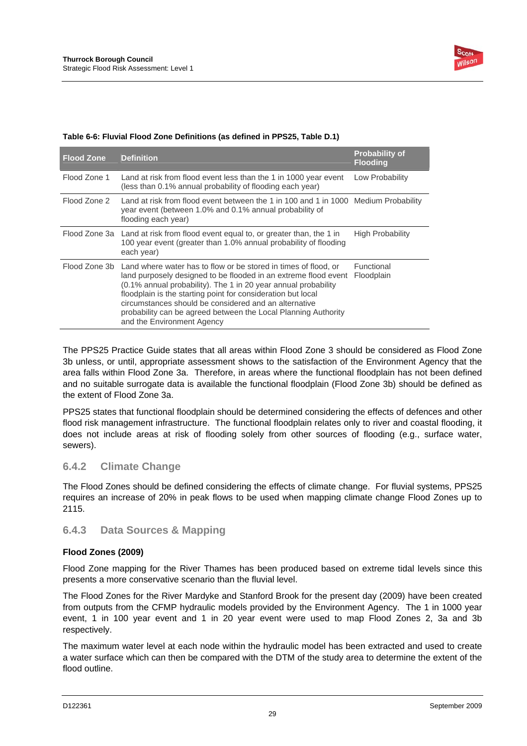**Table 6-6: Fluvial Flood Zone Definitions (as defined in PPS25, Table D.1)**

| Flood Zone | Definition | Probability of Flooding |
| --- | --- | --- |
| Flood Zone 1 | Land at risk from flood event less than the 1 in 1000 year event (less than 0.1% annual probability of flooding each year) | Low Probability |
| Flood Zone 2 | Land at risk from flood event between the 1 in 100 and 1 in 1000 year event (between 1.0% and 0.1% annual probability of flooding each year) | Medium Probability |
| Flood Zone 3a | Land at risk from flood event equal to, or greater than, the 1 in 100 year event (greater than 1.0% annual probability of flooding each year) | High Probability |
| Flood Zone 3b | Land where water has to flow or be stored in times of flood, or land purposely designed to be flooded in an extreme flood event (0.1% annual probability). The 1 in 20 year annual probability floodplain is the starting point for consideration but local circumstances should be considered and an alternative probability can be agreed between the Local Planning Authority and the Environment Agency | Functional Floodplain |

The PPS25 Practice Guide states that all areas within Flood Zone 3 should be considered as Flood Zone 3b unless, or until, appropriate assessment shows to the satisfaction of the Environment Agency that the area falls within Flood Zone 3a. Therefore, in areas where the functional floodplain has not been defined and no suitable surrogate data is available the functional floodplain (Flood Zone 3b) should be defined as the extent of Flood Zone 3a.

PPS25 states that functional floodplain should be determined considering the effects of defences and other flood risk management infrastructure. The functional floodplain relates only to river and coastal flooding, it does not include areas at risk of flooding solely from other sources of flooding (e.g., surface water, sewers).

### 6.4.2 Climate Change

The Flood Zones should be defined considering the effects of climate change. For fluvial systems, PPS25 requires an increase of 20% in peak flows to be used when mapping climate change Flood Zones up to 2115.

### 6.4.3 Data Sources & Mapping

**Flood Zones (2009)**

Flood Zone mapping for the River Thames has been produced based on extreme tidal levels since this presents a more conservative scenario than the fluvial level.

The Flood Zones for the River Mardyke and Stanford Brook for the present day (2009) have been created from outputs from the CFMP hydraulic models provided by the Environment Agency. The 1 in 1000 year event, 1 in 100 year event and 1 in 20 year event were used to map Flood Zones 2, 3a and 3b respectively.

The maximum water level at each node within the hydraulic model has been extracted and used to create a water surface which can then be compared with the DTM of the study area to determine the extent of the flood outline.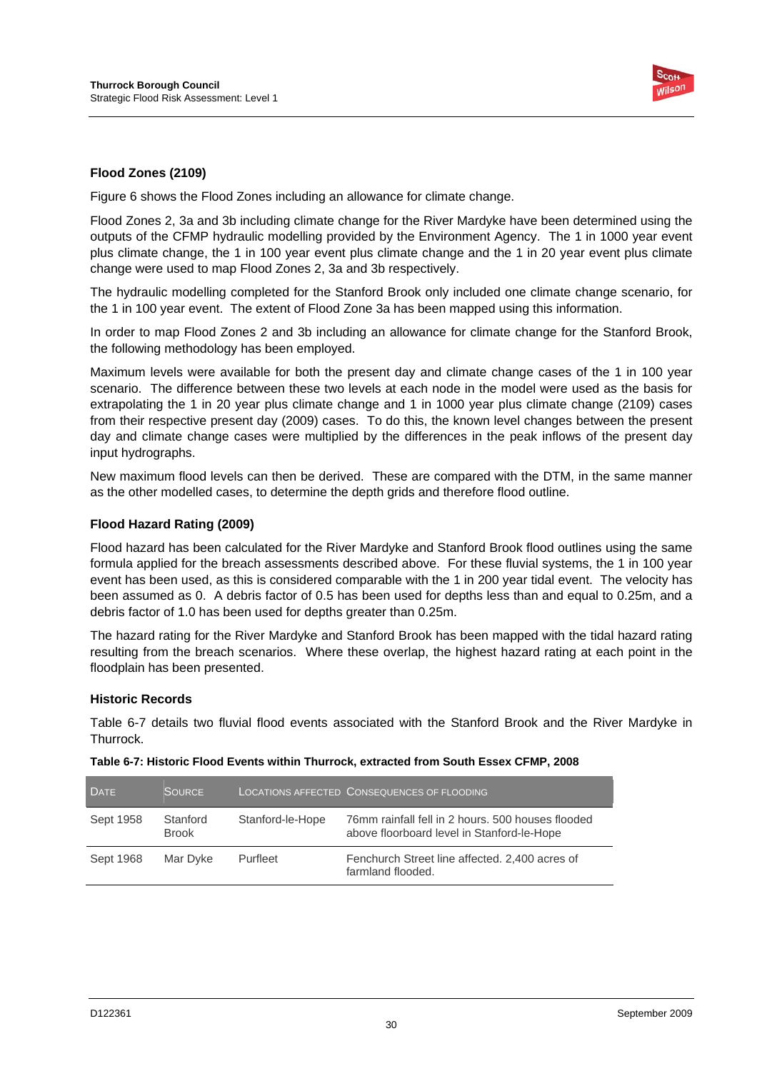### Flood Zones (2109)

Figure 6 shows the Flood Zones including an allowance for climate change.

Flood Zones 2, 3a and 3b including climate change for the River Mardyke have been determined using the outputs of the CFMP hydraulic modelling provided by the Environment Agency. The 1 in 1000 year event plus climate change, the 1 in 100 year event plus climate change and the 1 in 20 year event plus climate change were used to map Flood Zones 2, 3a and 3b respectively.

The hydraulic modelling completed for the Stanford Brook only included one climate change scenario, for the 1 in 100 year event. The extent of Flood Zone 3a has been mapped using this information.

In order to map Flood Zones 2 and 3b including an allowance for climate change for the Stanford Brook, the following methodology has been employed.

Maximum levels were available for both the present day and climate change cases of the 1 in 100 year scenario. The difference between these two levels at each node in the model were used as the basis for extrapolating the 1 in 20 year plus climate change and 1 in 1000 year plus climate change (2109) cases from their respective present day (2009) cases. To do this, the known level changes between the present day and climate change cases were multiplied by the differences in the peak inflows of the present day input hydrographs.

New maximum flood levels can then be derived. These are compared with the DTM, in the same manner as the other modelled cases, to determine the depth grids and therefore flood outline.

### Flood Hazard Rating (2009)

Flood hazard has been calculated for the River Mardyke and Stanford Brook flood outlines using the same formula applied for the breach assessments described above. For these fluvial systems, the 1 in 100 year event has been used, as this is considered comparable with the 1 in 200 year tidal event. The velocity has been assumed as 0. A debris factor of 0.5 has been used for depths less than and equal to 0.25m, and a debris factor of 1.0 has been used for depths greater than 0.25m.

The hazard rating for the River Mardyke and Stanford Brook has been mapped with the tidal hazard rating resulting from the breach scenarios. Where these overlap, the highest hazard rating at each point in the floodplain has been presented.

### Historic Records

Table 6-7 details two fluvial flood events associated with the Stanford Brook and the River Mardyke in Thurrock.

**Table 6-7: Historic Flood Events within Thurrock, extracted from South Essex CFMP, 2008**

| Date | Source | Locations Affected | Consequences of Flooding |
|---|---|---|---|
| Sept 1958 | Stanford Brook | Stanford-le-Hope | 76mm rainfall fell in 2 hours. 500 houses flooded above floorboard level in Stanford-le-Hope |
| Sept 1968 | Mar Dyke | Purfleet | Fenchurch Street line affected. 2,400 acres of farmland flooded. |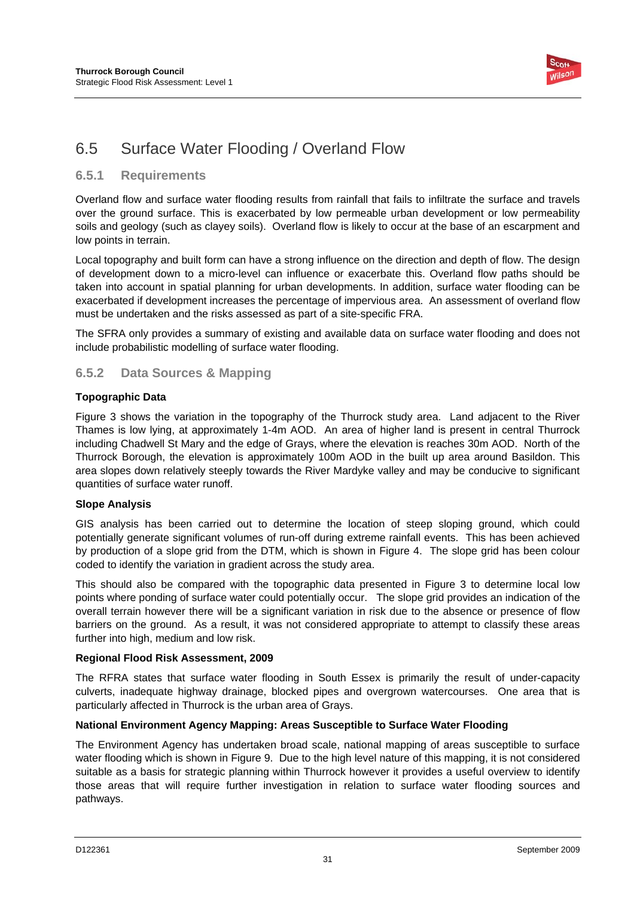## 6.5 Surface Water Flooding / Overland Flow

### 6.5.1 Requirements

Overland flow and surface water flooding results from rainfall that fails to infiltrate the surface and travels over the ground surface. This is exacerbated by low permeable urban development or low permeability soils and geology (such as clayey soils). Overland flow is likely to occur at the base of an escarpment and low points in terrain.

Local topography and built form can have a strong influence on the direction and depth of flow. The design of development down to a micro-level can influence or exacerbate this. Overland flow paths should be taken into account in spatial planning for urban developments. In addition, surface water flooding can be exacerbated if development increases the percentage of impervious area. An assessment of overland flow must be undertaken and the risks assessed as part of a site-specific FRA.

The SFRA only provides a summary of existing and available data on surface water flooding and does not include probabilistic modelling of surface water flooding.

### 6.5.2 Data Sources & Mapping

**Topographic Data**

Figure 3 shows the variation in the topography of the Thurrock study area. Land adjacent to the River Thames is low lying, at approximately 1-4m AOD. An area of higher land is present in central Thurrock including Chadwell St Mary and the edge of Grays, where the elevation is reaches 30m AOD. North of the Thurrock Borough, the elevation is approximately 100m AOD in the built up area around Basildon. This area slopes down relatively steeply towards the River Mardyke valley and may be conducive to significant quantities of surface water runoff.

**Slope Analysis**

GIS analysis has been carried out to determine the location of steep sloping ground, which could potentially generate significant volumes of run-off during extreme rainfall events. This has been achieved by production of a slope grid from the DTM, which is shown in Figure 4. The slope grid has been colour coded to identify the variation in gradient across the study area.

This should also be compared with the topographic data presented in Figure 3 to determine local low points where ponding of surface water could potentially occur. The slope grid provides an indication of the overall terrain however there will be a significant variation in risk due to the absence or presence of flow barriers on the ground. As a result, it was not considered appropriate to attempt to classify these areas further into high, medium and low risk.

**Regional Flood Risk Assessment, 2009**

The RFRA states that surface water flooding in South Essex is primarily the result of under-capacity culverts, inadequate highway drainage, blocked pipes and overgrown watercourses. One area that is particularly affected in Thurrock is the urban area of Grays.

**National Environment Agency Mapping: Areas Susceptible to Surface Water Flooding**

The Environment Agency has undertaken broad scale, national mapping of areas susceptible to surface water flooding which is shown in Figure 9. Due to the high level nature of this mapping, it is not considered suitable as a basis for strategic planning within Thurrock however it provides a useful overview to identify those areas that will require further investigation in relation to surface water flooding sources and pathways.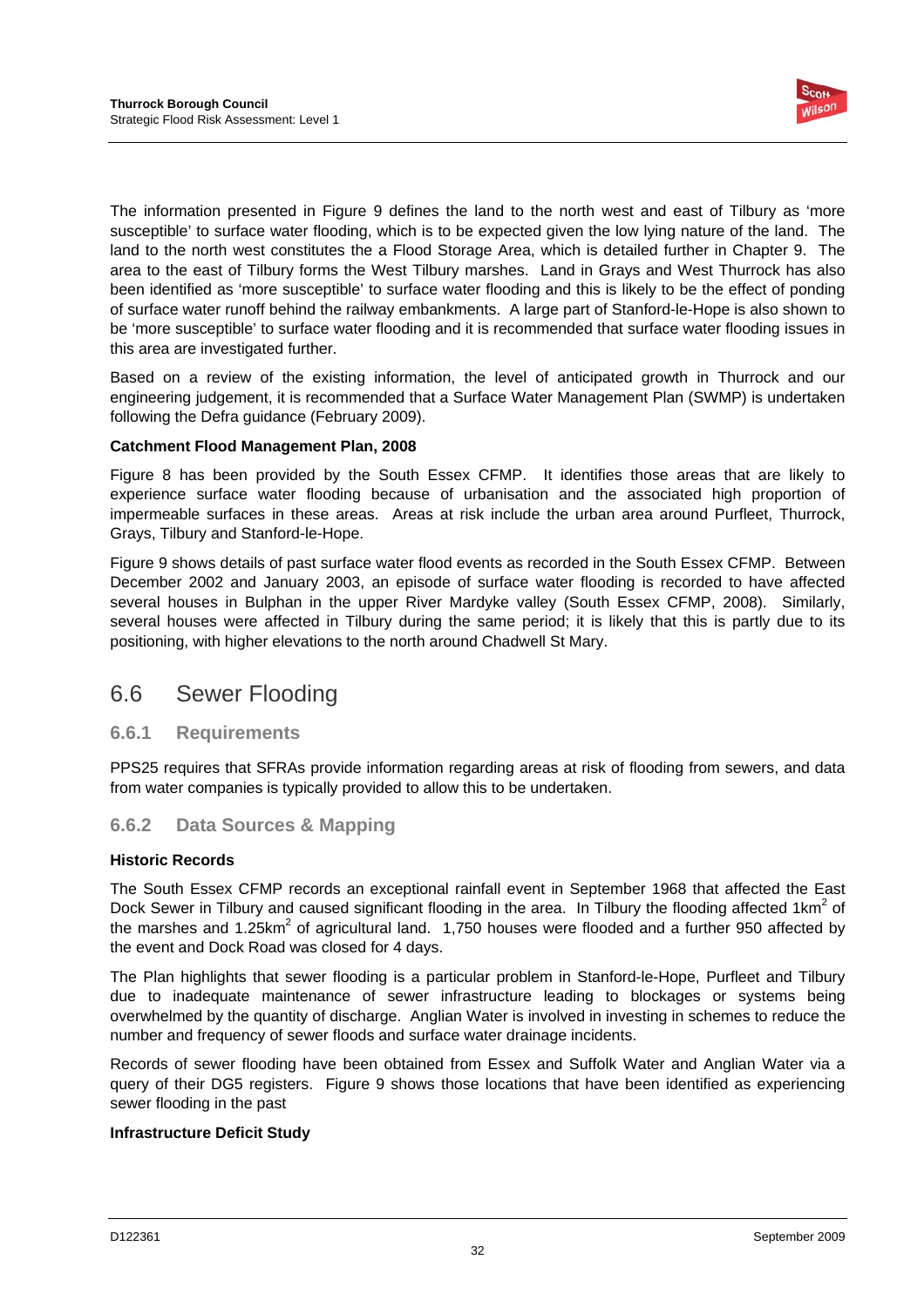The information presented in Figure 9 defines the land to the north west and east of Tilbury as 'more susceptible' to surface water flooding, which is to be expected given the low lying nature of the land. The land to the north west constitutes the a Flood Storage Area, which is detailed further in Chapter 9. The area to the east of Tilbury forms the West Tilbury marshes. Land in Grays and West Thurrock has also been identified as 'more susceptible' to surface water flooding and this is likely to be the effect of ponding of surface water runoff behind the railway embankments. A large part of Stanford-le-Hope is also shown to be 'more susceptible' to surface water flooding and it is recommended that surface water flooding issues in this area are investigated further.

Based on a review of the existing information, the level of anticipated growth in Thurrock and our engineering judgement, it is recommended that a Surface Water Management Plan (SWMP) is undertaken following the Defra guidance (February 2009).

**Catchment Flood Management Plan, 2008**

Figure 8 has been provided by the South Essex CFMP. It identifies those areas that are likely to experience surface water flooding because of urbanisation and the associated high proportion of impermeable surfaces in these areas. Areas at risk include the urban area around Purfleet, Thurrock, Grays, Tilbury and Stanford-le-Hope.

Figure 9 shows details of past surface water flood events as recorded in the South Essex CFMP. Between December 2002 and January 2003, an episode of surface water flooding is recorded to have affected several houses in Bulphan in the upper River Mardyke valley (South Essex CFMP, 2008). Similarly, several houses were affected in Tilbury during the same period; it is likely that this is partly due to its positioning, with higher elevations to the north around Chadwell St Mary.

## 6.6 Sewer Flooding

### 6.6.1 Requirements

PPS25 requires that SFRAs provide information regarding areas at risk of flooding from sewers, and data from water companies is typically provided to allow this to be undertaken.

### 6.6.2 Data Sources & Mapping

**Historic Records**

The South Essex CFMP records an exceptional rainfall event in September 1968 that affected the East Dock Sewer in Tilbury and caused significant flooding in the area. In Tilbury the flooding affected 1km$^2$ of the marshes and 1.25km$^2$ of agricultural land. 1,750 houses were flooded and a further 950 affected by the event and Dock Road was closed for 4 days.

The Plan highlights that sewer flooding is a particular problem in Stanford-le-Hope, Purfleet and Tilbury due to inadequate maintenance of sewer infrastructure leading to blockages or systems being overwhelmed by the quantity of discharge. Anglian Water is involved in investing in schemes to reduce the number and frequency of sewer floods and surface water drainage incidents.

Records of sewer flooding have been obtained from Essex and Suffolk Water and Anglian Water via a query of their DG5 registers. Figure 9 shows those locations that have been identified as experiencing sewer flooding in the past

**Infrastructure Deficit Study**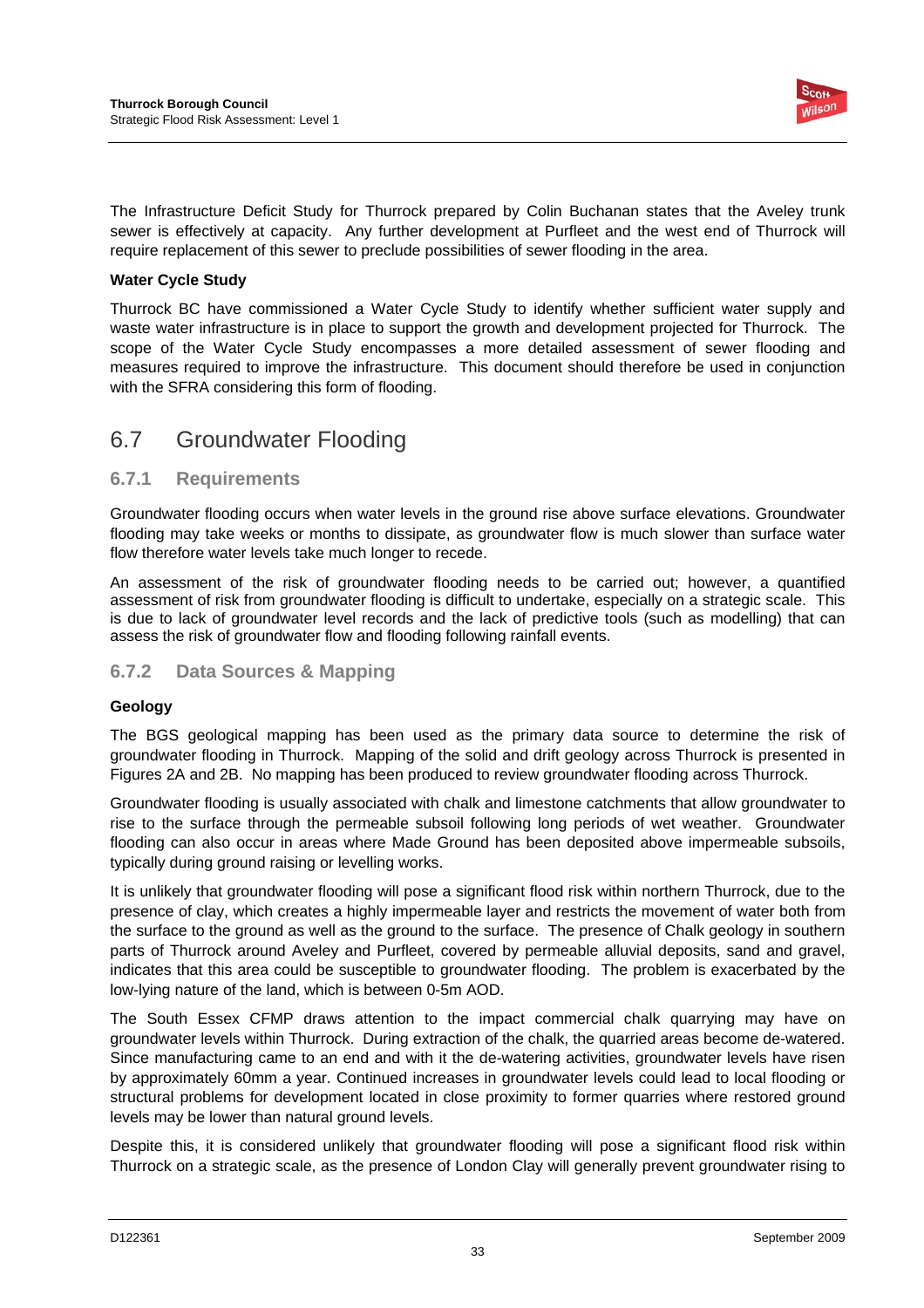The Infrastructure Deficit Study for Thurrock prepared by Colin Buchanan states that the Aveley trunk sewer is effectively at capacity. Any further development at Purfleet and the west end of Thurrock will require replacement of this sewer to preclude possibilities of sewer flooding in the area.

**Water Cycle Study**

Thurrock BC have commissioned a Water Cycle Study to identify whether sufficient water supply and waste water infrastructure is in place to support the growth and development projected for Thurrock. The scope of the Water Cycle Study encompasses a more detailed assessment of sewer flooding and measures required to improve the infrastructure. This document should therefore be used in conjunction with the SFRA considering this form of flooding.

## 6.7 Groundwater Flooding

### 6.7.1 Requirements

Groundwater flooding occurs when water levels in the ground rise above surface elevations. Groundwater flooding may take weeks or months to dissipate, as groundwater flow is much slower than surface water flow therefore water levels take much longer to recede.

An assessment of the risk of groundwater flooding needs to be carried out; however, a quantified assessment of risk from groundwater flooding is difficult to undertake, especially on a strategic scale. This is due to lack of groundwater level records and the lack of predictive tools (such as modelling) that can assess the risk of groundwater flow and flooding following rainfall events.

### 6.7.2 Data Sources & Mapping

**Geology**

The BGS geological mapping has been used as the primary data source to determine the risk of groundwater flooding in Thurrock. Mapping of the solid and drift geology across Thurrock is presented in Figures 2A and 2B. No mapping has been produced to review groundwater flooding across Thurrock.

Groundwater flooding is usually associated with chalk and limestone catchments that allow groundwater to rise to the surface through the permeable subsoil following long periods of wet weather. Groundwater flooding can also occur in areas where Made Ground has been deposited above impermeable subsoils, typically during ground raising or levelling works.

It is unlikely that groundwater flooding will pose a significant flood risk within northern Thurrock, due to the presence of clay, which creates a highly impermeable layer and restricts the movement of water both from the surface to the ground as well as the ground to the surface. The presence of Chalk geology in southern parts of Thurrock around Aveley and Purfleet, covered by permeable alluvial deposits, sand and gravel, indicates that this area could be susceptible to groundwater flooding. The problem is exacerbated by the low-lying nature of the land, which is between 0-5m AOD.

The South Essex CFMP draws attention to the impact commercial chalk quarrying may have on groundwater levels within Thurrock. During extraction of the chalk, the quarried areas become de-watered. Since manufacturing came to an end and with it the de-watering activities, groundwater levels have risen by approximately 60mm a year. Continued increases in groundwater levels could lead to local flooding or structural problems for development located in close proximity to former quarries where restored ground levels may be lower than natural ground levels.

Despite this, it is considered unlikely that groundwater flooding will pose a significant flood risk within Thurrock on a strategic scale, as the presence of London Clay will generally prevent groundwater rising to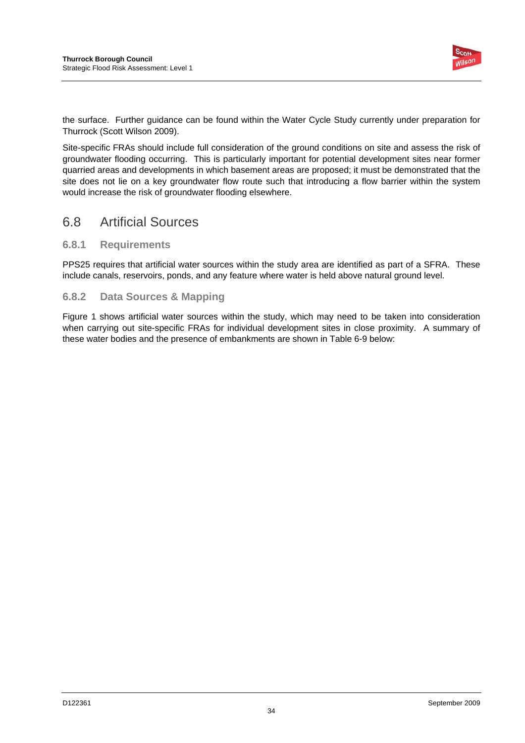the surface. Further guidance can be found within the Water Cycle Study currently under preparation for Thurrock (Scott Wilson 2009).

Site-specific FRAs should include full consideration of the ground conditions on site and assess the risk of groundwater flooding occurring. This is particularly important for potential development sites near former quarried areas and developments in which basement areas are proposed; it must be demonstrated that the site does not lie on a key groundwater flow route such that introducing a flow barrier within the system would increase the risk of groundwater flooding elsewhere.

## 6.8 Artificial Sources

### 6.8.1 Requirements

PPS25 requires that artificial water sources within the study area are identified as part of a SFRA. These include canals, reservoirs, ponds, and any feature where water is held above natural ground level.

### 6.8.2 Data Sources & Mapping

Figure 1 shows artificial water sources within the study, which may need to be taken into consideration when carrying out site-specific FRAs for individual development sites in close proximity. A summary of these water bodies and the presence of embankments are shown in Table 6-9 below: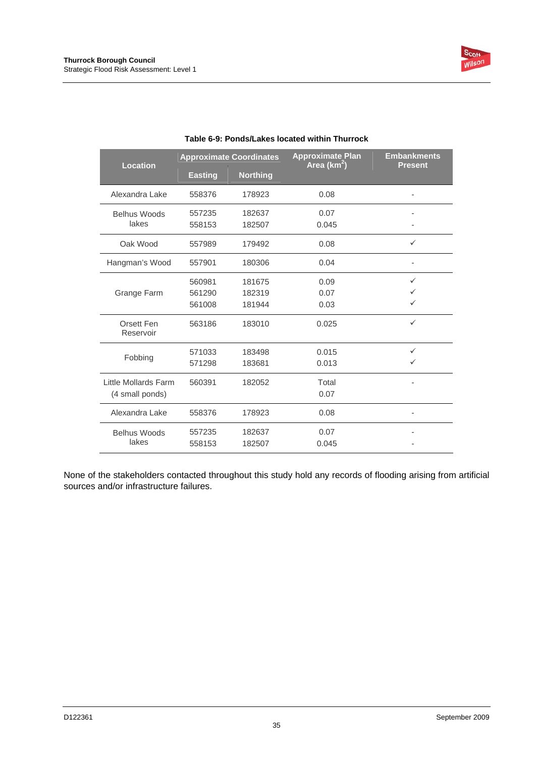**Table 6-9: Ponds/Lakes located within Thurrock**

| Location | Approximate Coordinates | | Approximate Plan Area ($km^2$) | Embankments Present |
|---|---|---|---|---|
| | Easting | Northing | | |
| Alexandra Lake | 558376 | 178923 | 0.08 | - |
| Belhus Woods lakes | 557235<br>558153 | 182637<br>182507 | 0.07<br>0.045 | -<br>- |
| Oak Wood | 557989 | 179492 | 0.08 | ✓ |
| Hangman's Wood | 557901 | 180306 | 0.04 | - |
| Grange Farm | 560981<br>561290<br>561008 | 181675<br>182319<br>181944 | 0.09<br>0.07<br>0.03 | ✓<br>✓<br>✓ |
| Orsett Fen Reservoir | 563186 | 183010 | 0.025 | ✓ |
| Fobbing | 571033<br>571298 | 183498<br>183681 | 0.015<br>0.013 | ✓<br>✓ |
| Little Mollards Farm (4 small ponds) | 560391 | 182052 | Total 0.07 | - |
| Alexandra Lake | 558376 | 178923 | 0.08 | - |
| Belhus Woods lakes | 557235<br>558153 | 182637<br>182507 | 0.07<br>0.045 | -<br>- |

None of the stakeholders contacted throughout this study hold any records of flooding arising from artificial sources and/or infrastructure failures.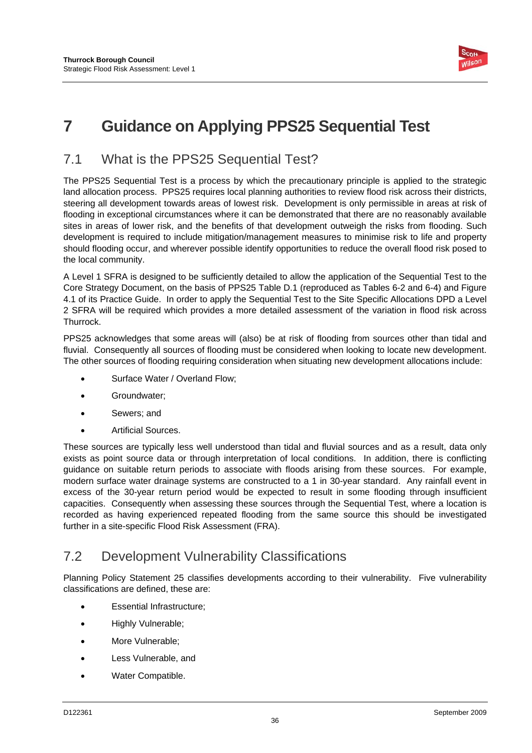# 7 Guidance on Applying PPS25 Sequential Test

## 7.1 What is the PPS25 Sequential Test?

The PPS25 Sequential Test is a process by which the precautionary principle is applied to the strategic land allocation process. PPS25 requires local planning authorities to review flood risk across their districts, steering all development towards areas of lowest risk. Development is only permissible in areas at risk of flooding in exceptional circumstances where it can be demonstrated that there are no reasonably available sites in areas of lower risk, and the benefits of that development outweigh the risks from flooding. Such development is required to include mitigation/management measures to minimise risk to life and property should flooding occur, and wherever possible identify opportunities to reduce the overall flood risk posed to the local community.

A Level 1 SFRA is designed to be sufficiently detailed to allow the application of the Sequential Test to the Core Strategy Document, on the basis of PPS25 Table D.1 (reproduced as Tables 6-2 and 6-4) and Figure 4.1 of its Practice Guide. In order to apply the Sequential Test to the Site Specific Allocations DPD a Level 2 SFRA will be required which provides a more detailed assessment of the variation in flood risk across Thurrock.

PPS25 acknowledges that some areas will (also) be at risk of flooding from sources other than tidal and fluvial. Consequently all sources of flooding must be considered when looking to locate new development. The other sources of flooding requiring consideration when situating new development allocations include:

- Surface Water / Overland Flow;
- Groundwater;
- Sewers; and
- Artificial Sources.

These sources are typically less well understood than tidal and fluvial sources and as a result, data only exists as point source data or through interpretation of local conditions. In addition, there is conflicting guidance on suitable return periods to associate with floods arising from these sources. For example, modern surface water drainage systems are constructed to a 1 in 30-year standard. Any rainfall event in excess of the 30-year return period would be expected to result in some flooding through insufficient capacities. Consequently when assessing these sources through the Sequential Test, where a location is recorded as having experienced repeated flooding from the same source this should be investigated further in a site-specific Flood Risk Assessment (FRA).

## 7.2 Development Vulnerability Classifications

Planning Policy Statement 25 classifies developments according to their vulnerability. Five vulnerability classifications are defined, these are:

- Essential Infrastructure;
- Highly Vulnerable;
- More Vulnerable;
- Less Vulnerable, and
- Water Compatible.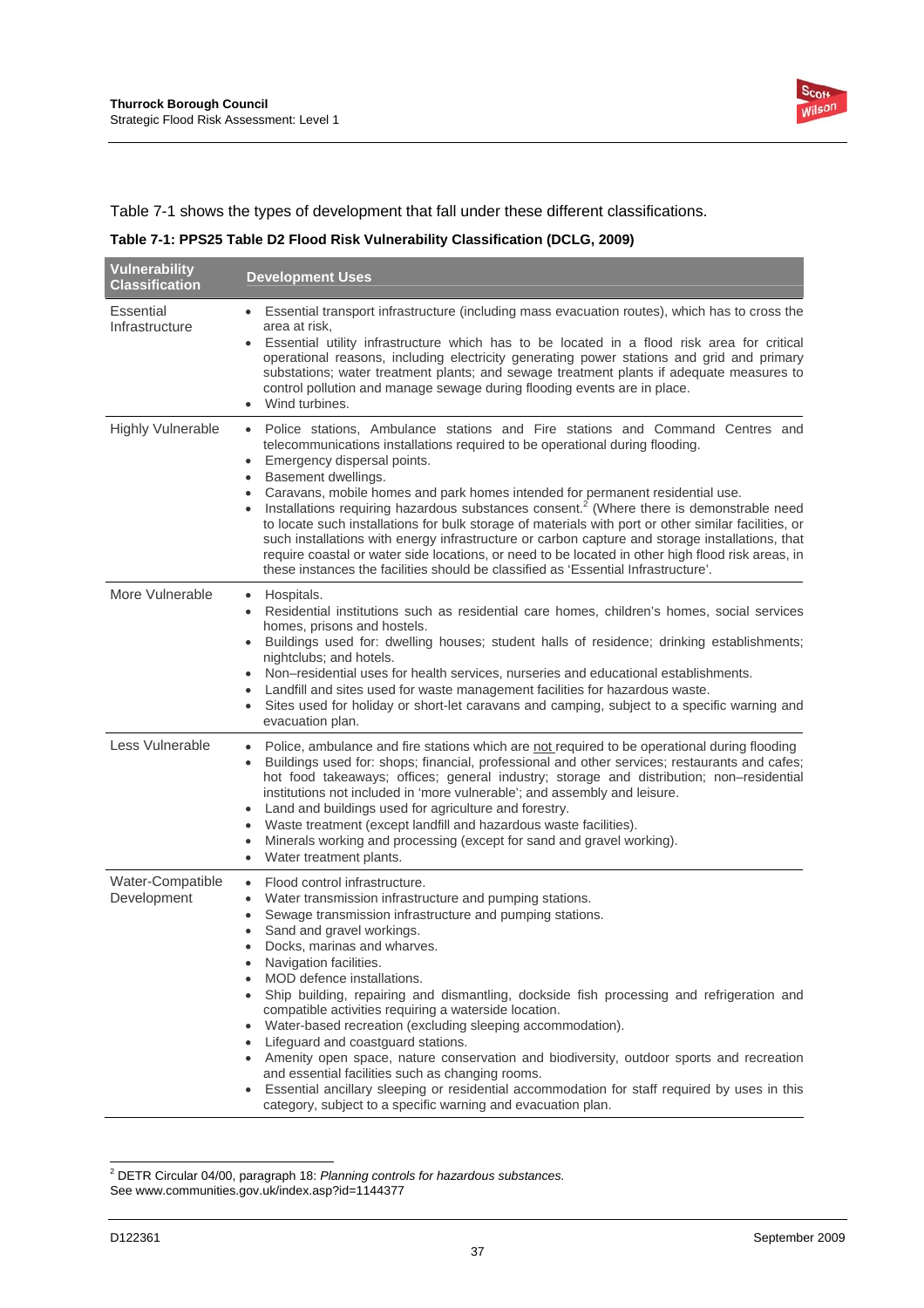Table 7-1 shows the types of development that fall under these different classifications.

**Table 7-1: PPS25 Table D2 Flood Risk Vulnerability Classification (DCLG, 2009)**

| Vulnerability Classification | Development Uses |
|---|---|
| Essential Infrastructure | • Essential transport infrastructure (including mass evacuation routes), which has to cross the area at risk,<br>• Essential utility infrastructure which has to be located in a flood risk area for critical operational reasons, including electricity generating power stations and grid and primary substations; water treatment plants; and sewage treatment plants if adequate measures to control pollution and manage sewage during flooding events are in place.<br>• Wind turbines. |
| Highly Vulnerable | • Police stations, Ambulance stations and Fire stations and Command Centres and telecommunications installations required to be operational during flooding.<br>• Emergency dispersal points.<br>• Basement dwellings.<br>• Caravans, mobile homes and park homes intended for permanent residential use.<br>• Installations requiring hazardous substances consent.[2] (Where there is demonstrable need to locate such installations for bulk storage of materials with port or other similar facilities, or such installations with energy infrastructure or carbon capture and storage installations, that require coastal or water side locations, or need to be located in other high flood risk areas, in these instances the facilities should be classified as 'Essential Infrastructure'. |
| More Vulnerable | • Hospitals.<br>• Residential institutions such as residential care homes, children's homes, social services homes, prisons and hostels.<br>• Buildings used for: dwelling houses; student halls of residence; drinking establishments; nightclubs; and hotels.<br>• Non–residential uses for health services, nurseries and educational establishments.<br>• Landfill and sites used for waste management facilities for hazardous waste.<br>• Sites used for holiday or short-let caravans and camping, subject to a specific warning and evacuation plan. |
| Less Vulnerable | • Police, ambulance and fire stations which are not required to be operational during flooding<br>• Buildings used for: shops; financial, professional and other services; restaurants and cafes; hot food takeaways; offices; general industry; storage and distribution; non–residential institutions not included in 'more vulnerable'; and assembly and leisure.<br>• Land and buildings used for agriculture and forestry.<br>• Waste treatment (except landfill and hazardous waste facilities).<br>• Minerals working and processing (except for sand and gravel working).<br>• Water treatment plants. |
| Water-Compatible Development | • Flood control infrastructure.<br>• Water transmission infrastructure and pumping stations.<br>• Sewage transmission infrastructure and pumping stations.<br>• Sand and gravel workings.<br>• Docks, marinas and wharves.<br>• Navigation facilities.<br>• MOD defence installations.<br>• Ship building, repairing and dismantling, dockside fish processing and refrigeration and compatible activities requiring a waterside location.<br>• Water-based recreation (excluding sleeping accommodation).<br>• Lifeguard and coastguard stations.<br>• Amenity open space, nature conservation and biodiversity, outdoor sports and recreation and essential facilities such as changing rooms.<br>• Essential ancillary sleeping or residential accommodation for staff required by uses in this category, subject to a specific warning and evacuation plan. |

[2] DETR Circular 04/00, paragraph 18: *Planning controls for hazardous substances.* See www.communities.gov.uk/index.asp?id=1144377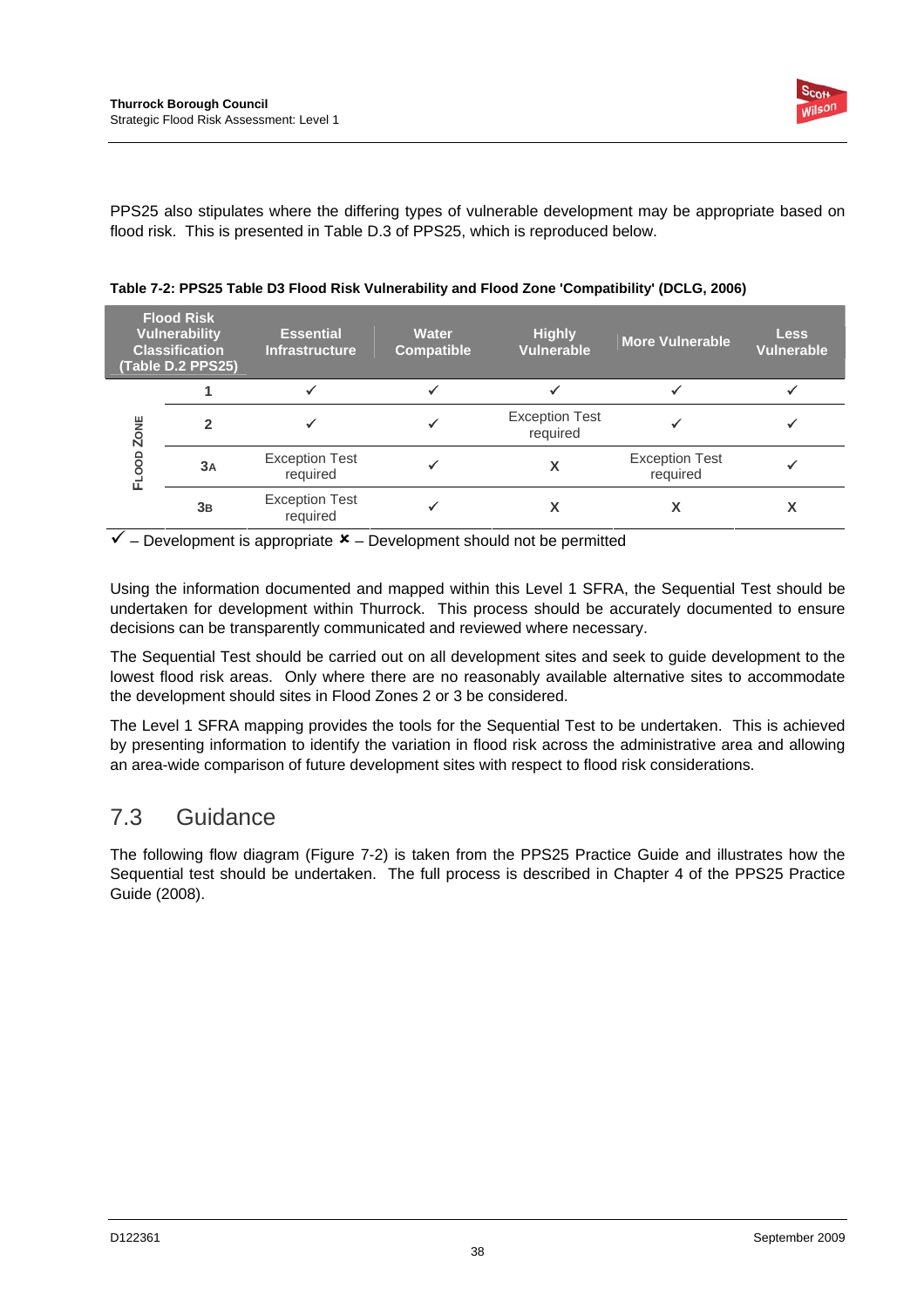PPS25 also stipulates where the differing types of vulnerable development may be appropriate based on flood risk. This is presented in Table D.3 of PPS25, which is reproduced below.

**Table 7-2: PPS25 Table D3 Flood Risk Vulnerability and Flood Zone 'Compatibility' (DCLG, 2006)**

| Flood Risk Vulnerability Classification (Table D.2 PPS25) | | Essential Infrastructure | Water Compatible | Highly Vulnerable | More Vulnerable | Less Vulnerable |
|---|---|---|---|---|---|---|
| Flood Zone | 1 | ✓ | ✓ | ✓ | ✓ | ✓ |
| | 2 | ✓ | ✓ | Exception Test required | ✓ | ✓ |
| | 3A | Exception Test required | ✓ | X | Exception Test required | ✓ |
| | 3B | Exception Test required | ✓ | X | X | X |

✓ – Development is appropriate ✗ – Development should not be permitted

Using the information documented and mapped within this Level 1 SFRA, the Sequential Test should be undertaken for development within Thurrock. This process should be accurately documented to ensure decisions can be transparently communicated and reviewed where necessary.

The Sequential Test should be carried out on all development sites and seek to guide development to the lowest flood risk areas. Only where there are no reasonably available alternative sites to accommodate the development should sites in Flood Zones 2 or 3 be considered.

The Level 1 SFRA mapping provides the tools for the Sequential Test to be undertaken. This is achieved by presenting information to identify the variation in flood risk across the administrative area and allowing an area-wide comparison of future development sites with respect to flood risk considerations.

## 7.3 Guidance

The following flow diagram (Figure 7-2) is taken from the PPS25 Practice Guide and illustrates how the Sequential test should be undertaken. The full process is described in Chapter 4 of the PPS25 Practice Guide (2008).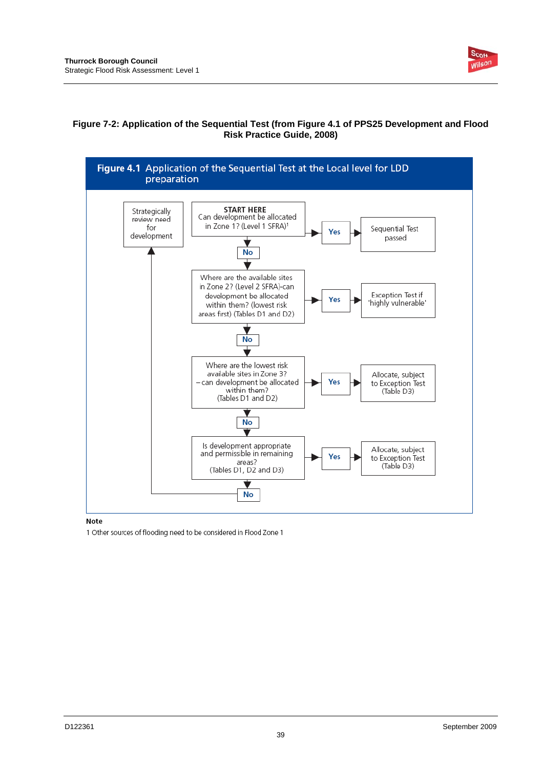**Figure 7-2: Application of the Sequential Test (from Figure 4.1 of PPS25 Development and Flood Risk Practice Guide, 2008)**

**Figure 4.1** Application of the Sequential Test at the Local level for LDD preparation

Strategically review need for development

START HERE
Can development be allocated in Zone 1? (Level 1 SFRA)[1]

Yes → Sequential Test passed

No ↓

Where are the available sites in Zone 2? (Level 2 SFRA)-can development be allocated within them? (lowest risk areas first) (Tables D1 and D2)

Yes → Exception Test if 'highly vulnerable'

No ↓

Where are the lowest risk available sites in Zone 3? – can development be allocated within them? (Tables D1 and D2)

Yes → Allocate, subject to Exception Test (Table D3)

No ↓

Is development appropriate and permissible in remaining areas? (Tables D1, D2 and D3)

Yes → Allocate, subject to Exception Test (Table D3)

No → Strategically review need for development

**Note**

1 Other sources of flooding need to be considered in Flood Zone 1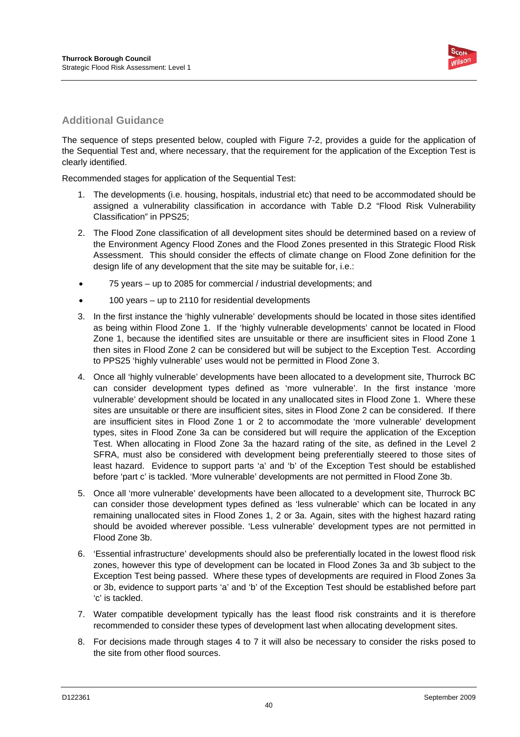## Additional Guidance

The sequence of steps presented below, coupled with Figure 7-2, provides a guide for the application of the Sequential Test and, where necessary, that the requirement for the application of the Exception Test is clearly identified.

Recommended stages for application of the Sequential Test:

1. The developments (i.e. housing, hospitals, industrial etc) that need to be accommodated should be assigned a vulnerability classification in accordance with Table D.2 "Flood Risk Vulnerability Classification" in PPS25;
2. The Flood Zone classification of all development sites should be determined based on a review of the Environment Agency Flood Zones and the Flood Zones presented in this Strategic Flood Risk Assessment. This should consider the effects of climate change on Flood Zone definition for the design life of any development that the site may be suitable for, i.e.:

- 75 years – up to 2085 for commercial / industrial developments; and
- 100 years – up to 2110 for residential developments

3. In the first instance the 'highly vulnerable' developments should be located in those sites identified as being within Flood Zone 1. If the 'highly vulnerable developments' cannot be located in Flood Zone 1, because the identified sites are unsuitable or there are insufficient sites in Flood Zone 1 then sites in Flood Zone 2 can be considered but will be subject to the Exception Test. According to PPS25 'highly vulnerable' uses would not be permitted in Flood Zone 3.
4. Once all 'highly vulnerable' developments have been allocated to a development site, Thurrock BC can consider development types defined as 'more vulnerable'. In the first instance 'more vulnerable' development should be located in any unallocated sites in Flood Zone 1. Where these sites are unsuitable or there are insufficient sites, sites in Flood Zone 2 can be considered. If there are insufficient sites in Flood Zone 1 or 2 to accommodate the 'more vulnerable' development types, sites in Flood Zone 3a can be considered but will require the application of the Exception Test. When allocating in Flood Zone 3a the hazard rating of the site, as defined in the Level 2 SFRA, must also be considered with development being preferentially steered to those sites of least hazard. Evidence to support parts 'a' and 'b' of the Exception Test should be established before 'part c' is tackled. 'More vulnerable' developments are not permitted in Flood Zone 3b.
5. Once all 'more vulnerable' developments have been allocated to a development site, Thurrock BC can consider those development types defined as 'less vulnerable' which can be located in any remaining unallocated sites in Flood Zones 1, 2 or 3a. Again, sites with the highest hazard rating should be avoided wherever possible. 'Less vulnerable' development types are not permitted in Flood Zone 3b.
6. 'Essential infrastructure' developments should also be preferentially located in the lowest flood risk zones, however this type of development can be located in Flood Zones 3a and 3b subject to the Exception Test being passed. Where these types of developments are required in Flood Zones 3a or 3b, evidence to support parts 'a' and 'b' of the Exception Test should be established before part 'c' is tackled.
7. Water compatible development typically has the least flood risk constraints and it is therefore recommended to consider these types of development last when allocating development sites.
8. For decisions made through stages 4 to 7 it will also be necessary to consider the risks posed to the site from other flood sources.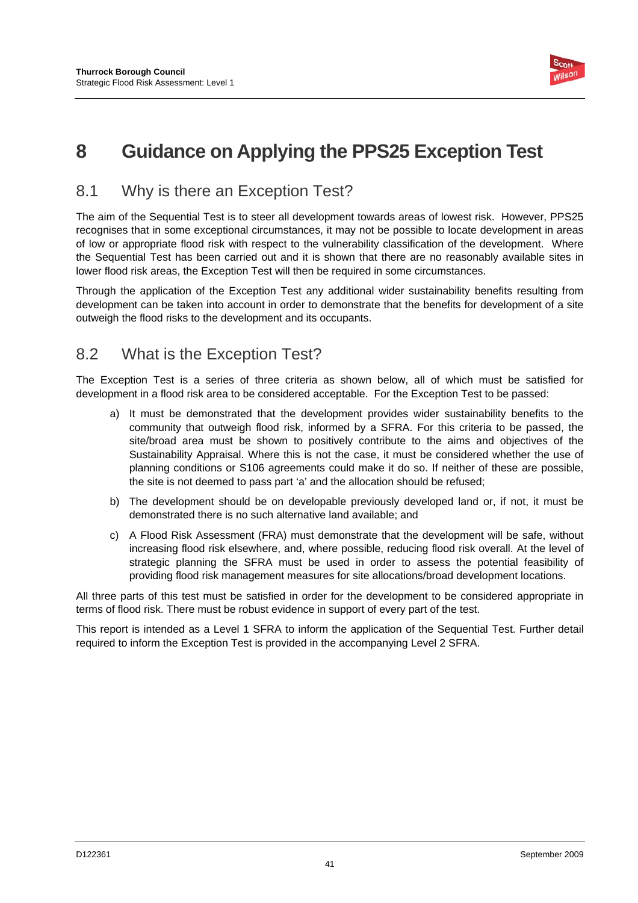# 8 Guidance on Applying the PPS25 Exception Test

## 8.1 Why is there an Exception Test?

The aim of the Sequential Test is to steer all development towards areas of lowest risk. However, PPS25 recognises that in some exceptional circumstances, it may not be possible to locate development in areas of low or appropriate flood risk with respect to the vulnerability classification of the development. Where the Sequential Test has been carried out and it is shown that there are no reasonably available sites in lower flood risk areas, the Exception Test will then be required in some circumstances.

Through the application of the Exception Test any additional wider sustainability benefits resulting from development can be taken into account in order to demonstrate that the benefits for development of a site outweigh the flood risks to the development and its occupants.

## 8.2 What is the Exception Test?

The Exception Test is a series of three criteria as shown below, all of which must be satisfied for development in a flood risk area to be considered acceptable. For the Exception Test to be passed:

a) It must be demonstrated that the development provides wider sustainability benefits to the community that outweigh flood risk, informed by a SFRA. For this criteria to be passed, the site/broad area must be shown to positively contribute to the aims and objectives of the Sustainability Appraisal. Where this is not the case, it must be considered whether the use of planning conditions or S106 agreements could make it do so. If neither of these are possible, the site is not deemed to pass part 'a' and the allocation should be refused;

b) The development should be on developable previously developed land or, if not, it must be demonstrated there is no such alternative land available; and

c) A Flood Risk Assessment (FRA) must demonstrate that the development will be safe, without increasing flood risk elsewhere, and, where possible, reducing flood risk overall. At the level of strategic planning the SFRA must be used in order to assess the potential feasibility of providing flood risk management measures for site allocations/broad development locations.

All three parts of this test must be satisfied in order for the development to be considered appropriate in terms of flood risk. There must be robust evidence in support of every part of the test.

This report is intended as a Level 1 SFRA to inform the application of the Sequential Test. Further detail required to inform the Exception Test is provided in the accompanying Level 2 SFRA.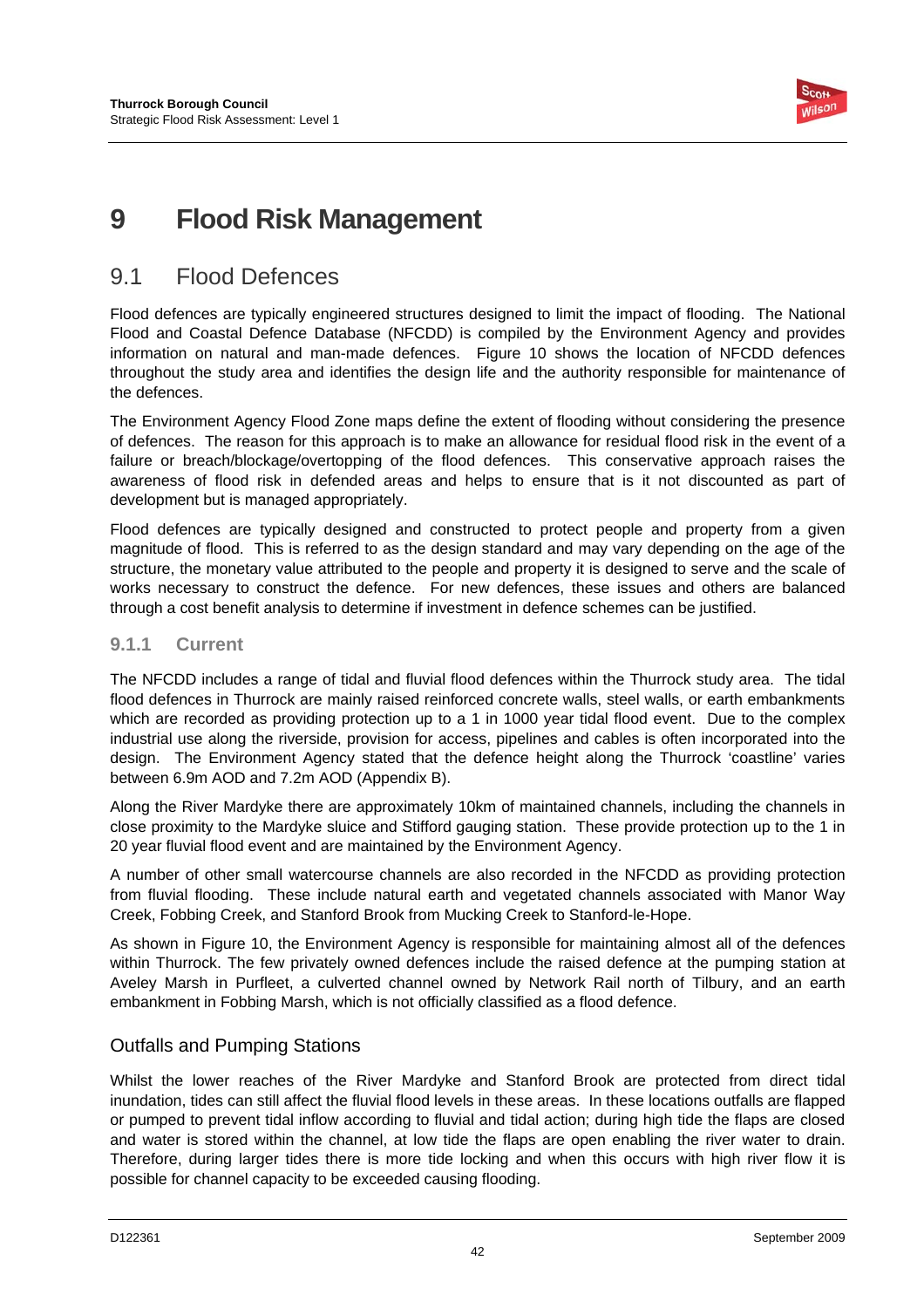# 9 Flood Risk Management

## 9.1 Flood Defences

Flood defences are typically engineered structures designed to limit the impact of flooding. The National Flood and Coastal Defence Database (NFCDD) is compiled by the Environment Agency and provides information on natural and man-made defences. Figure 10 shows the location of NFCDD defences throughout the study area and identifies the design life and the authority responsible for maintenance of the defences.

The Environment Agency Flood Zone maps define the extent of flooding without considering the presence of defences. The reason for this approach is to make an allowance for residual flood risk in the event of a failure or breach/blockage/overtopping of the flood defences. This conservative approach raises the awareness of flood risk in defended areas and helps to ensure that is it not discounted as part of development but is managed appropriately.

Flood defences are typically designed and constructed to protect people and property from a given magnitude of flood. This is referred to as the design standard and may vary depending on the age of the structure, the monetary value attributed to the people and property it is designed to serve and the scale of works necessary to construct the defence. For new defences, these issues and others are balanced through a cost benefit analysis to determine if investment in defence schemes can be justified.

### 9.1.1 Current

The NFCDD includes a range of tidal and fluvial flood defences within the Thurrock study area. The tidal flood defences in Thurrock are mainly raised reinforced concrete walls, steel walls, or earth embankments which are recorded as providing protection up to a 1 in 1000 year tidal flood event. Due to the complex industrial use along the riverside, provision for access, pipelines and cables is often incorporated into the design. The Environment Agency stated that the defence height along the Thurrock 'coastline' varies between 6.9m AOD and 7.2m AOD (Appendix B).

Along the River Mardyke there are approximately 10km of maintained channels, including the channels in close proximity to the Mardyke sluice and Stifford gauging station. These provide protection up to the 1 in 20 year fluvial flood event and are maintained by the Environment Agency.

A number of other small watercourse channels are also recorded in the NFCDD as providing protection from fluvial flooding. These include natural earth and vegetated channels associated with Manor Way Creek, Fobbing Creek, and Stanford Brook from Mucking Creek to Stanford-le-Hope.

As shown in Figure 10, the Environment Agency is responsible for maintaining almost all of the defences within Thurrock. The few privately owned defences include the raised defence at the pumping station at Aveley Marsh in Purfleet, a culverted channel owned by Network Rail north of Tilbury, and an earth embankment in Fobbing Marsh, which is not officially classified as a flood defence.

#### Outfalls and Pumping Stations

Whilst the lower reaches of the River Mardyke and Stanford Brook are protected from direct tidal inundation, tides can still affect the fluvial flood levels in these areas. In these locations outfalls are flapped or pumped to prevent tidal inflow according to fluvial and tidal action; during high tide the flaps are closed and water is stored within the channel, at low tide the flaps are open enabling the river water to drain. Therefore, during larger tides there is more tide locking and when this occurs with high river flow it is possible for channel capacity to be exceeded causing flooding.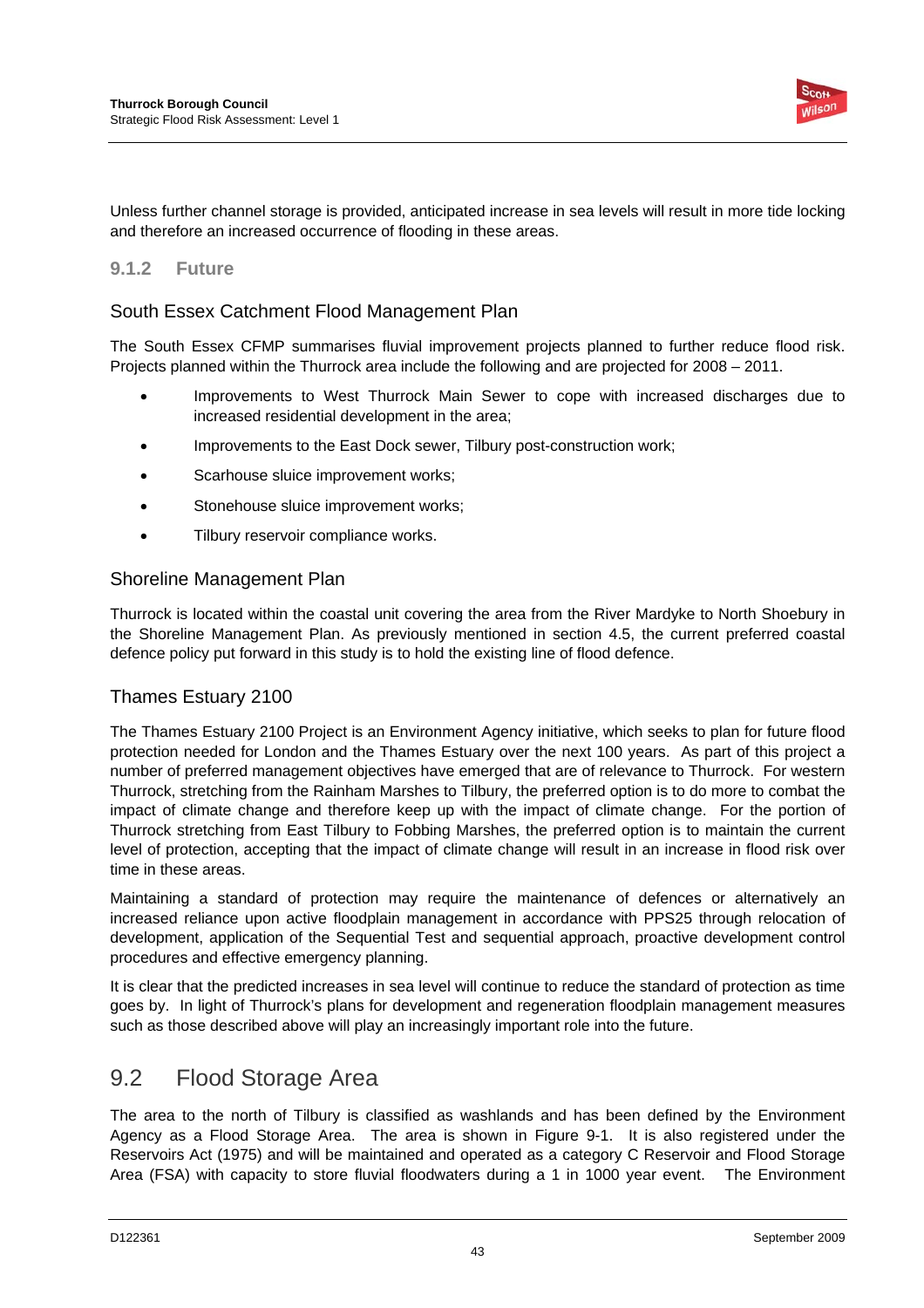Unless further channel storage is provided, anticipated increase in sea levels will result in more tide locking and therefore an increased occurrence of flooding in these areas.

### 9.1.2 Future

#### South Essex Catchment Flood Management Plan

The South Essex CFMP summarises fluvial improvement projects planned to further reduce flood risk. Projects planned within the Thurrock area include the following and are projected for 2008 – 2011.

- Improvements to West Thurrock Main Sewer to cope with increased discharges due to increased residential development in the area;
- Improvements to the East Dock sewer, Tilbury post-construction work;
- Scarhouse sluice improvement works;
- Stonehouse sluice improvement works;
- Tilbury reservoir compliance works.

#### Shoreline Management Plan

Thurrock is located within the coastal unit covering the area from the River Mardyke to North Shoebury in the Shoreline Management Plan. As previously mentioned in section 4.5, the current preferred coastal defence policy put forward in this study is to hold the existing line of flood defence.

#### Thames Estuary 2100

The Thames Estuary 2100 Project is an Environment Agency initiative, which seeks to plan for future flood protection needed for London and the Thames Estuary over the next 100 years. As part of this project a number of preferred management objectives have emerged that are of relevance to Thurrock. For western Thurrock, stretching from the Rainham Marshes to Tilbury, the preferred option is to do more to combat the impact of climate change and therefore keep up with the impact of climate change. For the portion of Thurrock stretching from East Tilbury to Fobbing Marshes, the preferred option is to maintain the current level of protection, accepting that the impact of climate change will result in an increase in flood risk over time in these areas.

Maintaining a standard of protection may require the maintenance of defences or alternatively an increased reliance upon active floodplain management in accordance with PPS25 through relocation of development, application of the Sequential Test and sequential approach, proactive development control procedures and effective emergency planning.

It is clear that the predicted increases in sea level will continue to reduce the standard of protection as time goes by. In light of Thurrock's plans for development and regeneration floodplain management measures such as those described above will play an increasingly important role into the future.

## 9.2 Flood Storage Area

The area to the north of Tilbury is classified as washlands and has been defined by the Environment Agency as a Flood Storage Area. The area is shown in Figure 9-1. It is also registered under the Reservoirs Act (1975) and will be maintained and operated as a category C Reservoir and Flood Storage Area (FSA) with capacity to store fluvial floodwaters during a 1 in 1000 year event. The Environment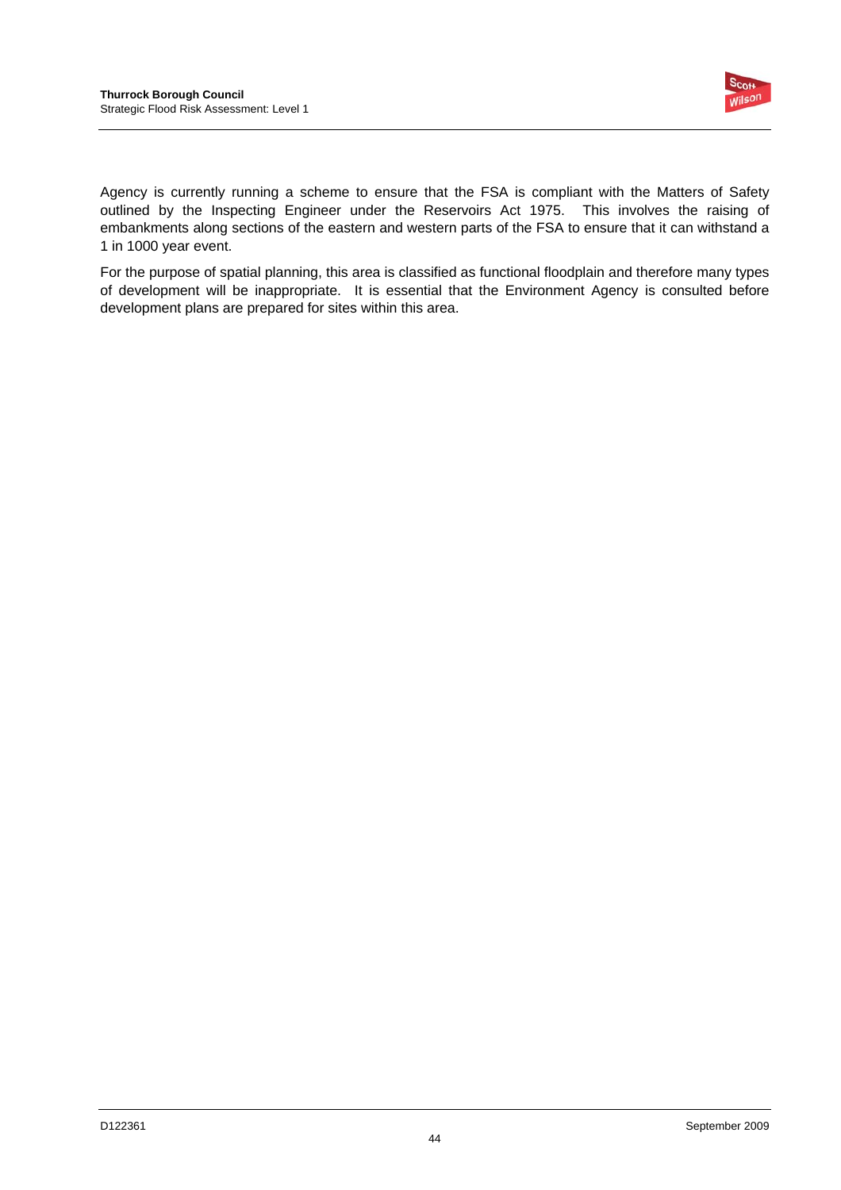Agency is currently running a scheme to ensure that the FSA is compliant with the Matters of Safety outlined by the Inspecting Engineer under the Reservoirs Act 1975. This involves the raising of embankments along sections of the eastern and western parts of the FSA to ensure that it can withstand a 1 in 1000 year event.

For the purpose of spatial planning, this area is classified as functional floodplain and therefore many types of development will be inappropriate. It is essential that the Environment Agency is consulted before development plans are prepared for sites within this area.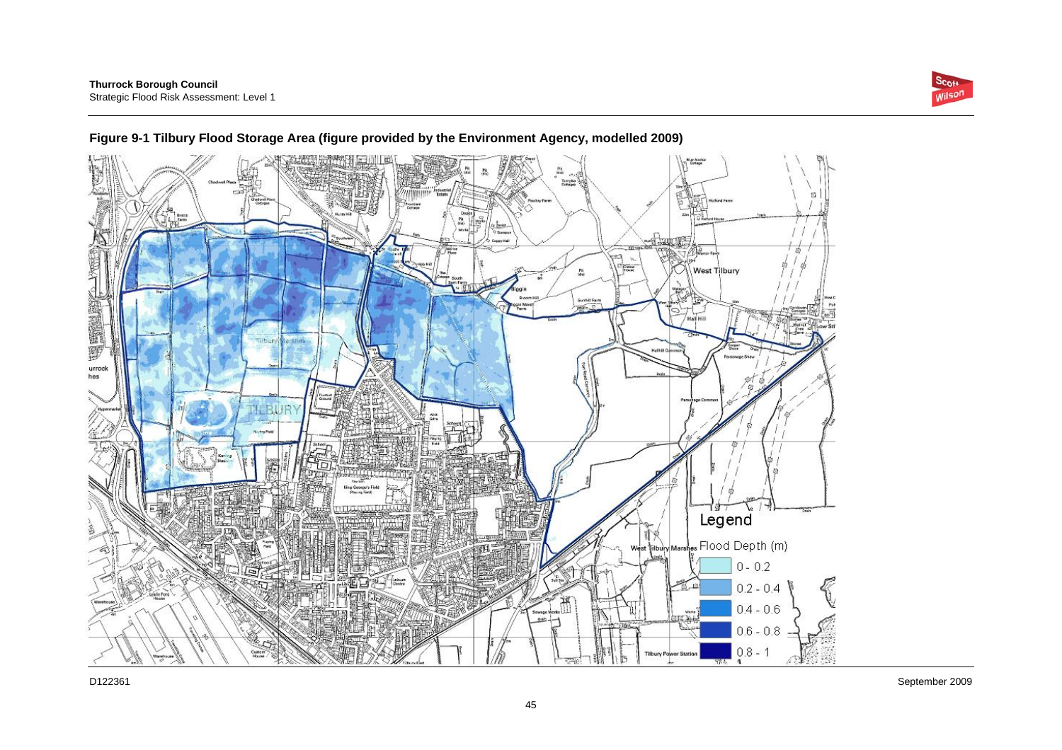**Figure 9-1 Tilbury Flood Storage Area (figure provided by the Environment Agency, modelled 2009)**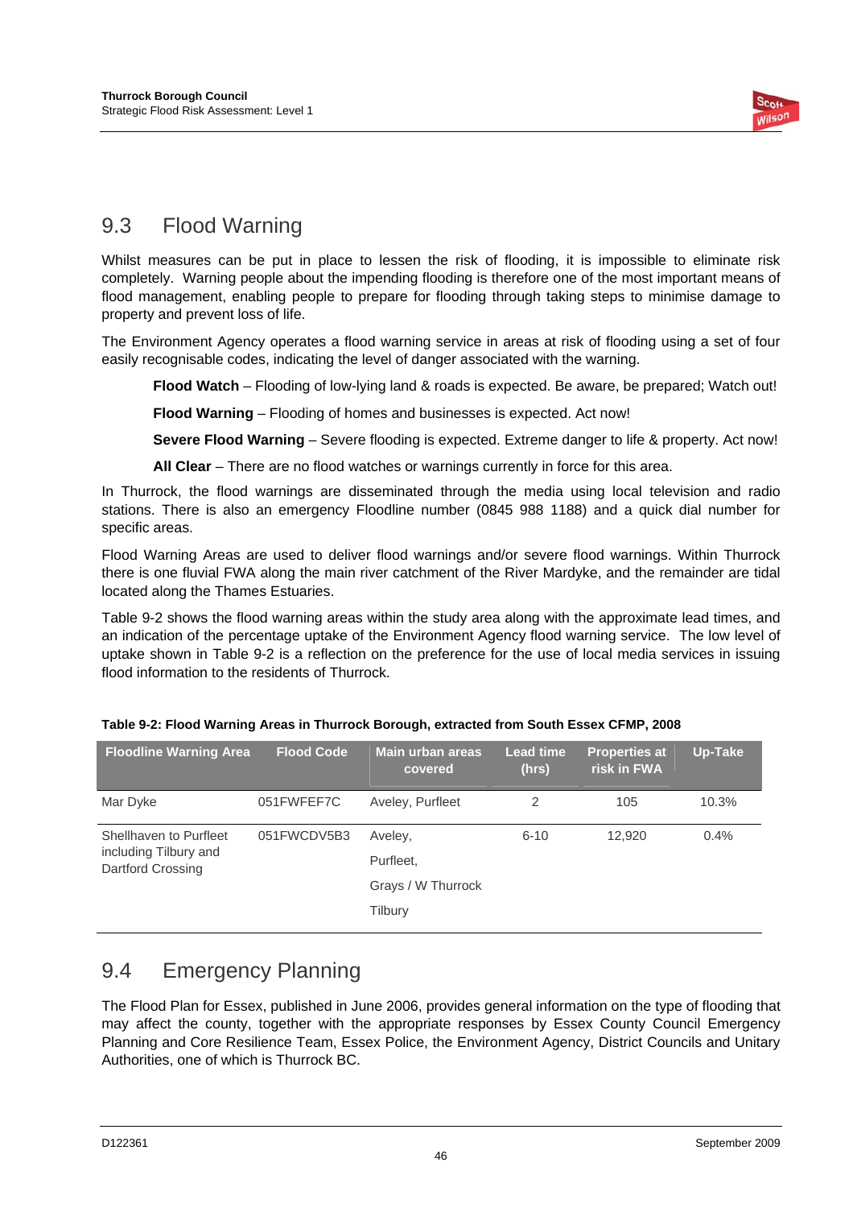## 9.3 Flood Warning

Whilst measures can be put in place to lessen the risk of flooding, it is impossible to eliminate risk completely. Warning people about the impending flooding is therefore one of the most important means of flood management, enabling people to prepare for flooding through taking steps to minimise damage to property and prevent loss of life.

The Environment Agency operates a flood warning service in areas at risk of flooding using a set of four easily recognisable codes, indicating the level of danger associated with the warning.

**Flood Watch** – Flooding of low-lying land & roads is expected. Be aware, be prepared; Watch out!

**Flood Warning** – Flooding of homes and businesses is expected. Act now!

**Severe Flood Warning** – Severe flooding is expected. Extreme danger to life & property. Act now!

**All Clear** – There are no flood watches or warnings currently in force for this area.

In Thurrock, the flood warnings are disseminated through the media using local television and radio stations. There is also an emergency Floodline number (0845 988 1188) and a quick dial number for specific areas.

Flood Warning Areas are used to deliver flood warnings and/or severe flood warnings. Within Thurrock there is one fluvial FWA along the main river catchment of the River Mardyke, and the remainder are tidal located along the Thames Estuaries.

Table 9-2 shows the flood warning areas within the study area along with the approximate lead times, and an indication of the percentage uptake of the Environment Agency flood warning service. The low level of uptake shown in Table 9-2 is a reflection on the preference for the use of local media services in issuing flood information to the residents of Thurrock.

**Table 9-2: Flood Warning Areas in Thurrock Borough, extracted from South Essex CFMP, 2008**

| Floodline Warning Area | Flood Code | Main urban areas covered | Lead time (hrs) | Properties at risk in FWA | Up-Take |
|---|---|---|---|---|---|
| Mar Dyke | 051FWFEF7C | Aveley, Purfleet | 2 | 105 | 10.3% |
| Shellhaven to Purfleet including Tilbury and Dartford Crossing | 051FWCDV5B3 | Aveley,<br>Purfleet,<br>Grays / W Thurrock<br>Tilbury | 6-10 | 12,920 | 0.4% |

## 9.4 Emergency Planning

The Flood Plan for Essex, published in June 2006, provides general information on the type of flooding that may affect the county, together with the appropriate responses by Essex County Council Emergency Planning and Core Resilience Team, Essex Police, the Environment Agency, District Councils and Unitary Authorities, one of which is Thurrock BC.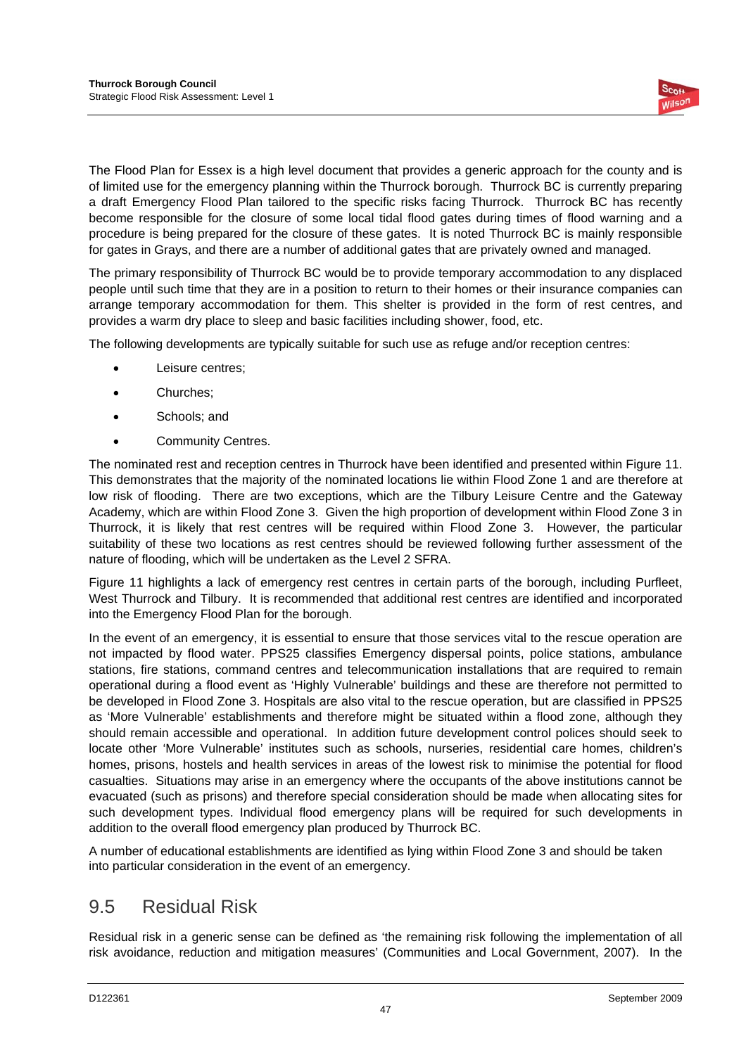The Flood Plan for Essex is a high level document that provides a generic approach for the county and is of limited use for the emergency planning within the Thurrock borough. Thurrock BC is currently preparing a draft Emergency Flood Plan tailored to the specific risks facing Thurrock. Thurrock BC has recently become responsible for the closure of some local tidal flood gates during times of flood warning and a procedure is being prepared for the closure of these gates. It is noted Thurrock BC is mainly responsible for gates in Grays, and there are a number of additional gates that are privately owned and managed.

The primary responsibility of Thurrock BC would be to provide temporary accommodation to any displaced people until such time that they are in a position to return to their homes or their insurance companies can arrange temporary accommodation for them. This shelter is provided in the form of rest centres, and provides a warm dry place to sleep and basic facilities including shower, food, etc.

The following developments are typically suitable for such use as refuge and/or reception centres:

- Leisure centres;
- Churches;
- Schools; and
- Community Centres.

The nominated rest and reception centres in Thurrock have been identified and presented within Figure 11. This demonstrates that the majority of the nominated locations lie within Flood Zone 1 and are therefore at low risk of flooding. There are two exceptions, which are the Tilbury Leisure Centre and the Gateway Academy, which are within Flood Zone 3. Given the high proportion of development within Flood Zone 3 in Thurrock, it is likely that rest centres will be required within Flood Zone 3. However, the particular suitability of these two locations as rest centres should be reviewed following further assessment of the nature of flooding, which will be undertaken as the Level 2 SFRA.

Figure 11 highlights a lack of emergency rest centres in certain parts of the borough, including Purfleet, West Thurrock and Tilbury. It is recommended that additional rest centres are identified and incorporated into the Emergency Flood Plan for the borough.

In the event of an emergency, it is essential to ensure that those services vital to the rescue operation are not impacted by flood water. PPS25 classifies Emergency dispersal points, police stations, ambulance stations, fire stations, command centres and telecommunication installations that are required to remain operational during a flood event as 'Highly Vulnerable' buildings and these are therefore not permitted to be developed in Flood Zone 3. Hospitals are also vital to the rescue operation, but are classified in PPS25 as 'More Vulnerable' establishments and therefore might be situated within a flood zone, although they should remain accessible and operational. In addition future development control polices should seek to locate other 'More Vulnerable' institutes such as schools, nurseries, residential care homes, children's homes, prisons, hostels and health services in areas of the lowest risk to minimise the potential for flood casualties. Situations may arise in an emergency where the occupants of the above institutions cannot be evacuated (such as prisons) and therefore special consideration should be made when allocating sites for such development types. Individual flood emergency plans will be required for such developments in addition to the overall flood emergency plan produced by Thurrock BC.

A number of educational establishments are identified as lying within Flood Zone 3 and should be taken into particular consideration in the event of an emergency.

## 9.5 Residual Risk

Residual risk in a generic sense can be defined as 'the remaining risk following the implementation of all risk avoidance, reduction and mitigation measures' (Communities and Local Government, 2007). In the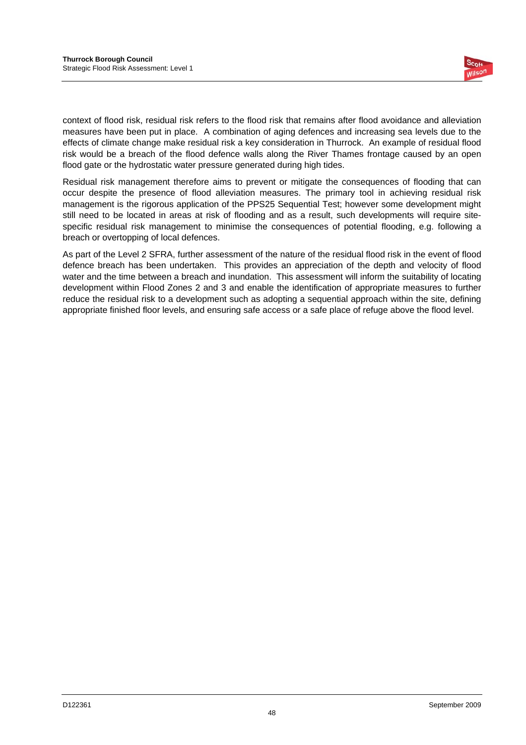context of flood risk, residual risk refers to the flood risk that remains after flood avoidance and alleviation measures have been put in place. A combination of aging defences and increasing sea levels due to the effects of climate change make residual risk a key consideration in Thurrock. An example of residual flood risk would be a breach of the flood defence walls along the River Thames frontage caused by an open flood gate or the hydrostatic water pressure generated during high tides.

Residual risk management therefore aims to prevent or mitigate the consequences of flooding that can occur despite the presence of flood alleviation measures. The primary tool in achieving residual risk management is the rigorous application of the PPS25 Sequential Test; however some development might still need to be located in areas at risk of flooding and as a result, such developments will require site-specific residual risk management to minimise the consequences of potential flooding, e.g. following a breach or overtopping of local defences.

As part of the Level 2 SFRA, further assessment of the nature of the residual flood risk in the event of flood defence breach has been undertaken. This provides an appreciation of the depth and velocity of flood water and the time between a breach and inundation. This assessment will inform the suitability of locating development within Flood Zones 2 and 3 and enable the identification of appropriate measures to further reduce the residual risk to a development such as adopting a sequential approach within the site, defining appropriate finished floor levels, and ensuring safe access or a safe place of refuge above the flood level.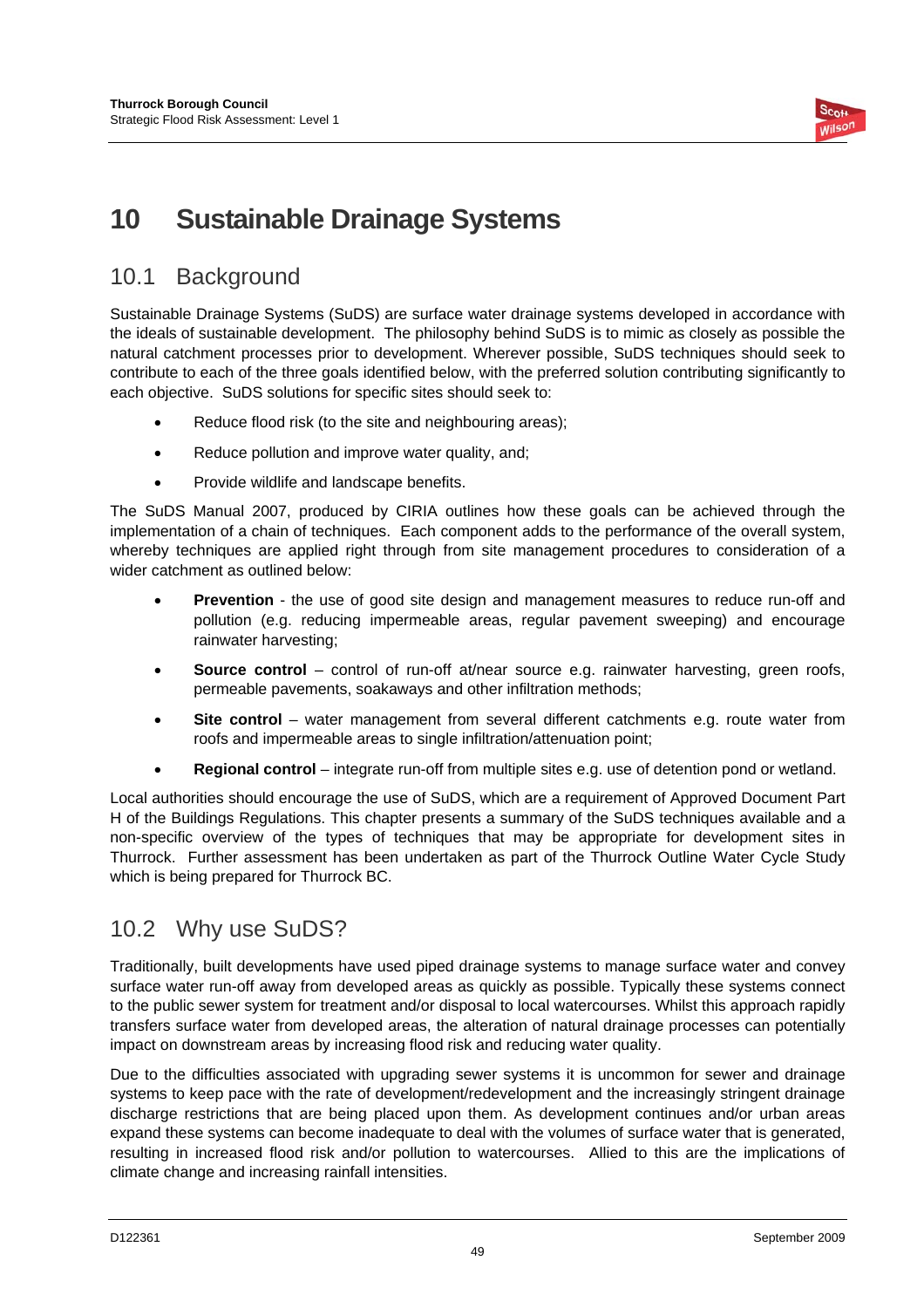# 10 Sustainable Drainage Systems

## 10.1 Background

Sustainable Drainage Systems (SuDS) are surface water drainage systems developed in accordance with the ideals of sustainable development. The philosophy behind SuDS is to mimic as closely as possible the natural catchment processes prior to development. Wherever possible, SuDS techniques should seek to contribute to each of the three goals identified below, with the preferred solution contributing significantly to each objective. SuDS solutions for specific sites should seek to:

- Reduce flood risk (to the site and neighbouring areas);
- Reduce pollution and improve water quality, and;
- Provide wildlife and landscape benefits.

The SuDS Manual 2007, produced by CIRIA outlines how these goals can be achieved through the implementation of a chain of techniques. Each component adds to the performance of the overall system, whereby techniques are applied right through from site management procedures to consideration of a wider catchment as outlined below:

- **Prevention** - the use of good site design and management measures to reduce run-off and pollution (e.g. reducing impermeable areas, regular pavement sweeping) and encourage rainwater harvesting;
- **Source control** – control of run-off at/near source e.g. rainwater harvesting, green roofs, permeable pavements, soakaways and other infiltration methods;
- **Site control** – water management from several different catchments e.g. route water from roofs and impermeable areas to single infiltration/attenuation point;
- **Regional control** – integrate run-off from multiple sites e.g. use of detention pond or wetland.

Local authorities should encourage the use of SuDS, which are a requirement of Approved Document Part H of the Buildings Regulations. This chapter presents a summary of the SuDS techniques available and a non-specific overview of the types of techniques that may be appropriate for development sites in Thurrock. Further assessment has been undertaken as part of the Thurrock Outline Water Cycle Study which is being prepared for Thurrock BC.

## 10.2 Why use SuDS?

Traditionally, built developments have used piped drainage systems to manage surface water and convey surface water run-off away from developed areas as quickly as possible. Typically these systems connect to the public sewer system for treatment and/or disposal to local watercourses. Whilst this approach rapidly transfers surface water from developed areas, the alteration of natural drainage processes can potentially impact on downstream areas by increasing flood risk and reducing water quality.

Due to the difficulties associated with upgrading sewer systems it is uncommon for sewer and drainage systems to keep pace with the rate of development/redevelopment and the increasingly stringent drainage discharge restrictions that are being placed upon them. As development continues and/or urban areas expand these systems can become inadequate to deal with the volumes of surface water that is generated, resulting in increased flood risk and/or pollution to watercourses. Allied to this are the implications of climate change and increasing rainfall intensities.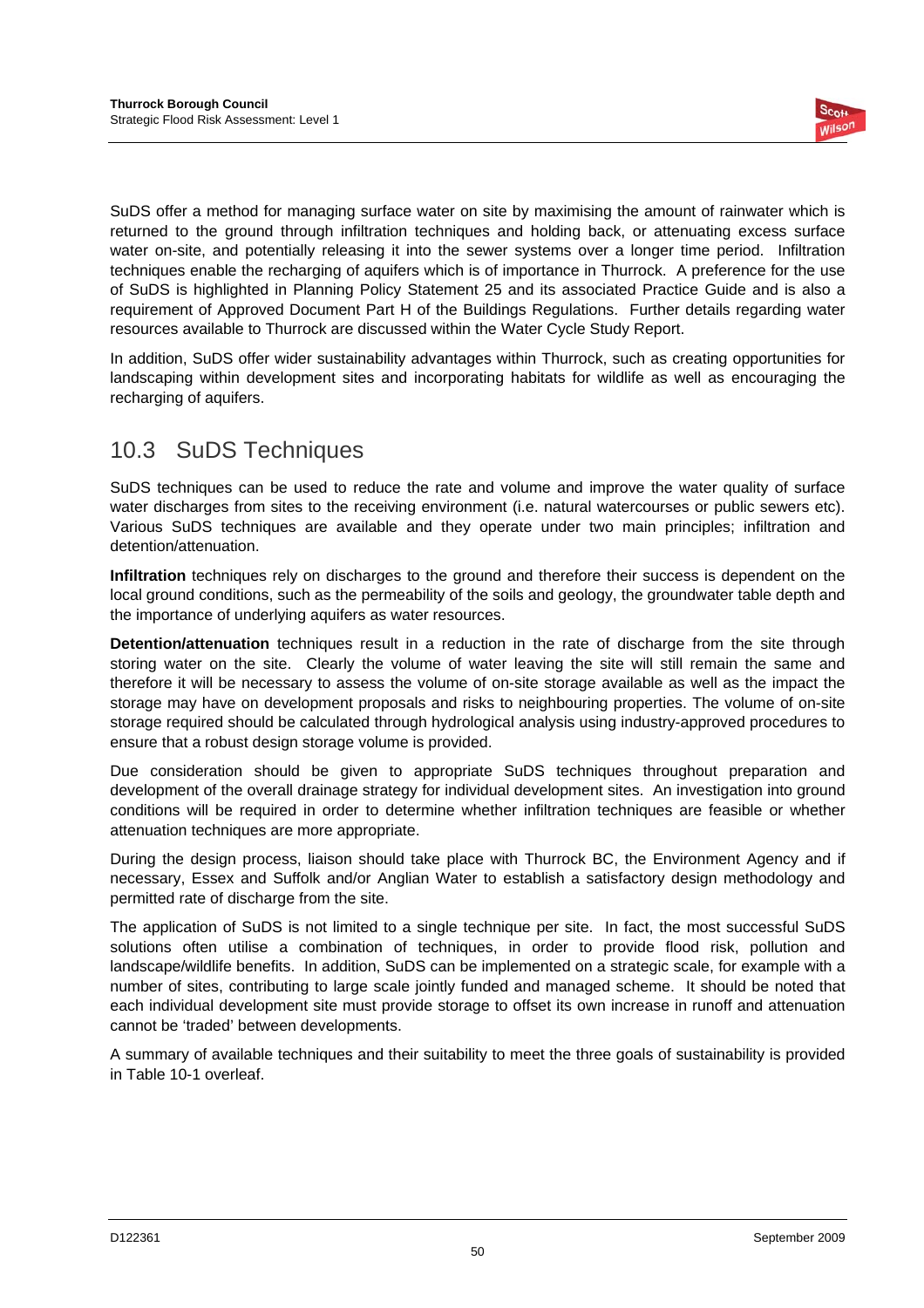SuDS offer a method for managing surface water on site by maximising the amount of rainwater which is returned to the ground through infiltration techniques and holding back, or attenuating excess surface water on-site, and potentially releasing it into the sewer systems over a longer time period. Infiltration techniques enable the recharging of aquifers which is of importance in Thurrock. A preference for the use of SuDS is highlighted in Planning Policy Statement 25 and its associated Practice Guide and is also a requirement of Approved Document Part H of the Buildings Regulations. Further details regarding water resources available to Thurrock are discussed within the Water Cycle Study Report.

In addition, SuDS offer wider sustainability advantages within Thurrock, such as creating opportunities for landscaping within development sites and incorporating habitats for wildlife as well as encouraging the recharging of aquifers.

## 10.3 SuDS Techniques

SuDS techniques can be used to reduce the rate and volume and improve the water quality of surface water discharges from sites to the receiving environment (i.e. natural watercourses or public sewers etc). Various SuDS techniques are available and they operate under two main principles; infiltration and detention/attenuation.

**Infiltration** techniques rely on discharges to the ground and therefore their success is dependent on the local ground conditions, such as the permeability of the soils and geology, the groundwater table depth and the importance of underlying aquifers as water resources.

**Detention/attenuation** techniques result in a reduction in the rate of discharge from the site through storing water on the site. Clearly the volume of water leaving the site will still remain the same and therefore it will be necessary to assess the volume of on-site storage available as well as the impact the storage may have on development proposals and risks to neighbouring properties. The volume of on-site storage required should be calculated through hydrological analysis using industry-approved procedures to ensure that a robust design storage volume is provided.

Due consideration should be given to appropriate SuDS techniques throughout preparation and development of the overall drainage strategy for individual development sites. An investigation into ground conditions will be required in order to determine whether infiltration techniques are feasible or whether attenuation techniques are more appropriate.

During the design process, liaison should take place with Thurrock BC, the Environment Agency and if necessary, Essex and Suffolk and/or Anglian Water to establish a satisfactory design methodology and permitted rate of discharge from the site.

The application of SuDS is not limited to a single technique per site. In fact, the most successful SuDS solutions often utilise a combination of techniques, in order to provide flood risk, pollution and landscape/wildlife benefits. In addition, SuDS can be implemented on a strategic scale, for example with a number of sites, contributing to large scale jointly funded and managed scheme. It should be noted that each individual development site must provide storage to offset its own increase in runoff and attenuation cannot be 'traded' between developments.

A summary of available techniques and their suitability to meet the three goals of sustainability is provided in Table 10-1 overleaf.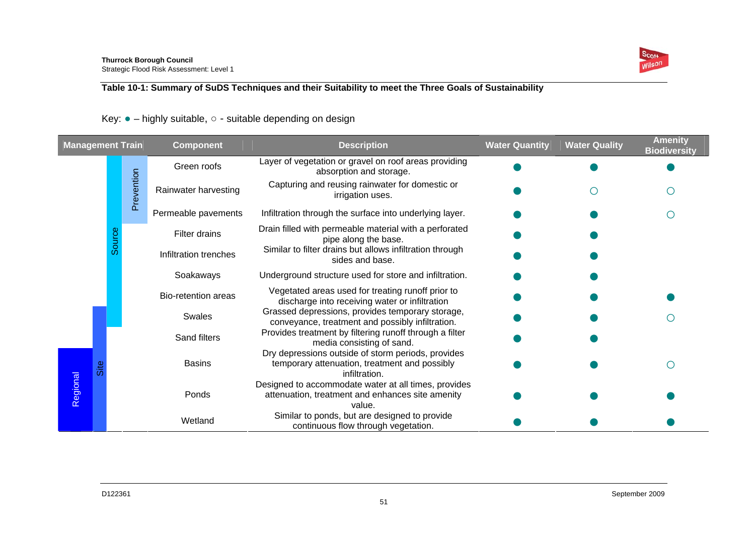**Table 10-1: Summary of SuDS Techniques and their Suitability to meet the Three Goals of Sustainability**

Key: ● – highly suitable, ○ - suitable depending on design

| Management Train | Component | Description | Water Quantity | Water Quality | Amenity Biodiversity |
|---|---|---|---|---|---|
| Source / Prevention | Green roofs | Layer of vegetation or gravel on roof areas providing absorption and storage. | ● | ● | ● |
| Source / Prevention | Rainwater harvesting | Capturing and reusing rainwater for domestic or irrigation uses. | ● | ○ | ○ |
| Source / Prevention | Permeable pavements | Infiltration through the surface into underlying layer. | ● | ● | ○ |
| Source | Filter drains | Drain filled with permeable material with a perforated pipe along the base. | ● | ● | |
| Source | Infiltration trenches | Similar to filter drains but allows infiltration through sides and base. | ● | ● | |
| Source | Soakaways | Underground structure used for store and infiltration. | ● | ● | |
| Source | Bio-retention areas | Vegetated areas used for treating runoff prior to discharge into receiving water or infiltration | ● | ● | ● |
| Source / Site | Swales | Grassed depressions, provides temporary storage, conveyance, treatment and possibly infiltration. | ● | ● | ○ |
| Site | Sand filters | Provides treatment by filtering runoff through a filter media consisting of sand. | ● | ● | |
| Site / Regional | Basins | Dry depressions outside of storm periods, provides temporary attenuation, treatment and possibly infiltration. | ● | ● | ○ |
| Site / Regional | Ponds | Designed to accommodate water at all times, provides attenuation, treatment and enhances site amenity value. | ● | ● | ● |
| Site / Regional | Wetland | Similar to ponds, but are designed to provide continuous flow through vegetation. | ● | ● | ● |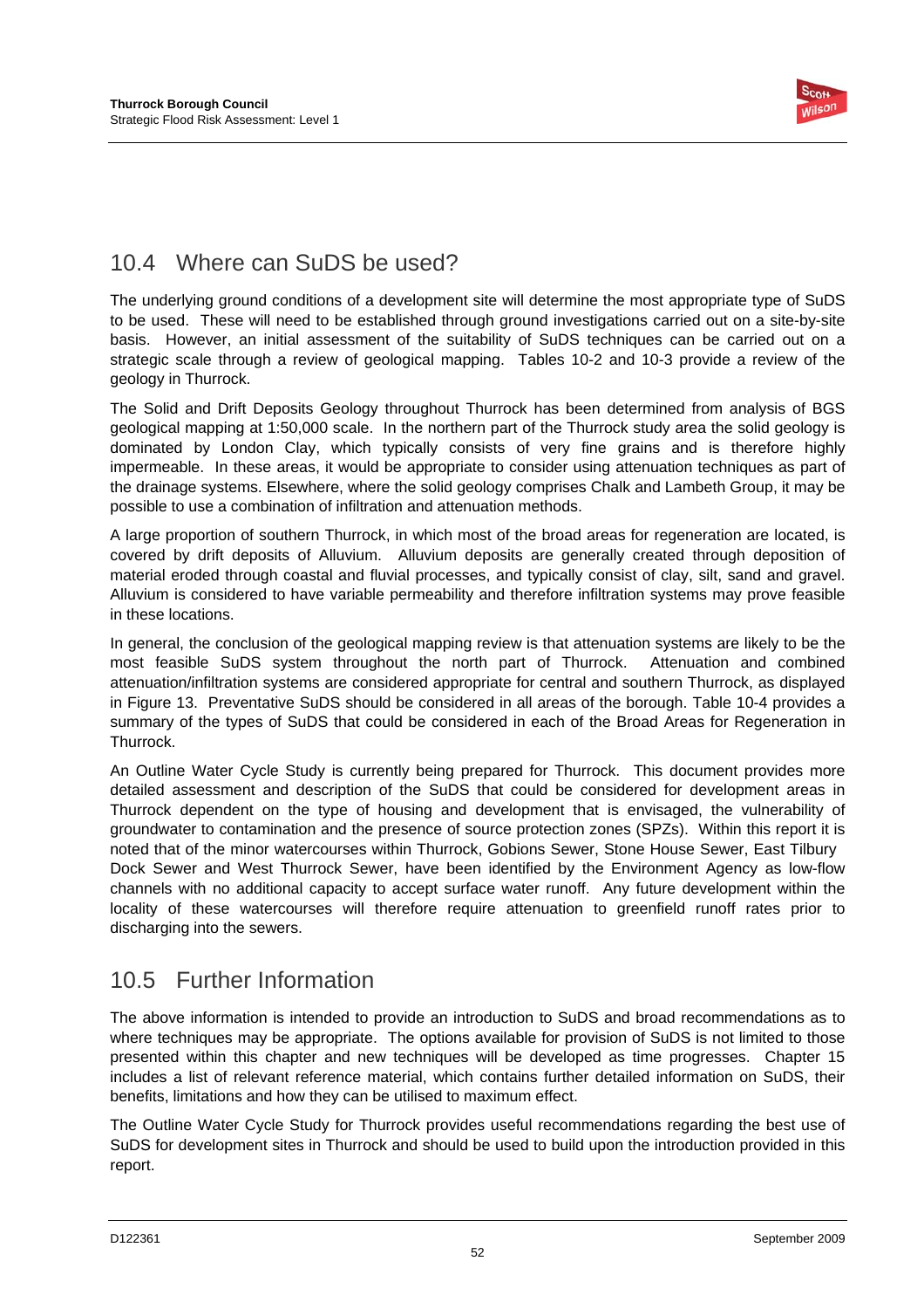## 10.4 Where can SuDS be used?

The underlying ground conditions of a development site will determine the most appropriate type of SuDS to be used. These will need to be established through ground investigations carried out on a site-by-site basis. However, an initial assessment of the suitability of SuDS techniques can be carried out on a strategic scale through a review of geological mapping. Tables 10-2 and 10-3 provide a review of the geology in Thurrock.

The Solid and Drift Deposits Geology throughout Thurrock has been determined from analysis of BGS geological mapping at 1:50,000 scale. In the northern part of the Thurrock study area the solid geology is dominated by London Clay, which typically consists of very fine grains and is therefore highly impermeable. In these areas, it would be appropriate to consider using attenuation techniques as part of the drainage systems. Elsewhere, where the solid geology comprises Chalk and Lambeth Group, it may be possible to use a combination of infiltration and attenuation methods.

A large proportion of southern Thurrock, in which most of the broad areas for regeneration are located, is covered by drift deposits of Alluvium. Alluvium deposits are generally created through deposition of material eroded through coastal and fluvial processes, and typically consist of clay, silt, sand and gravel. Alluvium is considered to have variable permeability and therefore infiltration systems may prove feasible in these locations.

In general, the conclusion of the geological mapping review is that attenuation systems are likely to be the most feasible SuDS system throughout the north part of Thurrock. Attenuation and combined attenuation/infiltration systems are considered appropriate for central and southern Thurrock, as displayed in Figure 13. Preventative SuDS should be considered in all areas of the borough. Table 10-4 provides a summary of the types of SuDS that could be considered in each of the Broad Areas for Regeneration in Thurrock.

An Outline Water Cycle Study is currently being prepared for Thurrock. This document provides more detailed assessment and description of the SuDS that could be considered for development areas in Thurrock dependent on the type of housing and development that is envisaged, the vulnerability of groundwater to contamination and the presence of source protection zones (SPZs). Within this report it is noted that of the minor watercourses within Thurrock, Gobions Sewer, Stone House Sewer, East Tilbury Dock Sewer and West Thurrock Sewer, have been identified by the Environment Agency as low-flow channels with no additional capacity to accept surface water runoff. Any future development within the locality of these watercourses will therefore require attenuation to greenfield runoff rates prior to discharging into the sewers.

## 10.5 Further Information

The above information is intended to provide an introduction to SuDS and broad recommendations as to where techniques may be appropriate. The options available for provision of SuDS is not limited to those presented within this chapter and new techniques will be developed as time progresses. Chapter 15 includes a list of relevant reference material, which contains further detailed information on SuDS, their benefits, limitations and how they can be utilised to maximum effect.

The Outline Water Cycle Study for Thurrock provides useful recommendations regarding the best use of SuDS for development sites in Thurrock and should be used to build upon the introduction provided in this report.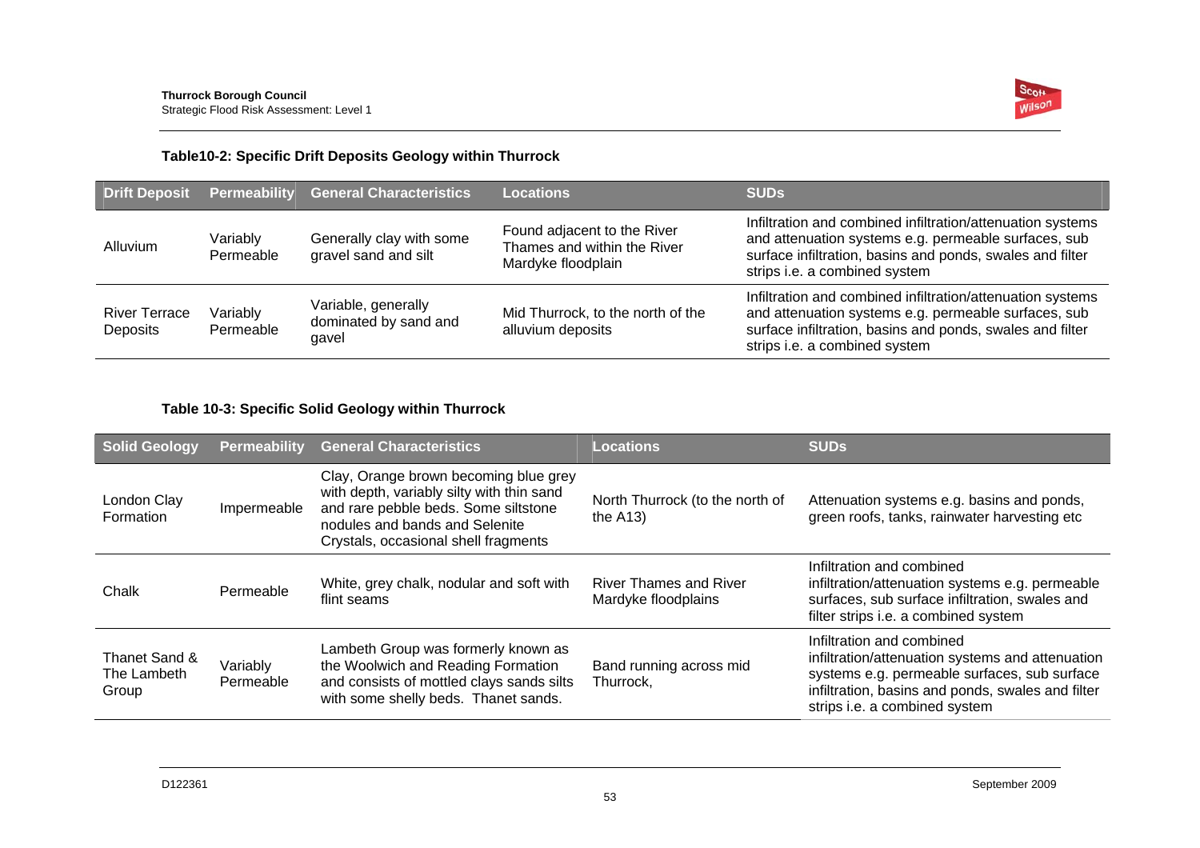**Table10-2: Specific Drift Deposits Geology within Thurrock**

| Drift Deposit | Permeability | General Characteristics | Locations | SUDs |
|---|---|---|---|---|
| Alluvium | Variably Permeable | Generally clay with some gravel sand and silt | Found adjacent to the River Thames and within the River Mardyke floodplain | Infiltration and combined infiltration/attenuation systems and attenuation systems e.g. permeable surfaces, sub surface infiltration, basins and ponds, swales and filter strips i.e. a combined system |
| River Terrace Deposits | Variably Permeable | Variable, generally dominated by sand and gavel | Mid Thurrock, to the north of the alluvium deposits | Infiltration and combined infiltration/attenuation systems and attenuation systems e.g. permeable surfaces, sub surface infiltration, basins and ponds, swales and filter strips i.e. a combined system |

**Table 10-3: Specific Solid Geology within Thurrock**

| Solid Geology | Permeability | General Characteristics | Locations | SUDs |
|---|---|---|---|---|
| London Clay Formation | Impermeable | Clay, Orange brown becoming blue grey with depth, variably silty with thin sand and rare pebble beds. Some siltstone nodules and bands and Selenite Crystals, occasional shell fragments | North Thurrock (to the north of the A13) | Attenuation systems e.g. basins and ponds, green roofs, tanks, rainwater harvesting etc |
| Chalk | Permeable | White, grey chalk, nodular and soft with flint seams | River Thames and River Mardyke floodplains | Infiltration and combined infiltration/attenuation systems e.g. permeable surfaces, sub surface infiltration, swales and filter strips i.e. a combined system |
| Thanet Sand & The Lambeth Group | Variably Permeable | Lambeth Group was formerly known as the Woolwich and Reading Formation and consists of mottled clays sands silts with some shelly beds. Thanet sands. | Band running across mid Thurrock, | Infiltration and combined infiltration/attenuation systems and attenuation systems e.g. permeable surfaces, sub surface infiltration, basins and ponds, swales and filter strips i.e. a combined system |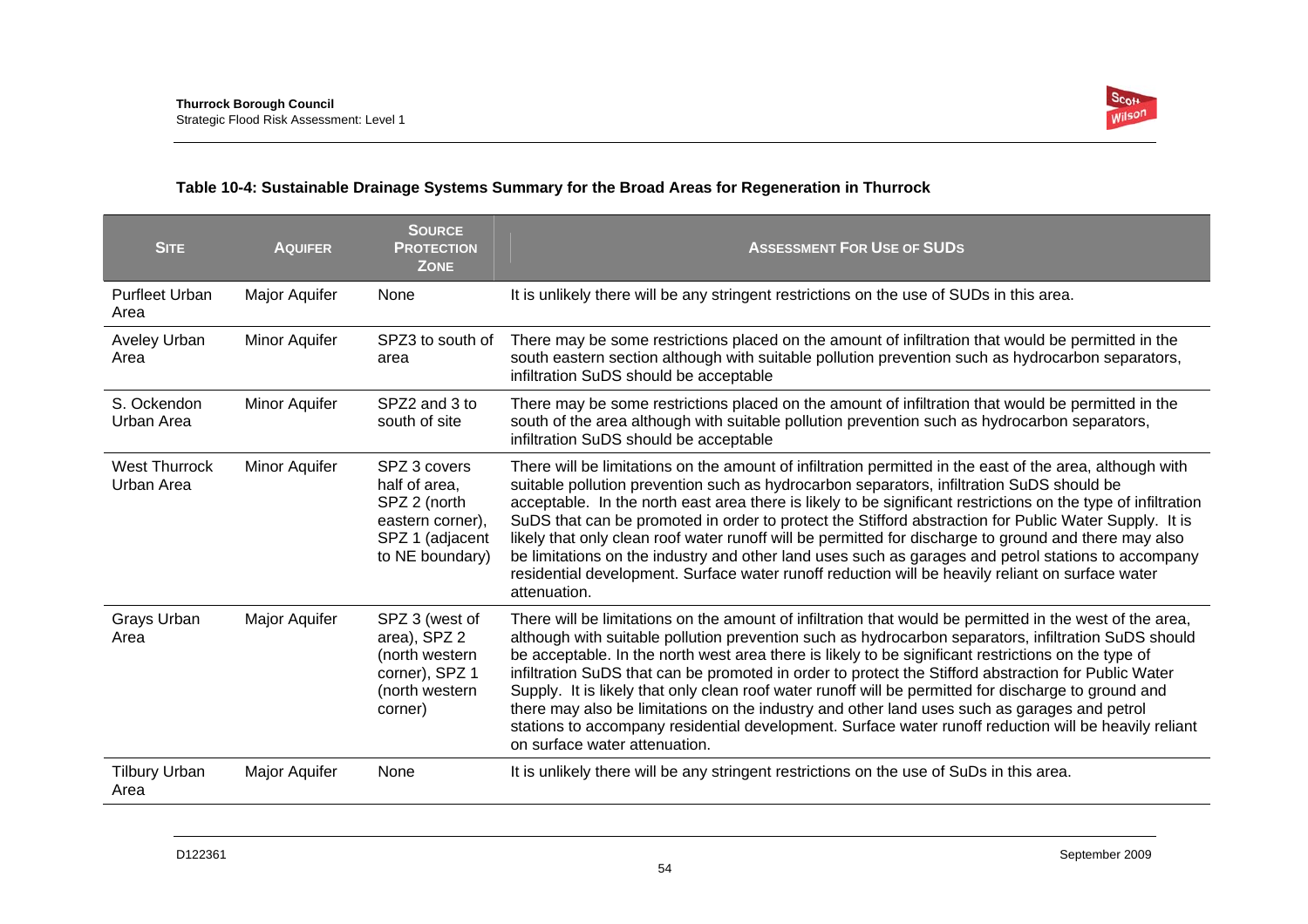**Table 10-4: Sustainable Drainage Systems Summary for the Broad Areas for Regeneration in Thurrock**

| SITE | AQUIFER | SOURCE PROTECTION ZONE | ASSESSMENT FOR USE OF SUDS |
|---|---|---|---|
| Purfleet Urban Area | Major Aquifer | None | It is unlikely there will be any stringent restrictions on the use of SUDs in this area. |
| Aveley Urban Area | Minor Aquifer | SPZ3 to south of area | There may be some restrictions placed on the amount of infiltration that would be permitted in the south eastern section although with suitable pollution prevention such as hydrocarbon separators, infiltration SuDS should be acceptable |
| S. Ockendon Urban Area | Minor Aquifer | SPZ2 and 3 to south of site | There may be some restrictions placed on the amount of infiltration that would be permitted in the south of the area although with suitable pollution prevention such as hydrocarbon separators, infiltration SuDS should be acceptable |
| West Thurrock Urban Area | Minor Aquifer | SPZ 3 covers half of area, SPZ 2 (north eastern corner), SPZ 1 (adjacent to NE boundary) | There will be limitations on the amount of infiltration permitted in the east of the area, although with suitable pollution prevention such as hydrocarbon separators, infiltration SuDS should be acceptable. In the north east area there is likely to be significant restrictions on the type of infiltration SuDS that can be promoted in order to protect the Stifford abstraction for Public Water Supply. It is likely that only clean roof water runoff will be permitted for discharge to ground and there may also be limitations on the industry and other land uses such as garages and petrol stations to accompany residential development. Surface water runoff reduction will be heavily reliant on surface water attenuation. |
| Grays Urban Area | Major Aquifer | SPZ 3 (west of area), SPZ 2 (north western corner), SPZ 1 (north western corner) | There will be limitations on the amount of infiltration that would be permitted in the west of the area, although with suitable pollution prevention such as hydrocarbon separators, infiltration SuDS should be acceptable. In the north west area there is likely to be significant restrictions on the type of infiltration SuDS that can be promoted in order to protect the Stifford abstraction for Public Water Supply. It is likely that only clean roof water runoff will be permitted for discharge to ground and there may also be limitations on the industry and other land uses such as garages and petrol stations to accompany residential development. Surface water runoff reduction will be heavily reliant on surface water attenuation. |
| Tilbury Urban Area | Major Aquifer | None | It is unlikely there will be any stringent restrictions on the use of SuDs in this area. |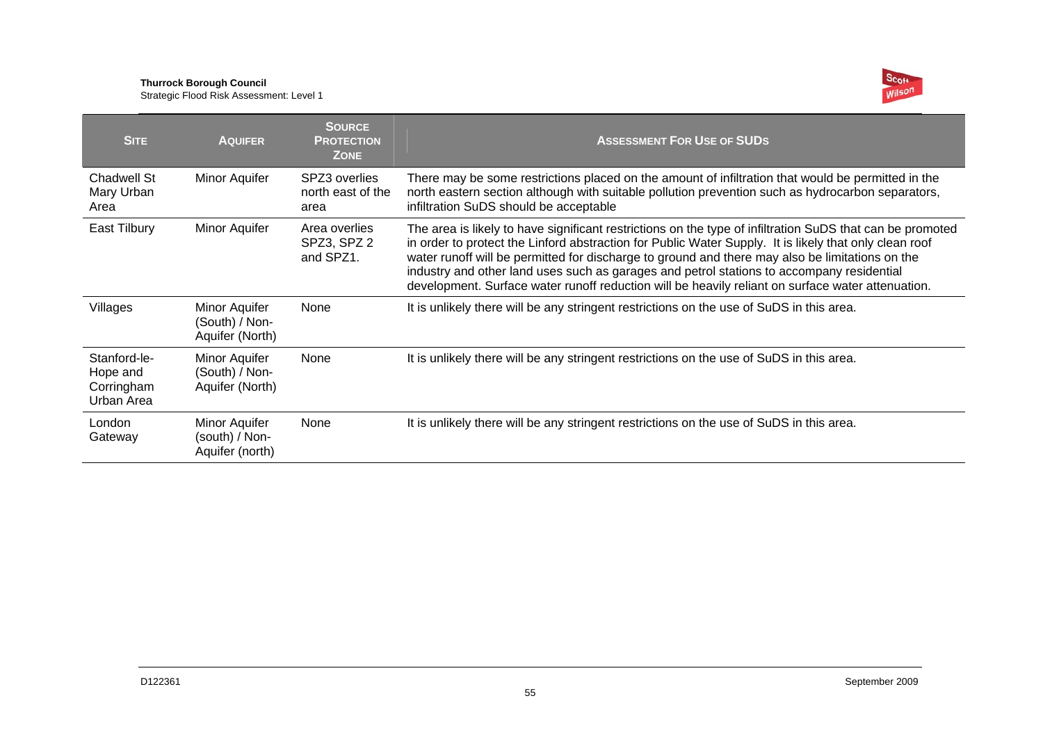| SITE | AQUIFER | SOURCE PROTECTION ZONE | ASSESSMENT FOR USE OF SUDS |
|---|---|---|---|
| Chadwell St Mary Urban Area | Minor Aquifer | SPZ3 overlies north east of the area | There may be some restrictions placed on the amount of infiltration that would be permitted in the north eastern section although with suitable pollution prevention such as hydrocarbon separators, infiltration SuDS should be acceptable |
| East Tilbury | Minor Aquifer | Area overlies SPZ3, SPZ 2 and SPZ1. | The area is likely to have significant restrictions on the type of infiltration SuDS that can be promoted in order to protect the Linford abstraction for Public Water Supply. It is likely that only clean roof water runoff will be permitted for discharge to ground and there may also be limitations on the industry and other land uses such as garages and petrol stations to accompany residential development. Surface water runoff reduction will be heavily reliant on surface water attenuation. |
| Villages | Minor Aquifer (South) / Non-Aquifer (North) | None | It is unlikely there will be any stringent restrictions on the use of SuDS in this area. |
| Stanford-le-Hope and Corringham Urban Area | Minor Aquifer (South) / Non-Aquifer (North) | None | It is unlikely there will be any stringent restrictions on the use of SuDS in this area. |
| London Gateway | Minor Aquifer (south) / Non-Aquifer (north) | None | It is unlikely there will be any stringent restrictions on the use of SuDS in this area. |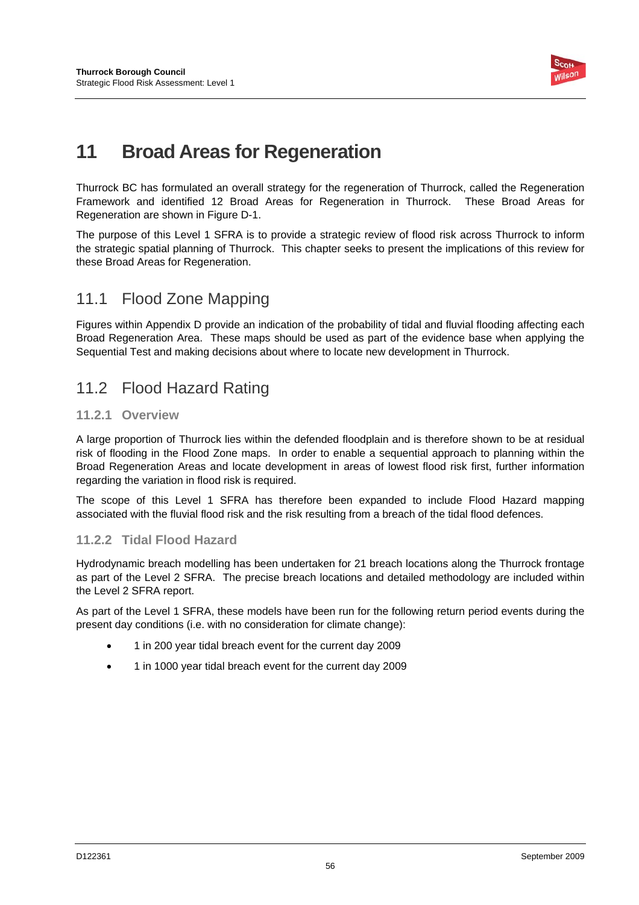# 11 Broad Areas for Regeneration

Thurrock BC has formulated an overall strategy for the regeneration of Thurrock, called the Regeneration Framework and identified 12 Broad Areas for Regeneration in Thurrock. These Broad Areas for Regeneration are shown in Figure D-1.

The purpose of this Level 1 SFRA is to provide a strategic review of flood risk across Thurrock to inform the strategic spatial planning of Thurrock. This chapter seeks to present the implications of this review for these Broad Areas for Regeneration.

## 11.1 Flood Zone Mapping

Figures within Appendix D provide an indication of the probability of tidal and fluvial flooding affecting each Broad Regeneration Area. These maps should be used as part of the evidence base when applying the Sequential Test and making decisions about where to locate new development in Thurrock.

## 11.2 Flood Hazard Rating

### 11.2.1 Overview

A large proportion of Thurrock lies within the defended floodplain and is therefore shown to be at residual risk of flooding in the Flood Zone maps. In order to enable a sequential approach to planning within the Broad Regeneration Areas and locate development in areas of lowest flood risk first, further information regarding the variation in flood risk is required.

The scope of this Level 1 SFRA has therefore been expanded to include Flood Hazard mapping associated with the fluvial flood risk and the risk resulting from a breach of the tidal flood defences.

### 11.2.2 Tidal Flood Hazard

Hydrodynamic breach modelling has been undertaken for 21 breach locations along the Thurrock frontage as part of the Level 2 SFRA. The precise breach locations and detailed methodology are included within the Level 2 SFRA report.

As part of the Level 1 SFRA, these models have been run for the following return period events during the present day conditions (i.e. with no consideration for climate change):

- 1 in 200 year tidal breach event for the current day 2009
- 1 in 1000 year tidal breach event for the current day 2009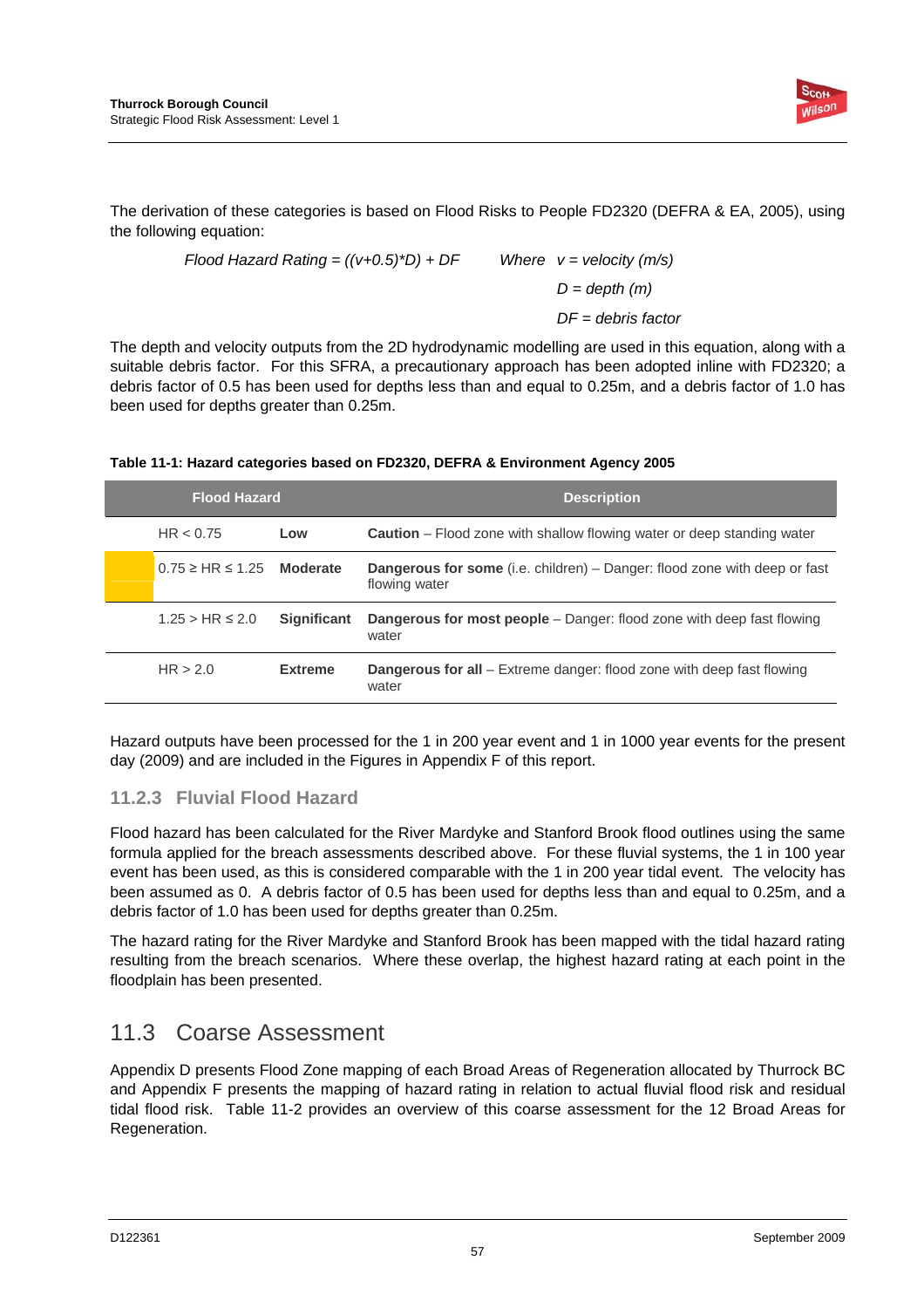The derivation of these categories is based on Flood Risks to People FD2320 (DEFRA & EA, 2005), using the following equation:

*Flood Hazard Rating = ((v+0.5)\*D) + DF*  *Where v = velocity (m/s)*

*D = depth (m)*

*DF = debris factor*

The depth and velocity outputs from the 2D hydrodynamic modelling are used in this equation, along with a suitable debris factor. For this SFRA, a precautionary approach has been adopted inline with FD2320; a debris factor of 0.5 has been used for depths less than and equal to 0.25m, and a debris factor of 1.0 has been used for depths greater than 0.25m.

**Table 11-1: Hazard categories based on FD2320, DEFRA & Environment Agency 2005**

| Flood Hazard | | Description |
|---|---|---|
| HR < 0.75 | **Low** | **Caution** – Flood zone with shallow flowing water or deep standing water |
| 0.75 ≥ HR ≤ 1.25 | **Moderate** | **Dangerous for some** (i.e. children) – Danger: flood zone with deep or fast flowing water |
| 1.25 > HR ≤ 2.0 | **Significant** | **Dangerous for most people** – Danger: flood zone with deep fast flowing water |
| HR > 2.0 | **Extreme** | **Dangerous for all** – Extreme danger: flood zone with deep fast flowing water |

Hazard outputs have been processed for the 1 in 200 year event and 1 in 1000 year events for the present day (2009) and are included in the Figures in Appendix F of this report.

### 11.2.3 Fluvial Flood Hazard

Flood hazard has been calculated for the River Mardyke and Stanford Brook flood outlines using the same formula applied for the breach assessments described above. For these fluvial systems, the 1 in 100 year event has been used, as this is considered comparable with the 1 in 200 year tidal event. The velocity has been assumed as 0. A debris factor of 0.5 has been used for depths less than and equal to 0.25m, and a debris factor of 1.0 has been used for depths greater than 0.25m.

The hazard rating for the River Mardyke and Stanford Brook has been mapped with the tidal hazard rating resulting from the breach scenarios. Where these overlap, the highest hazard rating at each point in the floodplain has been presented.

## 11.3 Coarse Assessment

Appendix D presents Flood Zone mapping of each Broad Areas of Regeneration allocated by Thurrock BC and Appendix F presents the mapping of hazard rating in relation to actual fluvial flood risk and residual tidal flood risk. Table 11-2 provides an overview of this coarse assessment for the 12 Broad Areas for Regeneration.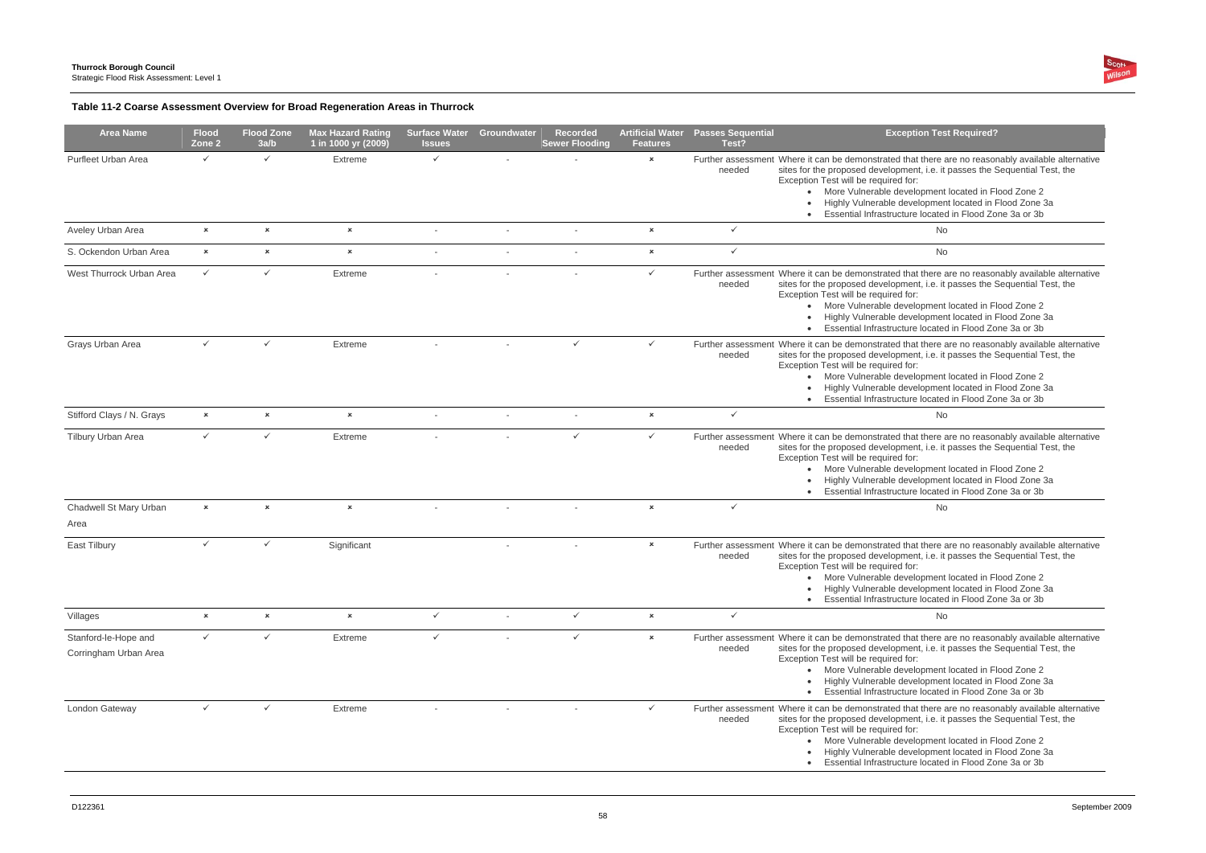### Table 11-2 Coarse Assessment Overview for Broad Regeneration Areas in Thurrock

| Area Name | Flood Zone 2 | Flood Zone 3a/b | Max Hazard Rating 1 in 1000 yr (2009) | Surface Water Issues | Groundwater | Recorded Sewer Flooding | Artificial Water Features | Passes Sequential Test? | Exception Test Required? |
|---|---|---|---|---|---|---|---|---|---|
| Purfleet Urban Area | ✓ | ✓ | Extreme | ✓ | - | - | × | Further assessment needed | Where it can be demonstrated that there are no reasonably available alternative sites for the proposed development, i.e. it passes the Sequential Test, the Exception Test will be required for: <br>• More Vulnerable development located in Flood Zone 2 <br>• Highly Vulnerable development located in Flood Zone 3a <br>• Essential Infrastructure located in Flood Zone 3a or 3b |
| Aveley Urban Area | × | × | × | - | - | - | × | ✓ | No |
| S. Ockendon Urban Area | × | × | × | - | - | - | × | ✓ | No |
| West Thurrock Urban Area | ✓ | ✓ | Extreme | - | - | - | ✓ | Further assessment needed | Where it can be demonstrated that there are no reasonably available alternative sites for the proposed development, i.e. it passes the Sequential Test, the Exception Test will be required for: <br>• More Vulnerable development located in Flood Zone 2 <br>• Highly Vulnerable development located in Flood Zone 3a <br>• Essential Infrastructure located in Flood Zone 3a or 3b |
| Grays Urban Area | ✓ | ✓ | Extreme | - | - | ✓ | ✓ | Further assessment needed | Where it can be demonstrated that there are no reasonably available alternative sites for the proposed development, i.e. it passes the Sequential Test, the Exception Test will be required for: <br>• More Vulnerable development located in Flood Zone 2 <br>• Highly Vulnerable development located in Flood Zone 3a <br>• Essential Infrastructure located in Flood Zone 3a or 3b |
| Stifford Clays / N. Grays | × | × | × | - | - | - | × | ✓ | No |
| Tilbury Urban Area | ✓ | ✓ | Extreme | - | - | ✓ | ✓ | Further assessment needed | Where it can be demonstrated that there are no reasonably available alternative sites for the proposed development, i.e. it passes the Sequential Test, the Exception Test will be required for: <br>• More Vulnerable development located in Flood Zone 2 <br>• Highly Vulnerable development located in Flood Zone 3a <br>• Essential Infrastructure located in Flood Zone 3a or 3b |
| Chadwell St Mary Urban Area | × | × | × | - | - | - | × | ✓ | No |
| East Tilbury | ✓ | ✓ | Significant | | - | - | × | Further assessment needed | Where it can be demonstrated that there are no reasonably available alternative sites for the proposed development, i.e. it passes the Sequential Test, the Exception Test will be required for: <br>• More Vulnerable development located in Flood Zone 2 <br>• Highly Vulnerable development located in Flood Zone 3a <br>• Essential Infrastructure located in Flood Zone 3a or 3b |
| Villages | × | × | × | ✓ | - | ✓ | × | ✓ | No |
| Stanford-le-Hope and Corringham Urban Area | ✓ | ✓ | Extreme | ✓ | - | ✓ | × | Further assessment needed | Where it can be demonstrated that there are no reasonably available alternative sites for the proposed development, i.e. it passes the Sequential Test, the Exception Test will be required for: <br>• More Vulnerable development located in Flood Zone 2 <br>• Highly Vulnerable development located in Flood Zone 3a <br>• Essential Infrastructure located in Flood Zone 3a or 3b |
| London Gateway | ✓ | ✓ | Extreme | - | - | - | ✓ | Further assessment needed | Where it can be demonstrated that there are no reasonably available alternative sites for the proposed development, i.e. it passes the Sequential Test, the Exception Test will be required for: <br>• More Vulnerable development located in Flood Zone 2 <br>• Highly Vulnerable development located in Flood Zone 3a <br>• Essential Infrastructure located in Flood Zone 3a or 3b |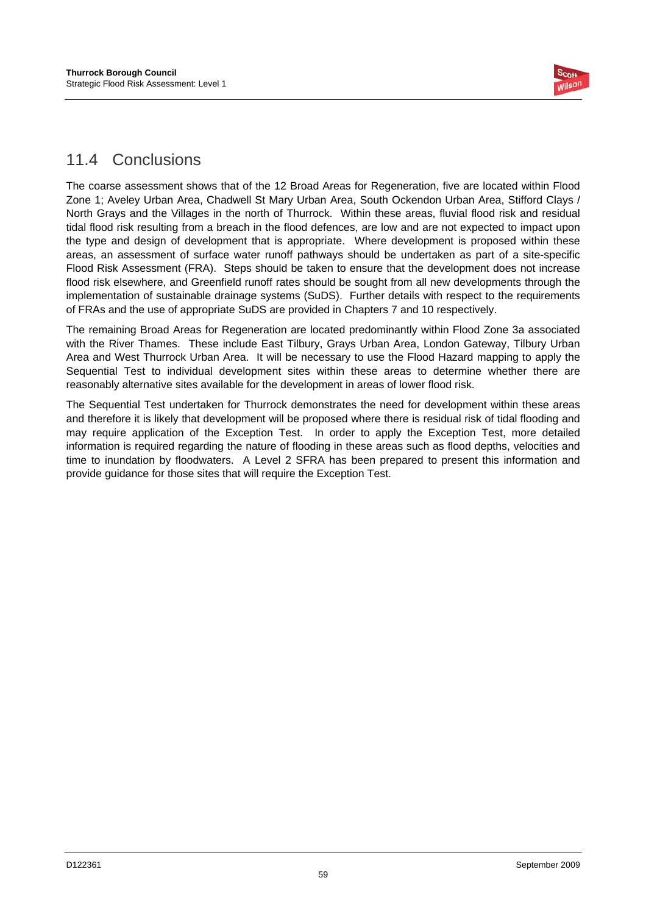## 11.4 Conclusions

The coarse assessment shows that of the 12 Broad Areas for Regeneration, five are located within Flood Zone 1; Aveley Urban Area, Chadwell St Mary Urban Area, South Ockendon Urban Area, Stifford Clays / North Grays and the Villages in the north of Thurrock. Within these areas, fluvial flood risk and residual tidal flood risk resulting from a breach in the flood defences, are low and are not expected to impact upon the type and design of development that is appropriate. Where development is proposed within these areas, an assessment of surface water runoff pathways should be undertaken as part of a site-specific Flood Risk Assessment (FRA). Steps should be taken to ensure that the development does not increase flood risk elsewhere, and Greenfield runoff rates should be sought from all new developments through the implementation of sustainable drainage systems (SuDS). Further details with respect to the requirements of FRAs and the use of appropriate SuDS are provided in Chapters 7 and 10 respectively.

The remaining Broad Areas for Regeneration are located predominantly within Flood Zone 3a associated with the River Thames. These include East Tilbury, Grays Urban Area, London Gateway, Tilbury Urban Area and West Thurrock Urban Area. It will be necessary to use the Flood Hazard mapping to apply the Sequential Test to individual development sites within these areas to determine whether there are reasonably alternative sites available for the development in areas of lower flood risk.

The Sequential Test undertaken for Thurrock demonstrates the need for development within these areas and therefore it is likely that development will be proposed where there is residual risk of tidal flooding and may require application of the Exception Test. In order to apply the Exception Test, more detailed information is required regarding the nature of flooding in these areas such as flood depths, velocities and time to inundation by floodwaters. A Level 2 SFRA has been prepared to present this information and provide guidance for those sites that will require the Exception Test.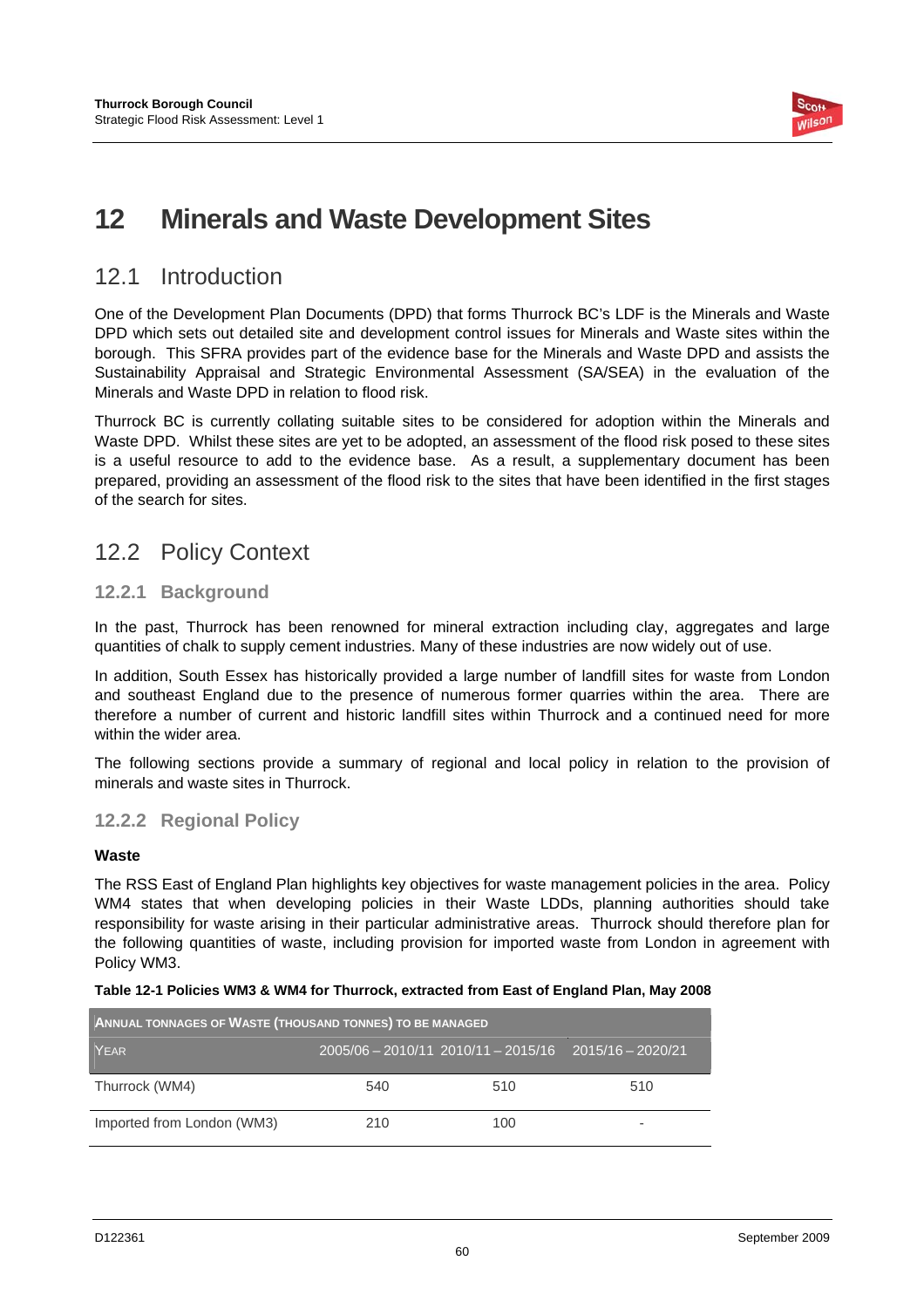# 12 Minerals and Waste Development Sites

## 12.1 Introduction

One of the Development Plan Documents (DPD) that forms Thurrock BC's LDF is the Minerals and Waste DPD which sets out detailed site and development control issues for Minerals and Waste sites within the borough. This SFRA provides part of the evidence base for the Minerals and Waste DPD and assists the Sustainability Appraisal and Strategic Environmental Assessment (SA/SEA) in the evaluation of the Minerals and Waste DPD in relation to flood risk.

Thurrock BC is currently collating suitable sites to be considered for adoption within the Minerals and Waste DPD. Whilst these sites are yet to be adopted, an assessment of the flood risk posed to these sites is a useful resource to add to the evidence base. As a result, a supplementary document has been prepared, providing an assessment of the flood risk to the sites that have been identified in the first stages of the search for sites.

## 12.2 Policy Context

### 12.2.1 Background

In the past, Thurrock has been renowned for mineral extraction including clay, aggregates and large quantities of chalk to supply cement industries. Many of these industries are now widely out of use.

In addition, South Essex has historically provided a large number of landfill sites for waste from London and southeast England due to the presence of numerous former quarries within the area. There are therefore a number of current and historic landfill sites within Thurrock and a continued need for more within the wider area.

The following sections provide a summary of regional and local policy in relation to the provision of minerals and waste sites in Thurrock.

### 12.2.2 Regional Policy

**Waste**

The RSS East of England Plan highlights key objectives for waste management policies in the area. Policy WM4 states that when developing policies in their Waste LDDs, planning authorities should take responsibility for waste arising in their particular administrative areas. Thurrock should therefore plan for the following quantities of waste, including provision for imported waste from London in agreement with Policy WM3.

**Table 12-1 Policies WM3 & WM4 for Thurrock, extracted from East of England Plan, May 2008**

| Annual Tonnages of Waste (thousand tonnes) to be Managed | | | |
|---|---|---|---|
| Year | 2005/06 – 2010/11 | 2010/11 – 2015/16 | 2015/16 – 2020/21 |
| Thurrock (WM4) | 540 | 510 | 510 |
| Imported from London (WM3) | 210 | 100 | - |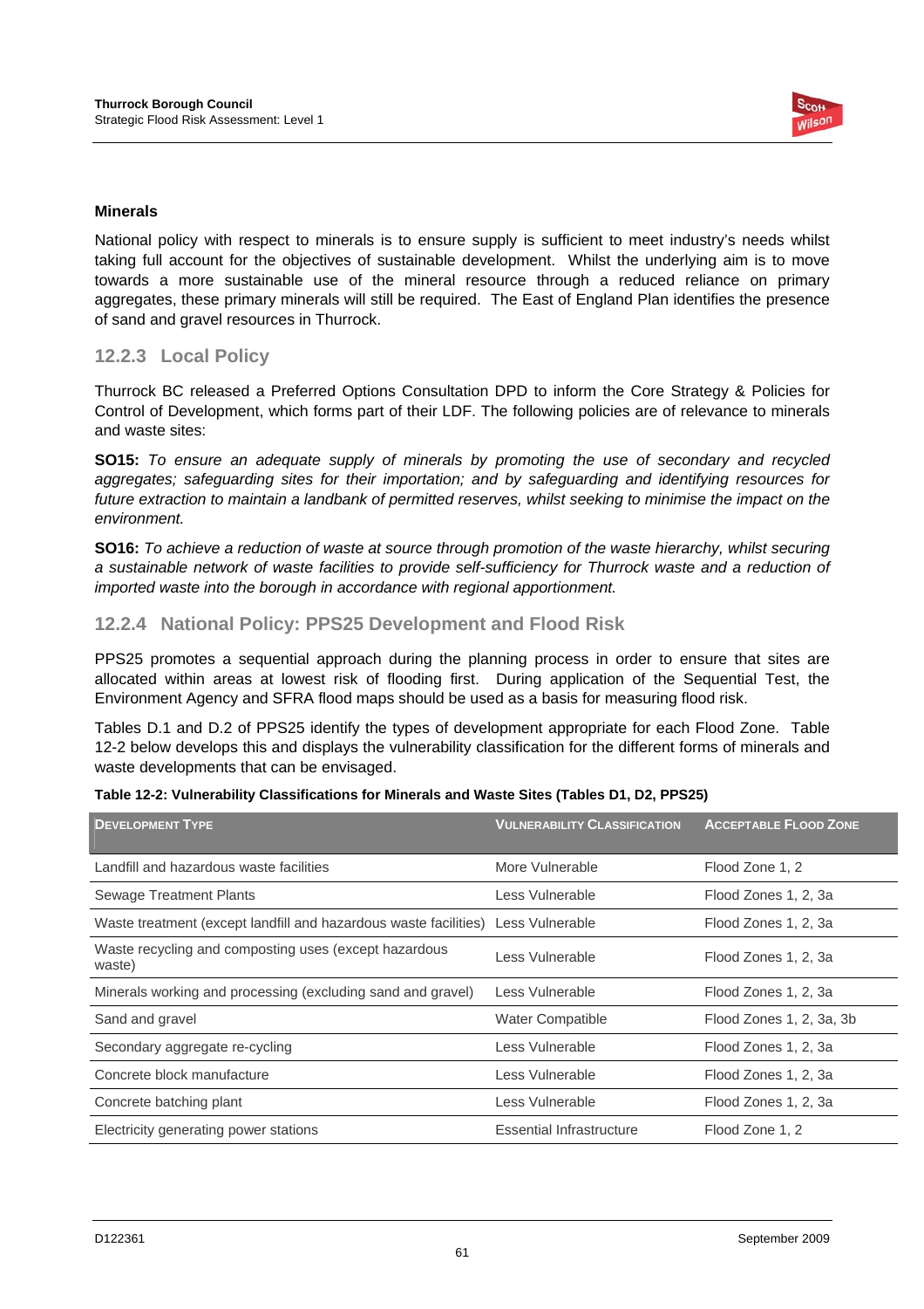**Minerals**

National policy with respect to minerals is to ensure supply is sufficient to meet industry's needs whilst taking full account for the objectives of sustainable development. Whilst the underlying aim is to move towards a more sustainable use of the mineral resource through a reduced reliance on primary aggregates, these primary minerals will still be required. The East of England Plan identifies the presence of sand and gravel resources in Thurrock.

### 12.2.3 Local Policy

Thurrock BC released a Preferred Options Consultation DPD to inform the Core Strategy & Policies for Control of Development, which forms part of their LDF. The following policies are of relevance to minerals and waste sites:

**SO15:** *To ensure an adequate supply of minerals by promoting the use of secondary and recycled aggregates; safeguarding sites for their importation; and by safeguarding and identifying resources for future extraction to maintain a landbank of permitted reserves, whilst seeking to minimise the impact on the environment.*

**SO16:** *To achieve a reduction of waste at source through promotion of the waste hierarchy, whilst securing a sustainable network of waste facilities to provide self-sufficiency for Thurrock waste and a reduction of imported waste into the borough in accordance with regional apportionment.*

### 12.2.4 National Policy: PPS25 Development and Flood Risk

PPS25 promotes a sequential approach during the planning process in order to ensure that sites are allocated within areas at lowest risk of flooding first. During application of the Sequential Test, the Environment Agency and SFRA flood maps should be used as a basis for measuring flood risk.

Tables D.1 and D.2 of PPS25 identify the types of development appropriate for each Flood Zone. Table 12-2 below develops this and displays the vulnerability classification for the different forms of minerals and waste developments that can be envisaged.

**Table 12-2: Vulnerability Classifications for Minerals and Waste Sites (Tables D1, D2, PPS25)**

| Development Type | Vulnerability Classification | Acceptable Flood Zone |
|---|---|---|
| Landfill and hazardous waste facilities | More Vulnerable | Flood Zone 1, 2 |
| Sewage Treatment Plants | Less Vulnerable | Flood Zones 1, 2, 3a |
| Waste treatment (except landfill and hazardous waste facilities) | Less Vulnerable | Flood Zones 1, 2, 3a |
| Waste recycling and composting uses (except hazardous waste) | Less Vulnerable | Flood Zones 1, 2, 3a |
| Minerals working and processing (excluding sand and gravel) | Less Vulnerable | Flood Zones 1, 2, 3a |
| Sand and gravel | Water Compatible | Flood Zones 1, 2, 3a, 3b |
| Secondary aggregate re-cycling | Less Vulnerable | Flood Zones 1, 2, 3a |
| Concrete block manufacture | Less Vulnerable | Flood Zones 1, 2, 3a |
| Concrete batching plant | Less Vulnerable | Flood Zones 1, 2, 3a |
| Electricity generating power stations | Essential Infrastructure | Flood Zone 1, 2 |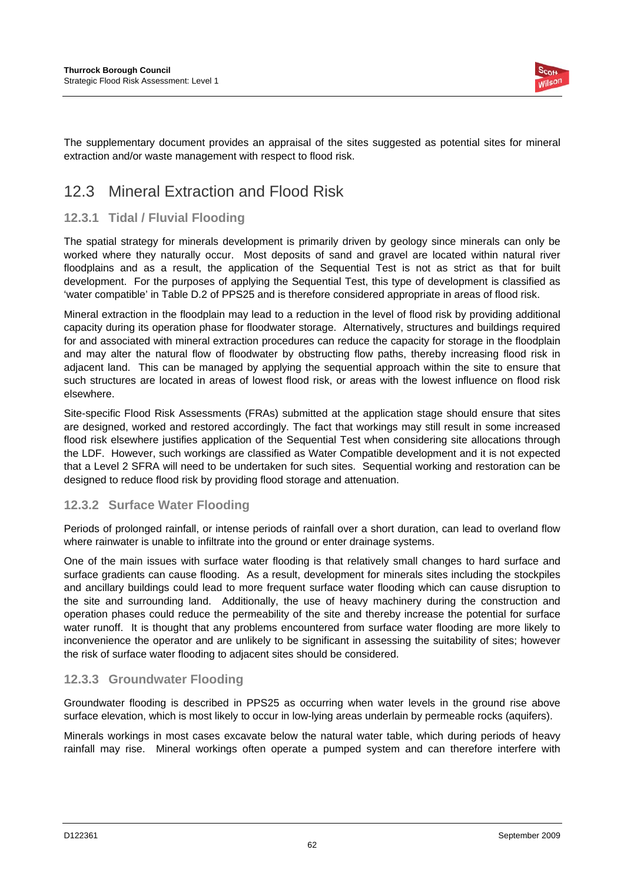The supplementary document provides an appraisal of the sites suggested as potential sites for mineral extraction and/or waste management with respect to flood risk.

## 12.3 Mineral Extraction and Flood Risk

### 12.3.1 Tidal / Fluvial Flooding

The spatial strategy for minerals development is primarily driven by geology since minerals can only be worked where they naturally occur. Most deposits of sand and gravel are located within natural river floodplains and as a result, the application of the Sequential Test is not as strict as that for built development. For the purposes of applying the Sequential Test, this type of development is classified as 'water compatible' in Table D.2 of PPS25 and is therefore considered appropriate in areas of flood risk.

Mineral extraction in the floodplain may lead to a reduction in the level of flood risk by providing additional capacity during its operation phase for floodwater storage. Alternatively, structures and buildings required for and associated with mineral extraction procedures can reduce the capacity for storage in the floodplain and may alter the natural flow of floodwater by obstructing flow paths, thereby increasing flood risk in adjacent land. This can be managed by applying the sequential approach within the site to ensure that such structures are located in areas of lowest flood risk, or areas with the lowest influence on flood risk elsewhere.

Site-specific Flood Risk Assessments (FRAs) submitted at the application stage should ensure that sites are designed, worked and restored accordingly. The fact that workings may still result in some increased flood risk elsewhere justifies application of the Sequential Test when considering site allocations through the LDF. However, such workings are classified as Water Compatible development and it is not expected that a Level 2 SFRA will need to be undertaken for such sites. Sequential working and restoration can be designed to reduce flood risk by providing flood storage and attenuation.

### 12.3.2 Surface Water Flooding

Periods of prolonged rainfall, or intense periods of rainfall over a short duration, can lead to overland flow where rainwater is unable to infiltrate into the ground or enter drainage systems.

One of the main issues with surface water flooding is that relatively small changes to hard surface and surface gradients can cause flooding. As a result, development for minerals sites including the stockpiles and ancillary buildings could lead to more frequent surface water flooding which can cause disruption to the site and surrounding land. Additionally, the use of heavy machinery during the construction and operation phases could reduce the permeability of the site and thereby increase the potential for surface water runoff. It is thought that any problems encountered from surface water flooding are more likely to inconvenience the operator and are unlikely to be significant in assessing the suitability of sites; however the risk of surface water flooding to adjacent sites should be considered.

### 12.3.3 Groundwater Flooding

Groundwater flooding is described in PPS25 as occurring when water levels in the ground rise above surface elevation, which is most likely to occur in low-lying areas underlain by permeable rocks (aquifers).

Minerals workings in most cases excavate below the natural water table, which during periods of heavy rainfall may rise. Mineral workings often operate a pumped system and can therefore interfere with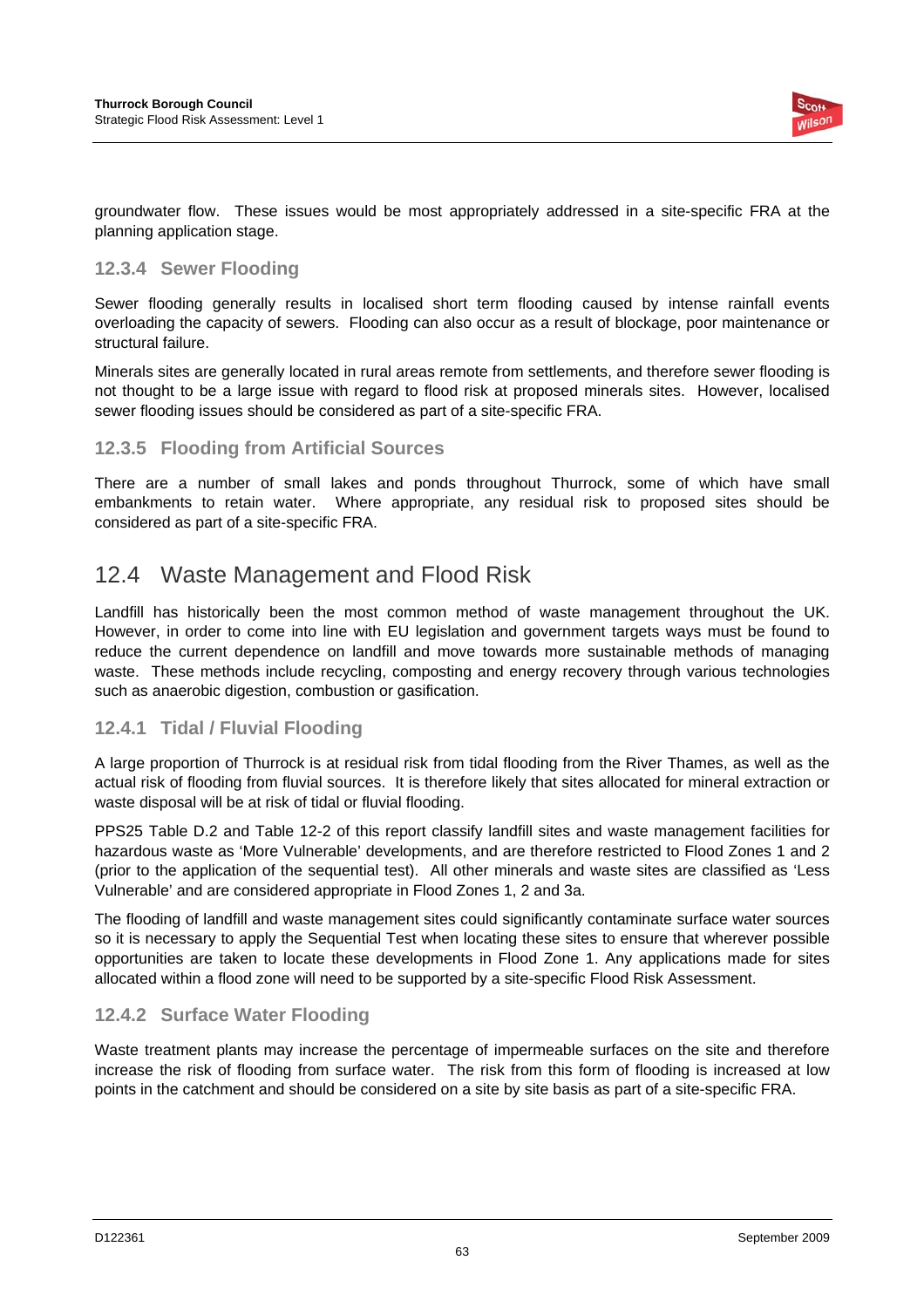groundwater flow. These issues would be most appropriately addressed in a site-specific FRA at the planning application stage.

### 12.3.4 Sewer Flooding

Sewer flooding generally results in localised short term flooding caused by intense rainfall events overloading the capacity of sewers. Flooding can also occur as a result of blockage, poor maintenance or structural failure.

Minerals sites are generally located in rural areas remote from settlements, and therefore sewer flooding is not thought to be a large issue with regard to flood risk at proposed minerals sites. However, localised sewer flooding issues should be considered as part of a site-specific FRA.

### 12.3.5 Flooding from Artificial Sources

There are a number of small lakes and ponds throughout Thurrock, some of which have small embankments to retain water. Where appropriate, any residual risk to proposed sites should be considered as part of a site-specific FRA.

## 12.4 Waste Management and Flood Risk

Landfill has historically been the most common method of waste management throughout the UK. However, in order to come into line with EU legislation and government targets ways must be found to reduce the current dependence on landfill and move towards more sustainable methods of managing waste. These methods include recycling, composting and energy recovery through various technologies such as anaerobic digestion, combustion or gasification.

### 12.4.1 Tidal / Fluvial Flooding

A large proportion of Thurrock is at residual risk from tidal flooding from the River Thames, as well as the actual risk of flooding from fluvial sources. It is therefore likely that sites allocated for mineral extraction or waste disposal will be at risk of tidal or fluvial flooding.

PPS25 Table D.2 and Table 12-2 of this report classify landfill sites and waste management facilities for hazardous waste as 'More Vulnerable' developments, and are therefore restricted to Flood Zones 1 and 2 (prior to the application of the sequential test). All other minerals and waste sites are classified as 'Less Vulnerable' and are considered appropriate in Flood Zones 1, 2 and 3a.

The flooding of landfill and waste management sites could significantly contaminate surface water sources so it is necessary to apply the Sequential Test when locating these sites to ensure that wherever possible opportunities are taken to locate these developments in Flood Zone 1. Any applications made for sites allocated within a flood zone will need to be supported by a site-specific Flood Risk Assessment.

### 12.4.2 Surface Water Flooding

Waste treatment plants may increase the percentage of impermeable surfaces on the site and therefore increase the risk of flooding from surface water. The risk from this form of flooding is increased at low points in the catchment and should be considered on a site by site basis as part of a site-specific FRA.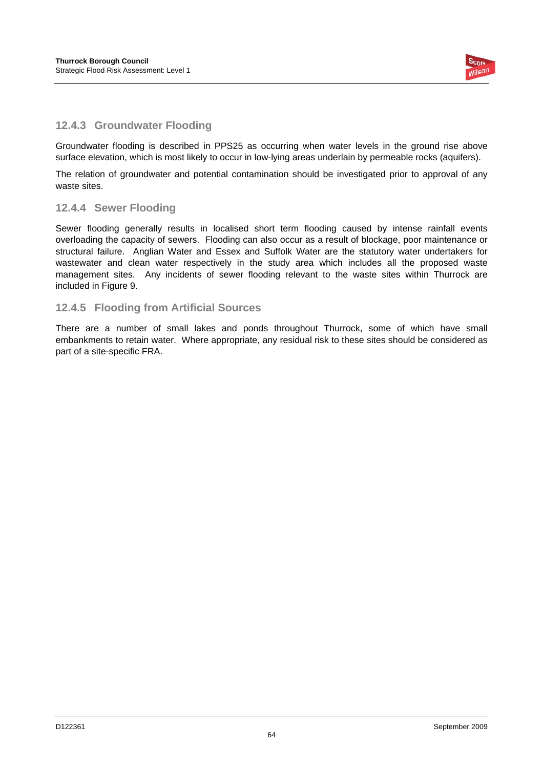### 12.4.3 Groundwater Flooding

Groundwater flooding is described in PPS25 as occurring when water levels in the ground rise above surface elevation, which is most likely to occur in low-lying areas underlain by permeable rocks (aquifers).

The relation of groundwater and potential contamination should be investigated prior to approval of any waste sites.

### 12.4.4 Sewer Flooding

Sewer flooding generally results in localised short term flooding caused by intense rainfall events overloading the capacity of sewers. Flooding can also occur as a result of blockage, poor maintenance or structural failure. Anglian Water and Essex and Suffolk Water are the statutory water undertakers for wastewater and clean water respectively in the study area which includes all the proposed waste management sites. Any incidents of sewer flooding relevant to the waste sites within Thurrock are included in Figure 9.

### 12.4.5 Flooding from Artificial Sources

There are a number of small lakes and ponds throughout Thurrock, some of which have small embankments to retain water. Where appropriate, any residual risk to these sites should be considered as part of a site-specific FRA.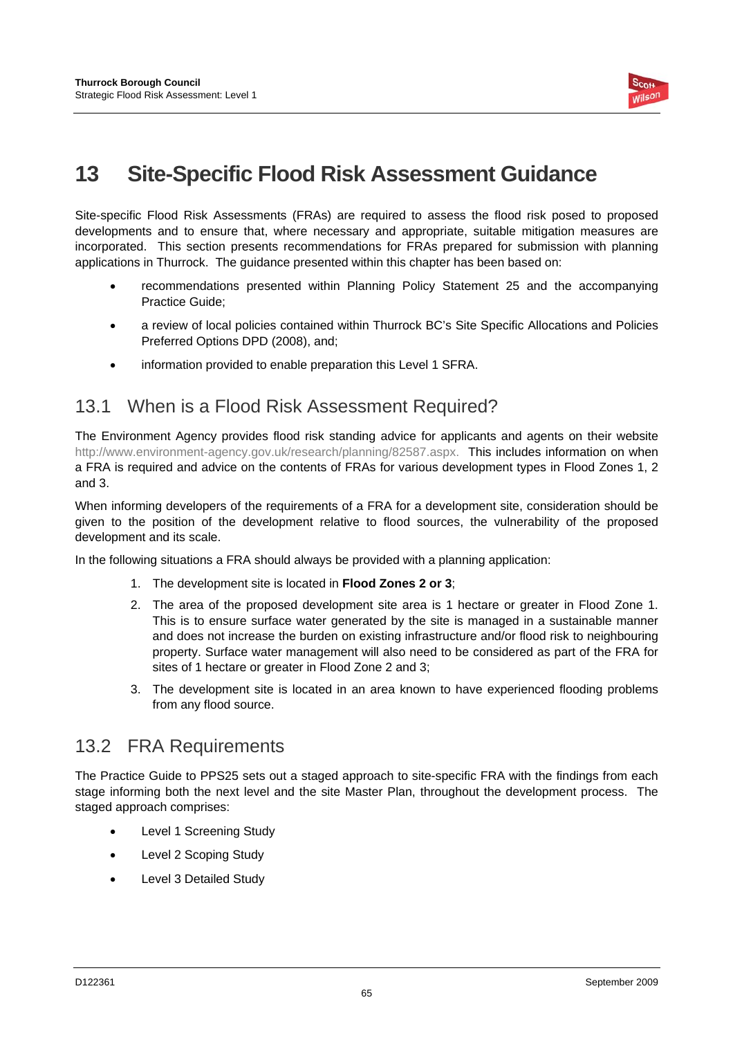# 13 Site-Specific Flood Risk Assessment Guidance

Site-specific Flood Risk Assessments (FRAs) are required to assess the flood risk posed to proposed developments and to ensure that, where necessary and appropriate, suitable mitigation measures are incorporated. This section presents recommendations for FRAs prepared for submission with planning applications in Thurrock. The guidance presented within this chapter has been based on:

- recommendations presented within Planning Policy Statement 25 and the accompanying Practice Guide;
- a review of local policies contained within Thurrock BC's Site Specific Allocations and Policies Preferred Options DPD (2008), and;
- information provided to enable preparation this Level 1 SFRA.

## 13.1 When is a Flood Risk Assessment Required?

The Environment Agency provides flood risk standing advice for applicants and agents on their website http://www.environment-agency.gov.uk/research/planning/82587.aspx. This includes information on when a FRA is required and advice on the contents of FRAs for various development types in Flood Zones 1, 2 and 3.

When informing developers of the requirements of a FRA for a development site, consideration should be given to the position of the development relative to flood sources, the vulnerability of the proposed development and its scale.

In the following situations a FRA should always be provided with a planning application:

1. The development site is located in **Flood Zones 2 or 3**;
2. The area of the proposed development site area is 1 hectare or greater in Flood Zone 1. This is to ensure surface water generated by the site is managed in a sustainable manner and does not increase the burden on existing infrastructure and/or flood risk to neighbouring property. Surface water management will also need to be considered as part of the FRA for sites of 1 hectare or greater in Flood Zone 2 and 3;
3. The development site is located in an area known to have experienced flooding problems from any flood source.

## 13.2 FRA Requirements

The Practice Guide to PPS25 sets out a staged approach to site-specific FRA with the findings from each stage informing both the next level and the site Master Plan, throughout the development process. The staged approach comprises:

- Level 1 Screening Study
- Level 2 Scoping Study
- Level 3 Detailed Study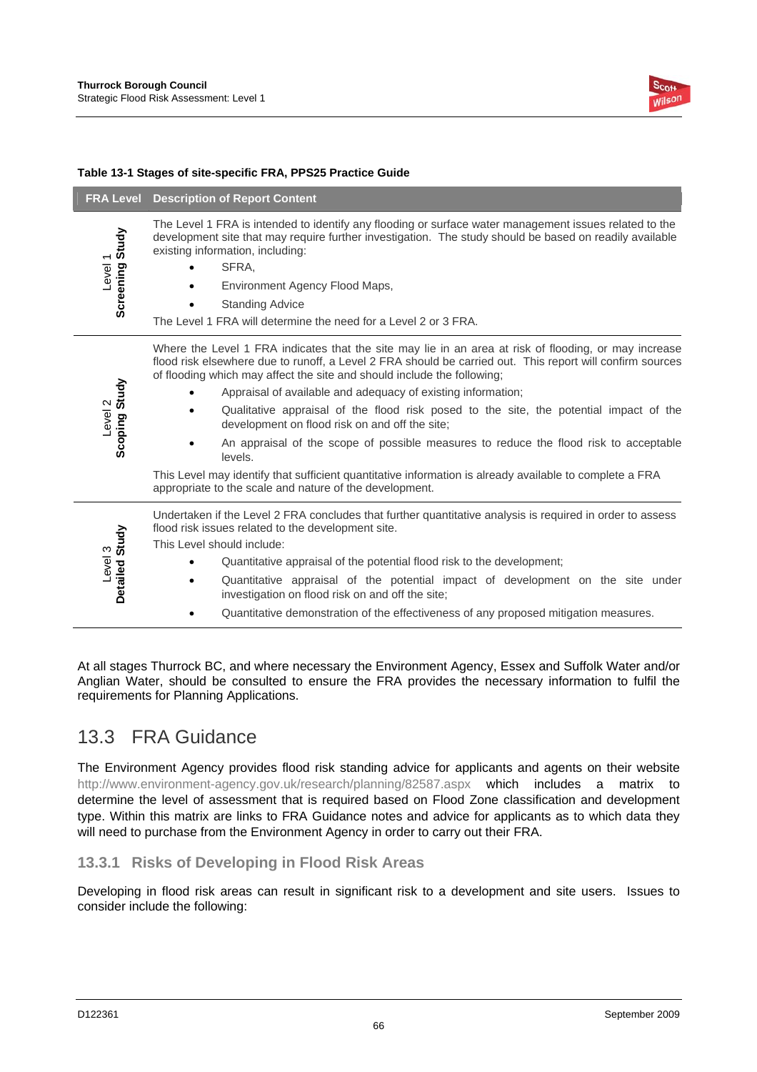**Table 13-1 Stages of site-specific FRA, PPS25 Practice Guide**

| FRA Level | Description of Report Content |
| --- | --- |
| Level 1 **Screening Study** | The Level 1 FRA is intended to identify any flooding or surface water management issues related to the development site that may require further investigation. The study should be based on readily available existing information, including:<br>• SFRA,<br>• Environment Agency Flood Maps,<br>• Standing Advice<br>The Level 1 FRA will determine the need for a Level 2 or 3 FRA. |
| Level 2 **Scoping Study** | Where the Level 1 FRA indicates that the site may lie in an area at risk of flooding, or may increase flood risk elsewhere due to runoff, a Level 2 FRA should be carried out. This report will confirm sources of flooding which may affect the site and should include the following;<br>• Appraisal of available and adequacy of existing information;<br>• Qualitative appraisal of the flood risk posed to the site, the potential impact of the development on flood risk on and off the site;<br>• An appraisal of the scope of possible measures to reduce the flood risk to acceptable levels.<br>This Level may identify that sufficient quantitative information is already available to complete a FRA appropriate to the scale and nature of the development. |
| Level 3 **Detailed Study** | Undertaken if the Level 2 FRA concludes that further quantitative analysis is required in order to assess flood risk issues related to the development site.<br>This Level should include:<br>• Quantitative appraisal of the potential flood risk to the development;<br>• Quantitative appraisal of the potential impact of development on the site under investigation on flood risk on and off the site;<br>• Quantitative demonstration of the effectiveness of any proposed mitigation measures. |

At all stages Thurrock BC, and where necessary the Environment Agency, Essex and Suffolk Water and/or Anglian Water, should be consulted to ensure the FRA provides the necessary information to fulfil the requirements for Planning Applications.

## 13.3 FRA Guidance

The Environment Agency provides flood risk standing advice for applicants and agents on their website http://www.environment-agency.gov.uk/research/planning/82587.aspx which includes a matrix to determine the level of assessment that is required based on Flood Zone classification and development type. Within this matrix are links to FRA Guidance notes and advice for applicants as to which data they will need to purchase from the Environment Agency in order to carry out their FRA.

### 13.3.1 Risks of Developing in Flood Risk Areas

Developing in flood risk areas can result in significant risk to a development and site users. Issues to consider include the following: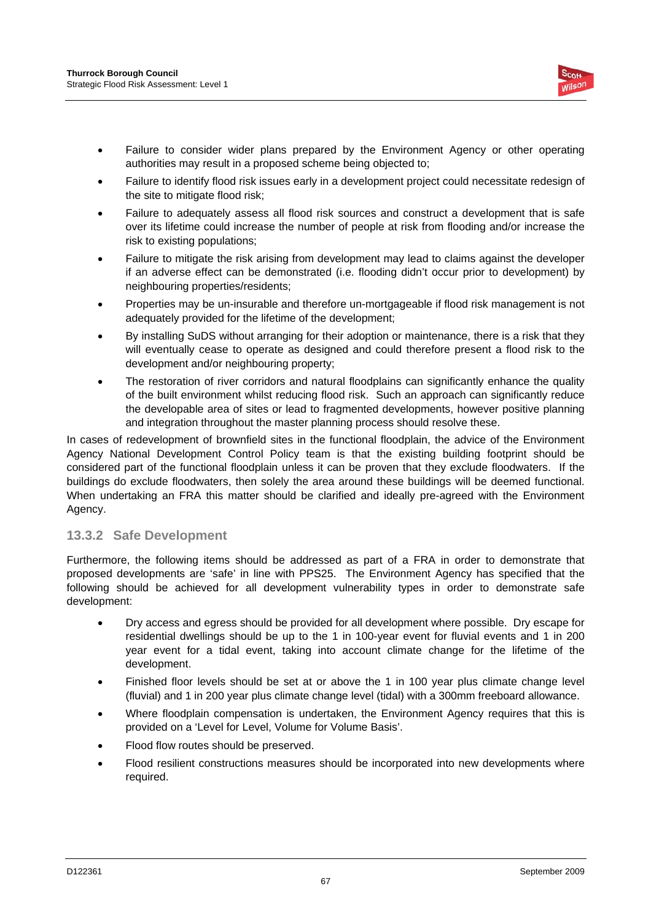- Failure to consider wider plans prepared by the Environment Agency or other operating authorities may result in a proposed scheme being objected to;
- Failure to identify flood risk issues early in a development project could necessitate redesign of the site to mitigate flood risk;
- Failure to adequately assess all flood risk sources and construct a development that is safe over its lifetime could increase the number of people at risk from flooding and/or increase the risk to existing populations;
- Failure to mitigate the risk arising from development may lead to claims against the developer if an adverse effect can be demonstrated (i.e. flooding didn't occur prior to development) by neighbouring properties/residents;
- Properties may be un-insurable and therefore un-mortgageable if flood risk management is not adequately provided for the lifetime of the development;
- By installing SuDS without arranging for their adoption or maintenance, there is a risk that they will eventually cease to operate as designed and could therefore present a flood risk to the development and/or neighbouring property;
- The restoration of river corridors and natural floodplains can significantly enhance the quality of the built environment whilst reducing flood risk. Such an approach can significantly reduce the developable area of sites or lead to fragmented developments, however positive planning and integration throughout the master planning process should resolve these.

In cases of redevelopment of brownfield sites in the functional floodplain, the advice of the Environment Agency National Development Control Policy team is that the existing building footprint should be considered part of the functional floodplain unless it can be proven that they exclude floodwaters. If the buildings do exclude floodwaters, then solely the area around these buildings will be deemed functional. When undertaking an FRA this matter should be clarified and ideally pre-agreed with the Environment Agency.

### 13.3.2 Safe Development

Furthermore, the following items should be addressed as part of a FRA in order to demonstrate that proposed developments are 'safe' in line with PPS25. The Environment Agency has specified that the following should be achieved for all development vulnerability types in order to demonstrate safe development:

- Dry access and egress should be provided for all development where possible. Dry escape for residential dwellings should be up to the 1 in 100-year event for fluvial events and 1 in 200 year event for a tidal event, taking into account climate change for the lifetime of the development.
- Finished floor levels should be set at or above the 1 in 100 year plus climate change level (fluvial) and 1 in 200 year plus climate change level (tidal) with a 300mm freeboard allowance.
- Where floodplain compensation is undertaken, the Environment Agency requires that this is provided on a 'Level for Level, Volume for Volume Basis'.
- Flood flow routes should be preserved.
- Flood resilient constructions measures should be incorporated into new developments where required.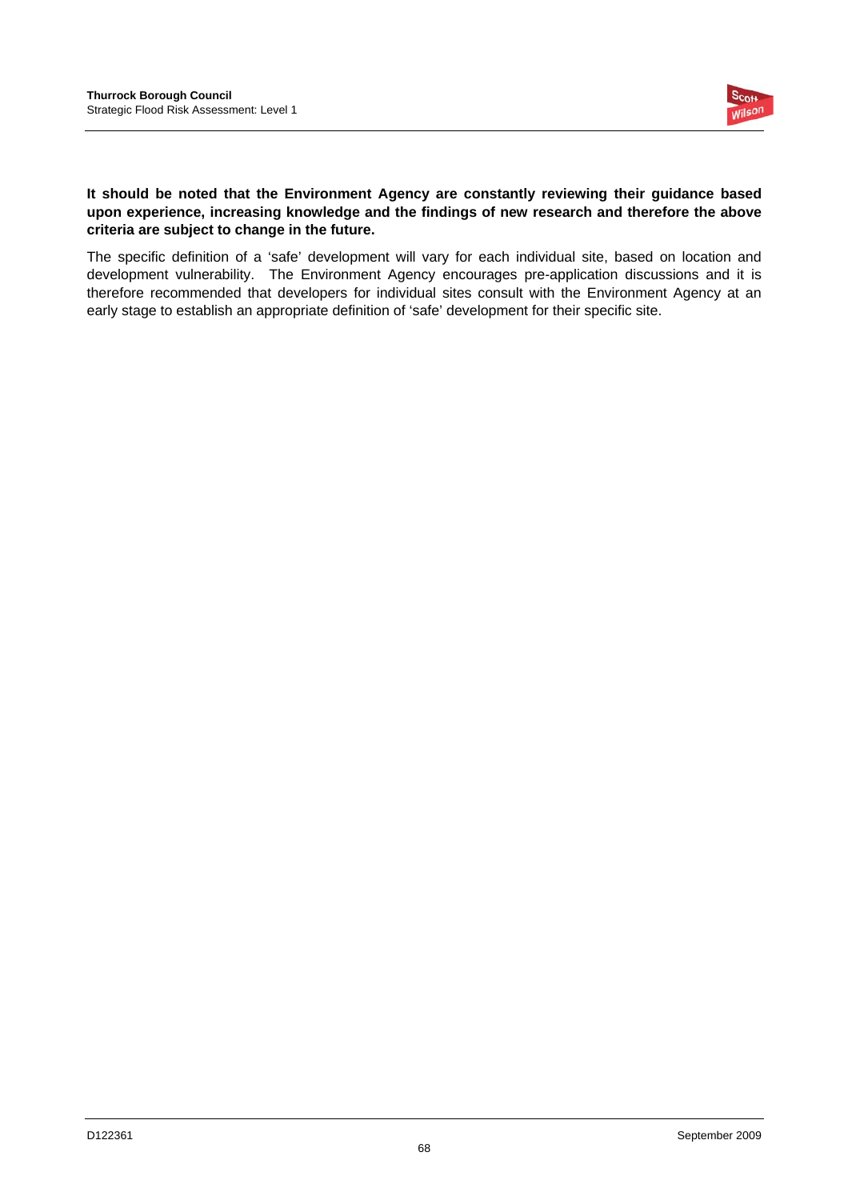**It should be noted that the Environment Agency are constantly reviewing their guidance based upon experience, increasing knowledge and the findings of new research and therefore the above criteria are subject to change in the future.**

The specific definition of a 'safe' development will vary for each individual site, based on location and development vulnerability. The Environment Agency encourages pre-application discussions and it is therefore recommended that developers for individual sites consult with the Environment Agency at an early stage to establish an appropriate definition of 'safe' development for their specific site.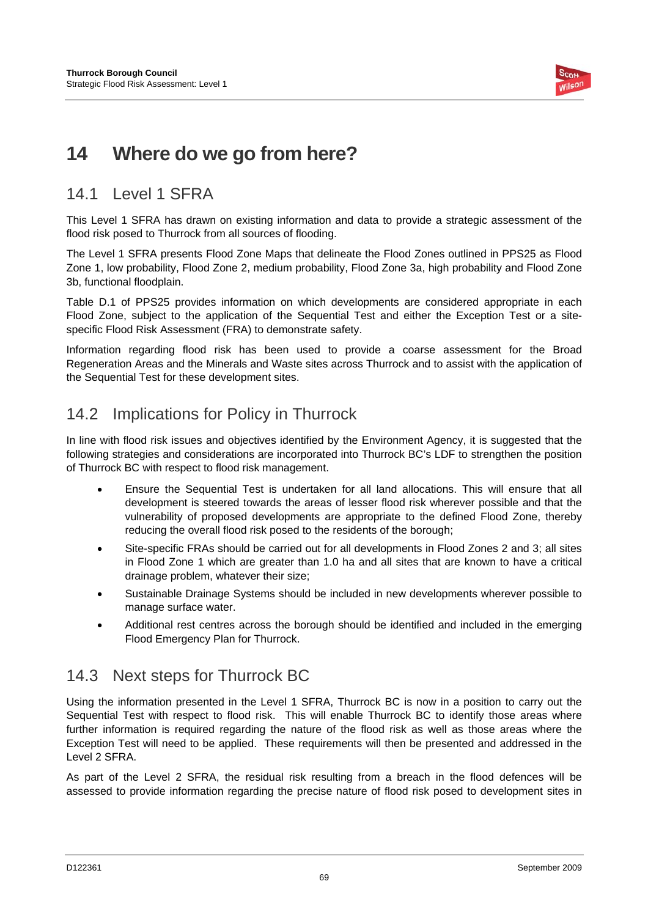# 14 Where do we go from here?

## 14.1 Level 1 SFRA

This Level 1 SFRA has drawn on existing information and data to provide a strategic assessment of the flood risk posed to Thurrock from all sources of flooding.

The Level 1 SFRA presents Flood Zone Maps that delineate the Flood Zones outlined in PPS25 as Flood Zone 1, low probability, Flood Zone 2, medium probability, Flood Zone 3a, high probability and Flood Zone 3b, functional floodplain.

Table D.1 of PPS25 provides information on which developments are considered appropriate in each Flood Zone, subject to the application of the Sequential Test and either the Exception Test or a site-specific Flood Risk Assessment (FRA) to demonstrate safety.

Information regarding flood risk has been used to provide a coarse assessment for the Broad Regeneration Areas and the Minerals and Waste sites across Thurrock and to assist with the application of the Sequential Test for these development sites.

## 14.2 Implications for Policy in Thurrock

In line with flood risk issues and objectives identified by the Environment Agency, it is suggested that the following strategies and considerations are incorporated into Thurrock BC's LDF to strengthen the position of Thurrock BC with respect to flood risk management.

- Ensure the Sequential Test is undertaken for all land allocations. This will ensure that all development is steered towards the areas of lesser flood risk wherever possible and that the vulnerability of proposed developments are appropriate to the defined Flood Zone, thereby reducing the overall flood risk posed to the residents of the borough;
- Site-specific FRAs should be carried out for all developments in Flood Zones 2 and 3; all sites in Flood Zone 1 which are greater than 1.0 ha and all sites that are known to have a critical drainage problem, whatever their size;
- Sustainable Drainage Systems should be included in new developments wherever possible to manage surface water.
- Additional rest centres across the borough should be identified and included in the emerging Flood Emergency Plan for Thurrock.

## 14.3 Next steps for Thurrock BC

Using the information presented in the Level 1 SFRA, Thurrock BC is now in a position to carry out the Sequential Test with respect to flood risk. This will enable Thurrock BC to identify those areas where further information is required regarding the nature of the flood risk as well as those areas where the Exception Test will need to be applied. These requirements will then be presented and addressed in the Level 2 SFRA.

As part of the Level 2 SFRA, the residual risk resulting from a breach in the flood defences will be assessed to provide information regarding the precise nature of flood risk posed to development sites in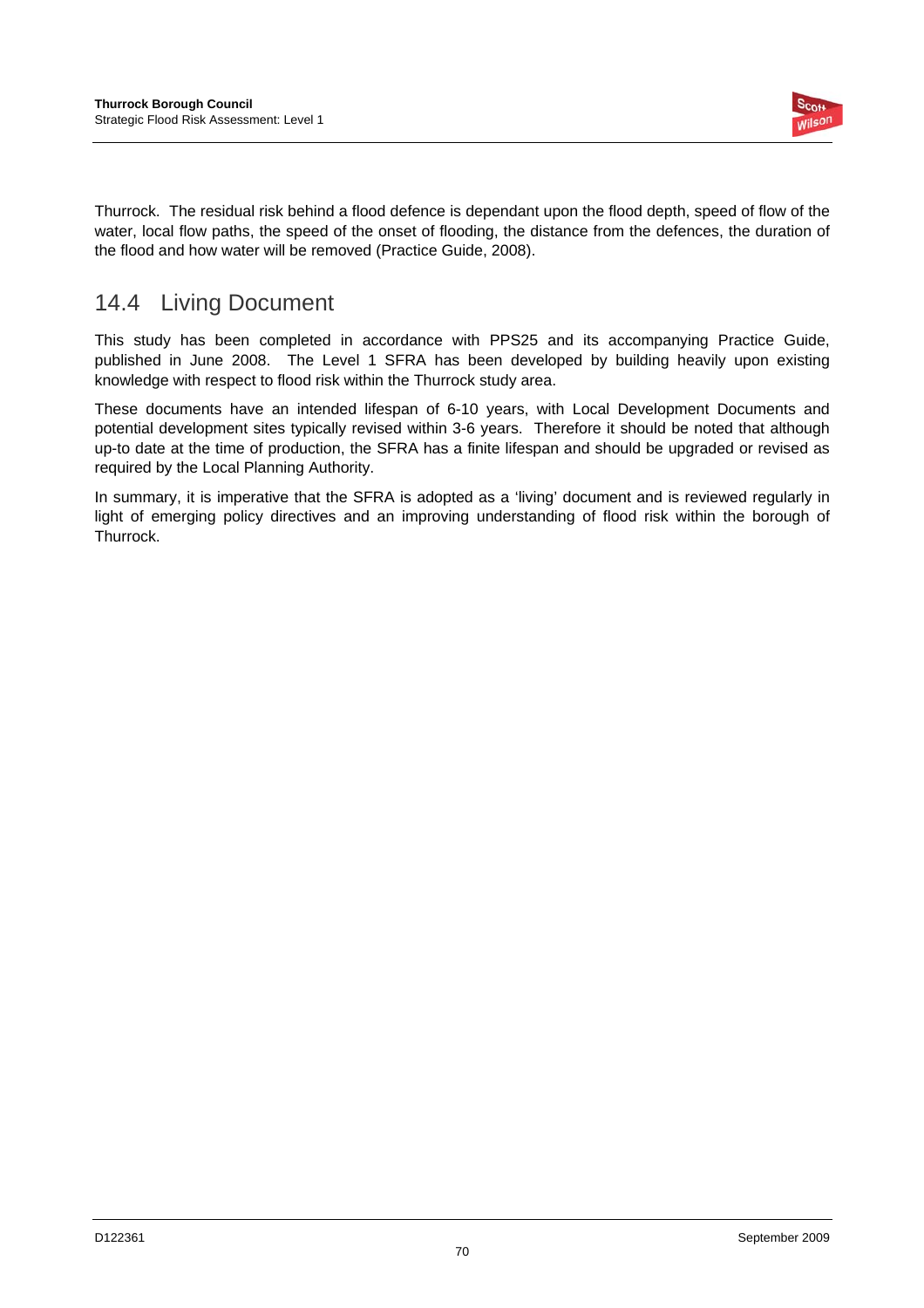Thurrock. The residual risk behind a flood defence is dependant upon the flood depth, speed of flow of the water, local flow paths, the speed of the onset of flooding, the distance from the defences, the duration of the flood and how water will be removed (Practice Guide, 2008).

## 14.4 Living Document

This study has been completed in accordance with PPS25 and its accompanying Practice Guide, published in June 2008. The Level 1 SFRA has been developed by building heavily upon existing knowledge with respect to flood risk within the Thurrock study area.

These documents have an intended lifespan of 6-10 years, with Local Development Documents and potential development sites typically revised within 3-6 years. Therefore it should be noted that although up-to date at the time of production, the SFRA has a finite lifespan and should be upgraded or revised as required by the Local Planning Authority.

In summary, it is imperative that the SFRA is adopted as a 'living' document and is reviewed regularly in light of emerging policy directives and an improving understanding of flood risk within the borough of Thurrock.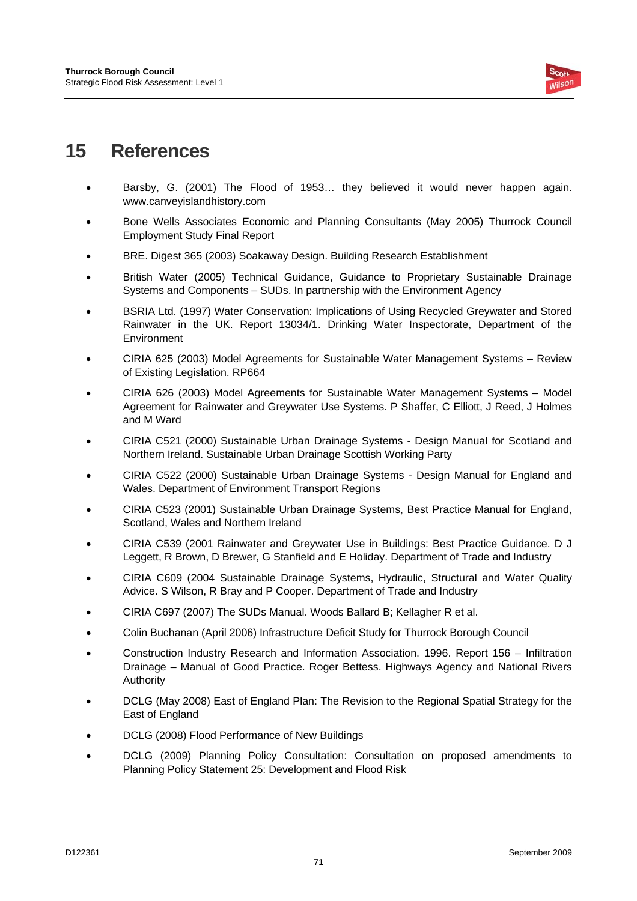# 15 References

- Barsby, G. (2001) The Flood of 1953… they believed it would never happen again. www.canveyislandhistory.com
- Bone Wells Associates Economic and Planning Consultants (May 2005) Thurrock Council Employment Study Final Report
- BRE. Digest 365 (2003) Soakaway Design. Building Research Establishment
- British Water (2005) Technical Guidance, Guidance to Proprietary Sustainable Drainage Systems and Components – SUDs. In partnership with the Environment Agency
- BSRIA Ltd. (1997) Water Conservation: Implications of Using Recycled Greywater and Stored Rainwater in the UK. Report 13034/1. Drinking Water Inspectorate, Department of the Environment
- CIRIA 625 (2003) Model Agreements for Sustainable Water Management Systems – Review of Existing Legislation. RP664
- CIRIA 626 (2003) Model Agreements for Sustainable Water Management Systems – Model Agreement for Rainwater and Greywater Use Systems. P Shaffer, C Elliott, J Reed, J Holmes and M Ward
- CIRIA C521 (2000) Sustainable Urban Drainage Systems - Design Manual for Scotland and Northern Ireland. Sustainable Urban Drainage Scottish Working Party
- CIRIA C522 (2000) Sustainable Urban Drainage Systems - Design Manual for England and Wales. Department of Environment Transport Regions
- CIRIA C523 (2001) Sustainable Urban Drainage Systems, Best Practice Manual for England, Scotland, Wales and Northern Ireland
- CIRIA C539 (2001 Rainwater and Greywater Use in Buildings: Best Practice Guidance. D J Leggett, R Brown, D Brewer, G Stanfield and E Holiday. Department of Trade and Industry
- CIRIA C609 (2004 Sustainable Drainage Systems, Hydraulic, Structural and Water Quality Advice. S Wilson, R Bray and P Cooper. Department of Trade and Industry
- CIRIA C697 (2007) The SUDs Manual. Woods Ballard B; Kellagher R et al.
- Colin Buchanan (April 2006) Infrastructure Deficit Study for Thurrock Borough Council
- Construction Industry Research and Information Association. 1996. Report 156 – Infiltration Drainage – Manual of Good Practice. Roger Bettess. Highways Agency and National Rivers Authority
- DCLG (May 2008) East of England Plan: The Revision to the Regional Spatial Strategy for the East of England
- DCLG (2008) Flood Performance of New Buildings
- DCLG (2009) Planning Policy Consultation: Consultation on proposed amendments to Planning Policy Statement 25: Development and Flood Risk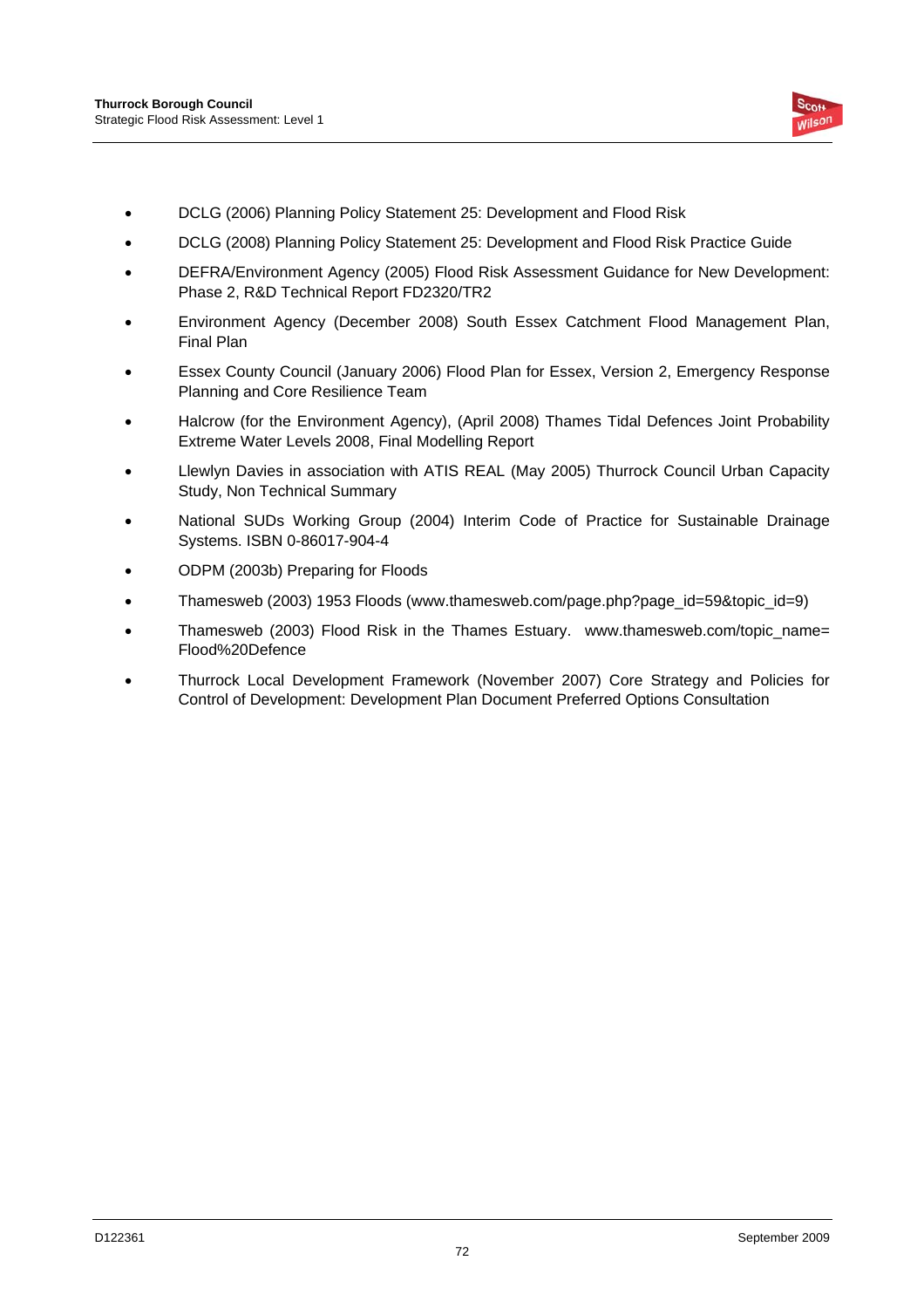- DCLG (2006) Planning Policy Statement 25: Development and Flood Risk
- DCLG (2008) Planning Policy Statement 25: Development and Flood Risk Practice Guide
- DEFRA/Environment Agency (2005) Flood Risk Assessment Guidance for New Development: Phase 2, R&D Technical Report FD2320/TR2
- Environment Agency (December 2008) South Essex Catchment Flood Management Plan, Final Plan
- Essex County Council (January 2006) Flood Plan for Essex, Version 2, Emergency Response Planning and Core Resilience Team
- Halcrow (for the Environment Agency), (April 2008) Thames Tidal Defences Joint Probability Extreme Water Levels 2008, Final Modelling Report
- Llewlyn Davies in association with ATIS REAL (May 2005) Thurrock Council Urban Capacity Study, Non Technical Summary
- National SUDs Working Group (2004) Interim Code of Practice for Sustainable Drainage Systems. ISBN 0-86017-904-4
- ODPM (2003b) Preparing for Floods
- Thamesweb (2003) 1953 Floods (www.thamesweb.com/page.php?page_id=59&topic_id=9)
- Thamesweb (2003) Flood Risk in the Thames Estuary. www.thamesweb.com/topic_name=Flood%20Defence
- Thurrock Local Development Framework (November 2007) Core Strategy and Policies for Control of Development: Development Plan Document Preferred Options Consultation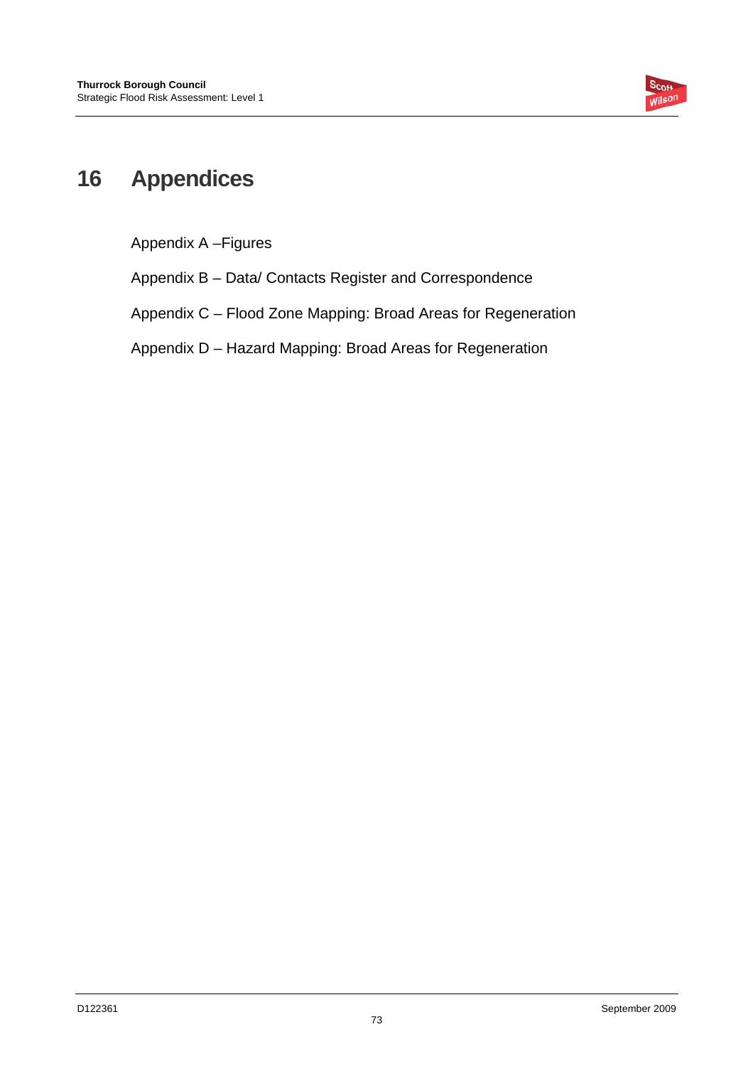# 16 Appendices

Appendix A –Figures

Appendix B – Data/ Contacts Register and Correspondence

Appendix C – Flood Zone Mapping: Broad Areas for Regeneration

Appendix D – Hazard Mapping: Broad Areas for Regeneration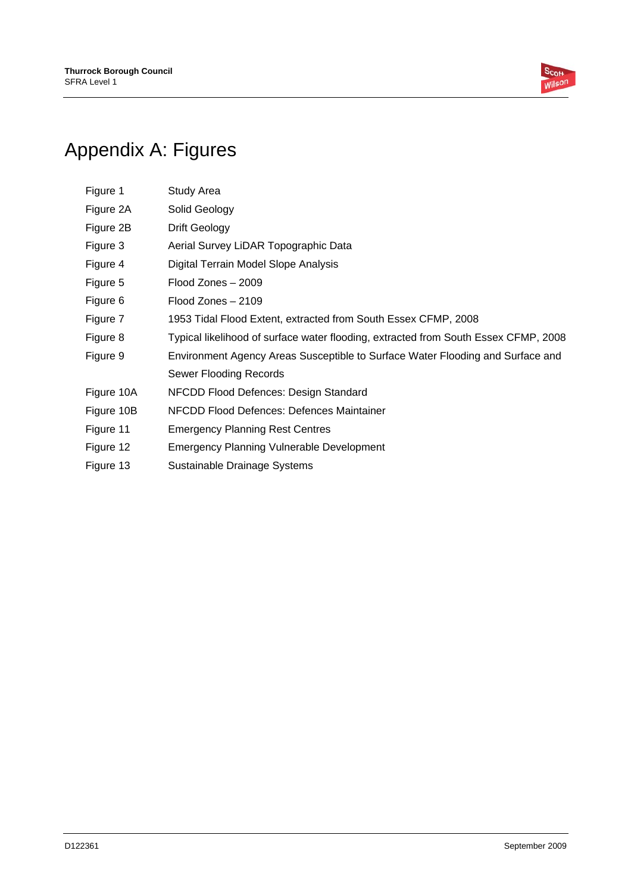# Appendix A: Figures

| | |
|---|---|
| Figure 1 | Study Area |
| Figure 2A | Solid Geology |
| Figure 2B | Drift Geology |
| Figure 3 | Aerial Survey LiDAR Topographic Data |
| Figure 4 | Digital Terrain Model Slope Analysis |
| Figure 5 | Flood Zones – 2009 |
| Figure 6 | Flood Zones – 2109 |
| Figure 7 | 1953 Tidal Flood Extent, extracted from South Essex CFMP, 2008 |
| Figure 8 | Typical likelihood of surface water flooding, extracted from South Essex CFMP, 2008 |
| Figure 9 | Environment Agency Areas Susceptible to Surface Water Flooding and Surface and Sewer Flooding Records |
| Figure 10A | NFCDD Flood Defences: Design Standard |
| Figure 10B | NFCDD Flood Defences: Defences Maintainer |
| Figure 11 | Emergency Planning Rest Centres |
| Figure 12 | Emergency Planning Vulnerable Development |
| Figure 13 | Sustainable Drainage Systems |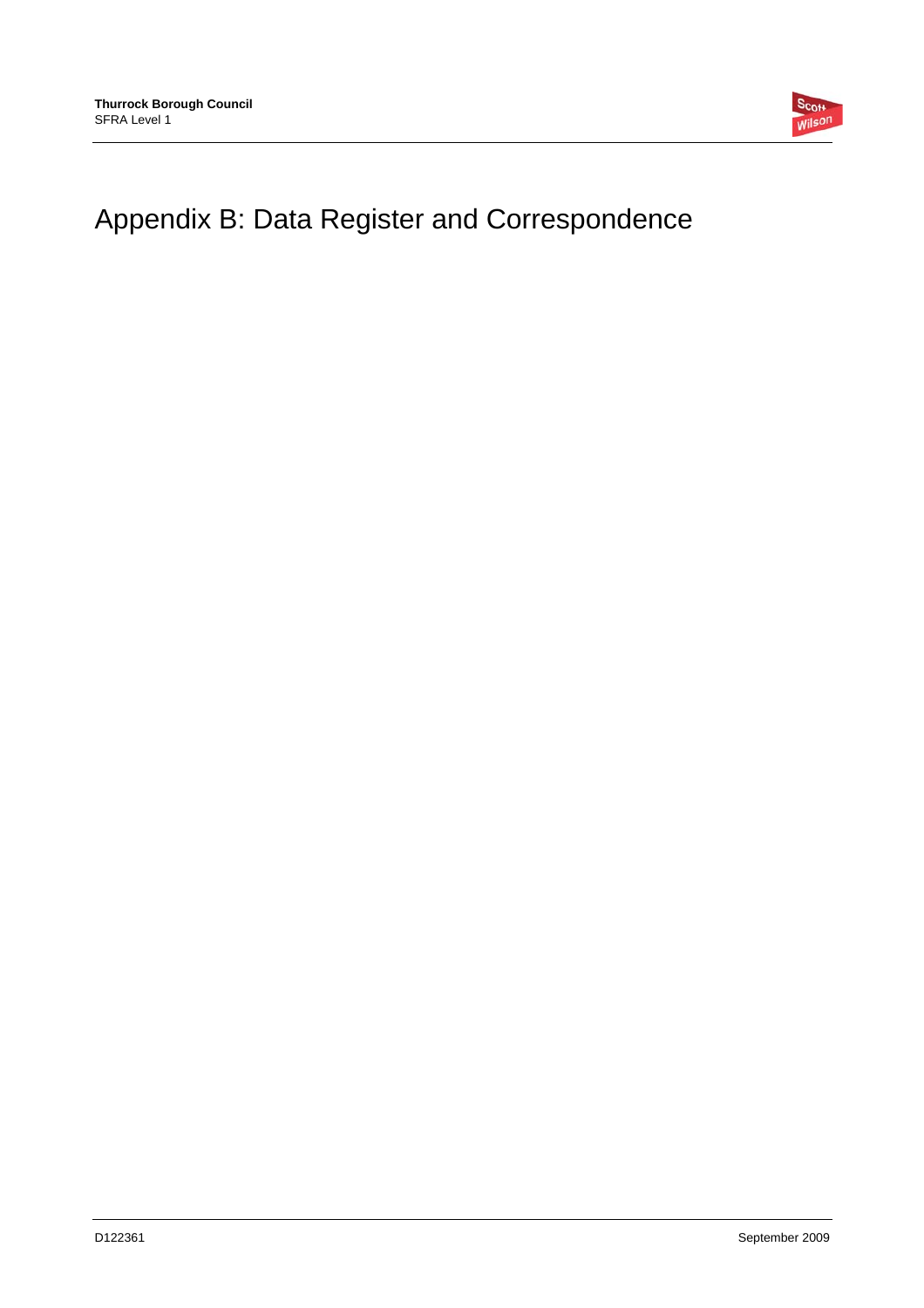# Appendix B: Data Register and Correspondence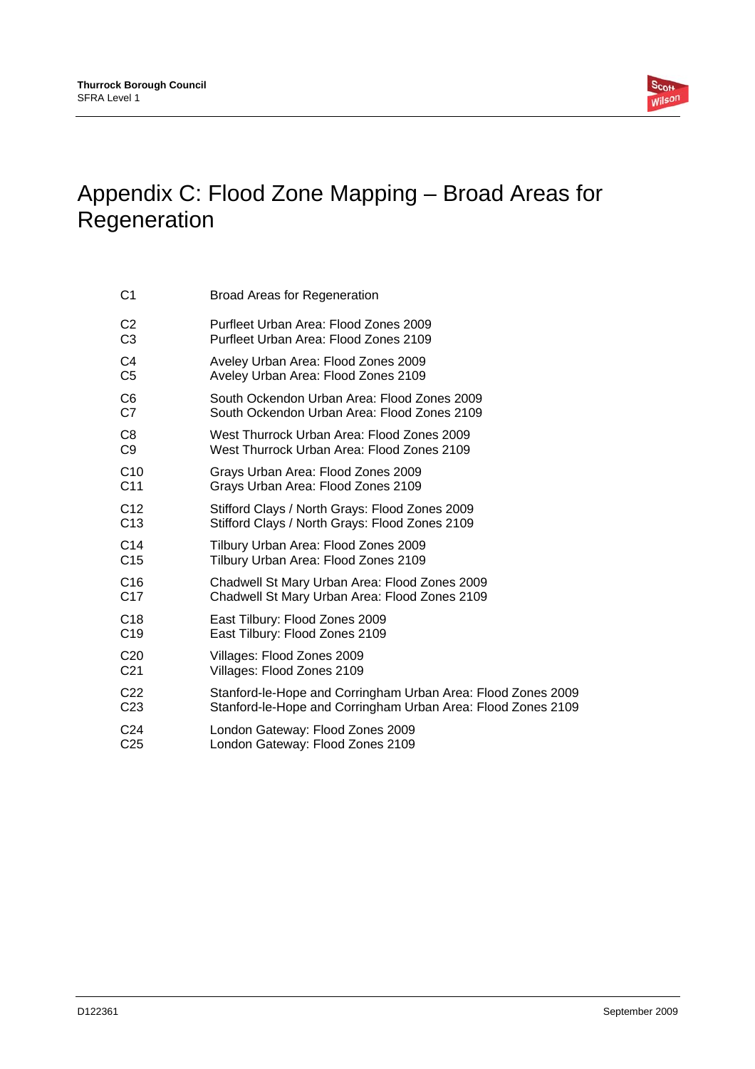# Appendix C: Flood Zone Mapping – Broad Areas for Regeneration

| | |
|---|---|
| C1 | Broad Areas for Regeneration |
| C2 | Purfleet Urban Area: Flood Zones 2009 |
| C3 | Purfleet Urban Area: Flood Zones 2109 |
| C4 | Aveley Urban Area: Flood Zones 2009 |
| C5 | Aveley Urban Area: Flood Zones 2109 |
| C6 | South Ockendon Urban Area: Flood Zones 2009 |
| C7 | South Ockendon Urban Area: Flood Zones 2109 |
| C8 | West Thurrock Urban Area: Flood Zones 2009 |
| C9 | West Thurrock Urban Area: Flood Zones 2109 |
| C10 | Grays Urban Area: Flood Zones 2009 |
| C11 | Grays Urban Area: Flood Zones 2109 |
| C12 | Stifford Clays / North Grays: Flood Zones 2009 |
| C13 | Stifford Clays / North Grays: Flood Zones 2109 |
| C14 | Tilbury Urban Area: Flood Zones 2009 |
| C15 | Tilbury Urban Area: Flood Zones 2109 |
| C16 | Chadwell St Mary Urban Area: Flood Zones 2009 |
| C17 | Chadwell St Mary Urban Area: Flood Zones 2109 |
| C18 | East Tilbury: Flood Zones 2009 |
| C19 | East Tilbury: Flood Zones 2109 |
| C20 | Villages: Flood Zones 2009 |
| C21 | Villages: Flood Zones 2109 |
| C22 | Stanford-le-Hope and Corringham Urban Area: Flood Zones 2009 |
| C23 | Stanford-le-Hope and Corringham Urban Area: Flood Zones 2109 |
| C24 | London Gateway: Flood Zones 2009 |
| C25 | London Gateway: Flood Zones 2109 |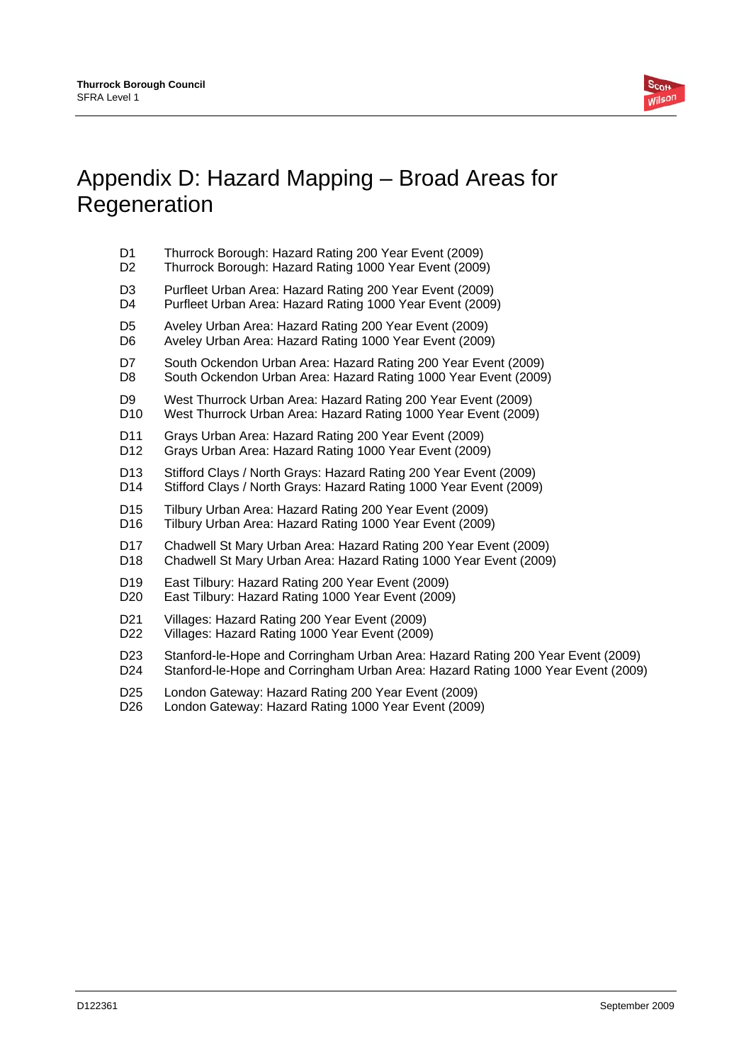# Appendix D: Hazard Mapping – Broad Areas for Regeneration

| | |
|---|---|
| D1 | Thurrock Borough: Hazard Rating 200 Year Event (2009) |
| D2 | Thurrock Borough: Hazard Rating 1000 Year Event (2009) |
| D3 | Purfleet Urban Area: Hazard Rating 200 Year Event (2009) |
| D4 | Purfleet Urban Area: Hazard Rating 1000 Year Event (2009) |
| D5 | Aveley Urban Area: Hazard Rating 200 Year Event (2009) |
| D6 | Aveley Urban Area: Hazard Rating 1000 Year Event (2009) |
| D7 | South Ockendon Urban Area: Hazard Rating 200 Year Event (2009) |
| D8 | South Ockendon Urban Area: Hazard Rating 1000 Year Event (2009) |
| D9 | West Thurrock Urban Area: Hazard Rating 200 Year Event (2009) |
| D10 | West Thurrock Urban Area: Hazard Rating 1000 Year Event (2009) |
| D11 | Grays Urban Area: Hazard Rating 200 Year Event (2009) |
| D12 | Grays Urban Area: Hazard Rating 1000 Year Event (2009) |
| D13 | Stifford Clays / North Grays: Hazard Rating 200 Year Event (2009) |
| D14 | Stifford Clays / North Grays: Hazard Rating 1000 Year Event (2009) |
| D15 | Tilbury Urban Area: Hazard Rating 200 Year Event (2009) |
| D16 | Tilbury Urban Area: Hazard Rating 1000 Year Event (2009) |
| D17 | Chadwell St Mary Urban Area: Hazard Rating 200 Year Event (2009) |
| D18 | Chadwell St Mary Urban Area: Hazard Rating 1000 Year Event (2009) |
| D19 | East Tilbury: Hazard Rating 200 Year Event (2009) |
| D20 | East Tilbury: Hazard Rating 1000 Year Event (2009) |
| D21 | Villages: Hazard Rating 200 Year Event (2009) |
| D22 | Villages: Hazard Rating 1000 Year Event (2009) |
| D23 | Stanford-le-Hope and Corringham Urban Area: Hazard Rating 200 Year Event (2009) |
| D24 | Stanford-le-Hope and Corringham Urban Area: Hazard Rating 1000 Year Event (2009) |
| D25 | London Gateway: Hazard Rating 200 Year Event (2009) |
| D26 | London Gateway: Hazard Rating 1000 Year Event (2009) |